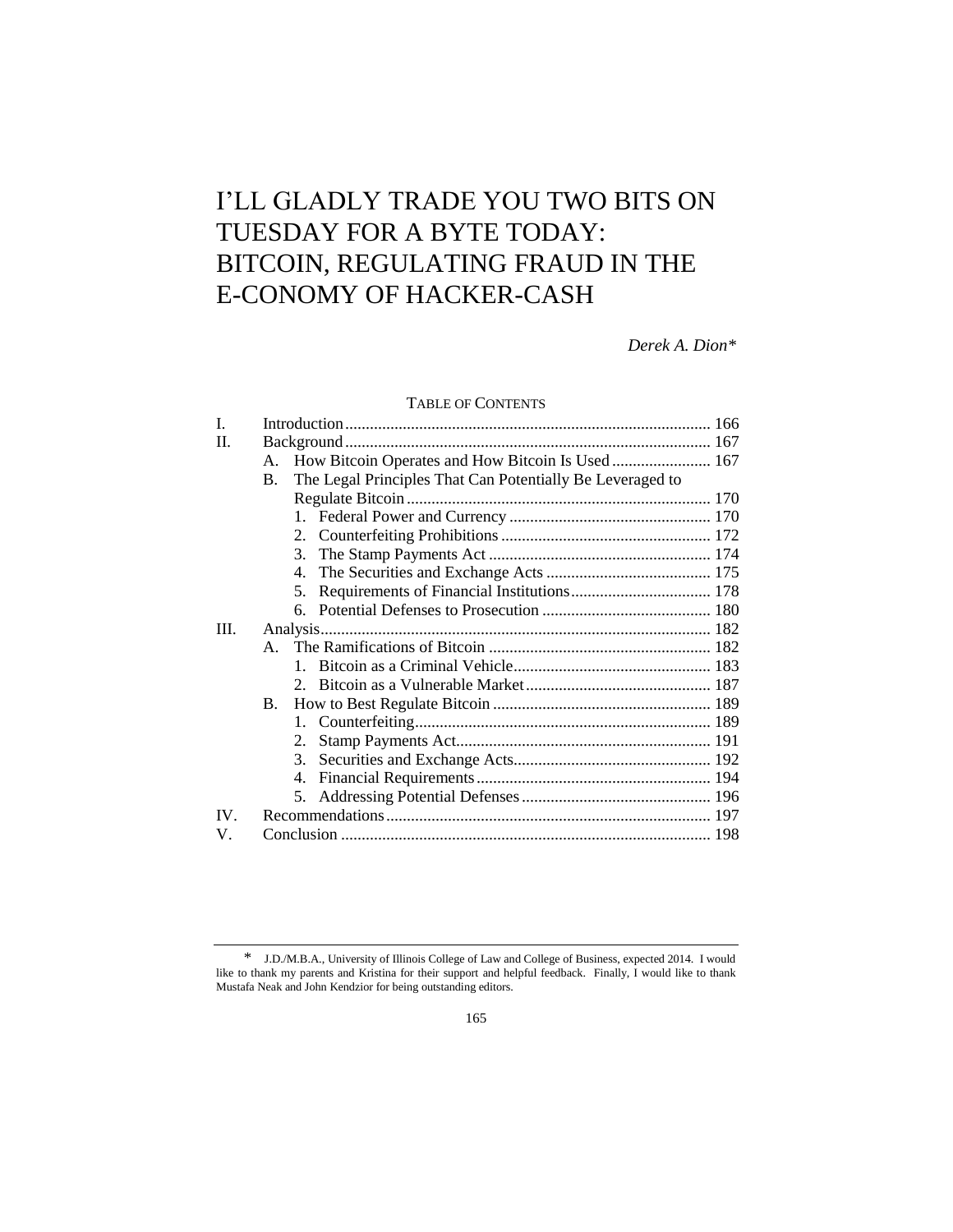# I'LL GLADLY TRADE YOU TWO BITS ON TUESDAY FOR A BYTE TODAY: BITCOIN, REGULATING FRAUD IN THE E-CONOMY OF HACKER-CASH

*Derek A. Dion\**

TABLE OF CONTENTS

I. Introduction ........ 166

II. Background ........ 167

- A. How Bitcoin Operates and How Bitcoin Is Used ........ 167
- B. The Legal Principles That Can Potentially Be Leveraged to Regulate Bitcoin ........ 170
  1. Federal Power and Currency ........ 170
  2. Counterfeiting Prohibitions ........ 172
  3. The Stamp Payments Act ........ 174
  4. The Securities and Exchange Acts ........ 175
  5. Requirements of Financial Institutions ........ 178
  6. Potential Defenses to Prosecution ........ 180

III. Analysis ........ 182

- A. The Ramifications of Bitcoin ........ 182
  1. Bitcoin as a Criminal Vehicle ........ 183
  2. Bitcoin as a Vulnerable Market ........ 187
- B. How to Best Regulate Bitcoin ........ 189
  1. Counterfeiting ........ 189
  2. Stamp Payments Act ........ 191
  3. Securities and Exchange Acts ........ 192
  4. Financial Requirements ........ 194
  5. Addressing Potential Defenses ........ 196

IV. Recommendations ........ 197

V. Conclusion ........ 198

---

\* J.D./M.B.A., University of Illinois College of Law and College of Business, expected 2014. I would like to thank my parents and Kristina for their support and helpful feedback. Finally, I would like to thank Mustafa Neak and John Kendzior for being outstanding editors.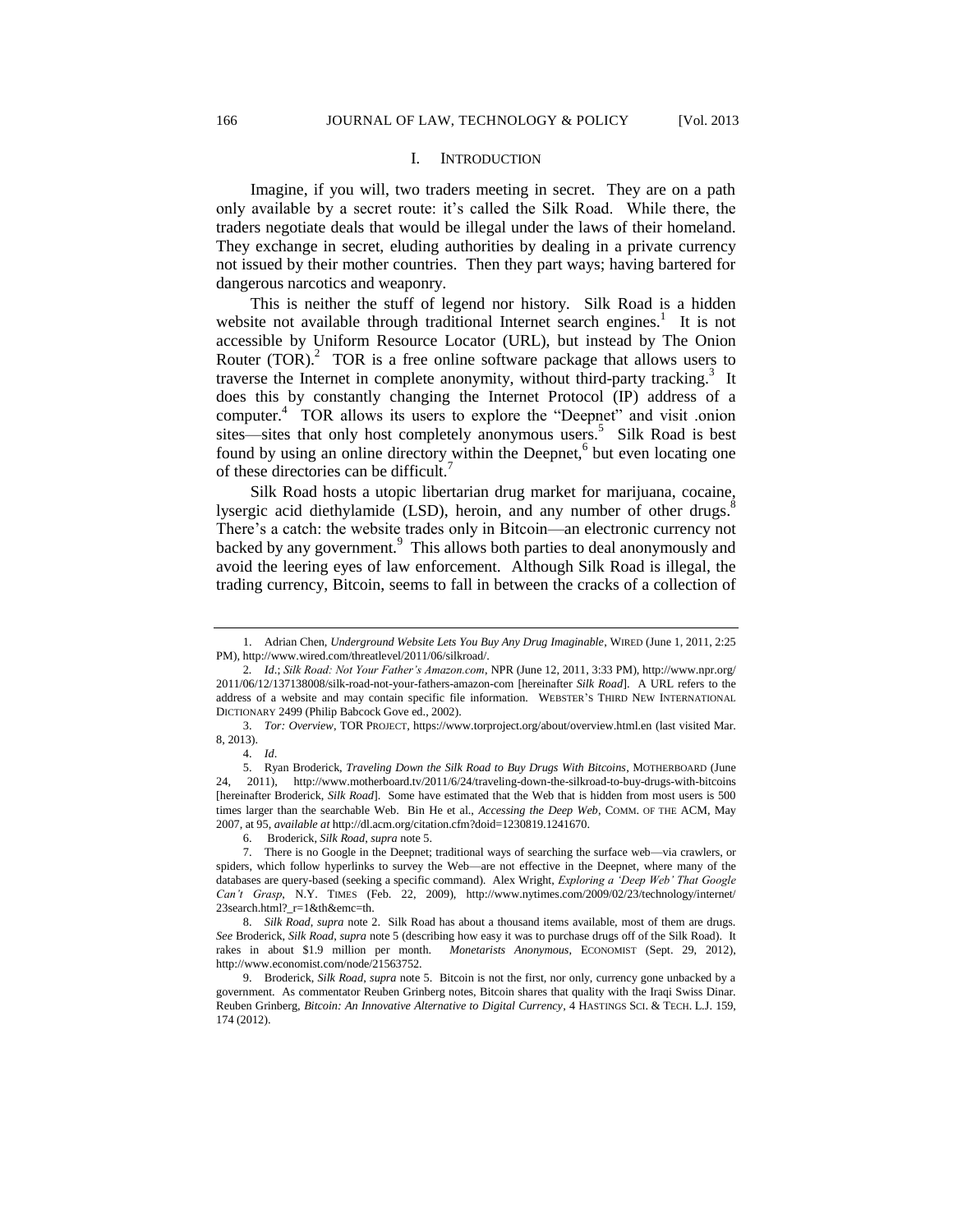## I. INTRODUCTION

Imagine, if you will, two traders meeting in secret. They are on a path only available by a secret route: it's called the Silk Road. While there, the traders negotiate deals that would be illegal under the laws of their homeland. They exchange in secret, eluding authorities by dealing in a private currency not issued by their mother countries. Then they part ways; having bartered for dangerous narcotics and weaponry.

This is neither the stuff of legend nor history. Silk Road is a hidden website not available through traditional Internet search engines.[1] It is not accessible by Uniform Resource Locator (URL), but instead by The Onion Router (TOR).[2] TOR is a free online software package that allows users to traverse the Internet in complete anonymity, without third-party tracking.[3] It does this by constantly changing the Internet Protocol (IP) address of a computer.[4] TOR allows its users to explore the "Deepnet" and visit .onion sites—sites that only host completely anonymous users.[5] Silk Road is best found by using an online directory within the Deepnet,[6] but even locating one of these directories can be difficult.[7]

Silk Road hosts a utopic libertarian drug market for marijuana, cocaine, lysergic acid diethylamide (LSD), heroin, and any number of other drugs.[8] There's a catch: the website trades only in Bitcoin—an electronic currency not backed by any government.[9] This allows both parties to deal anonymously and avoid the leering eyes of law enforcement. Although Silk Road is illegal, the trading currency, Bitcoin, seems to fall in between the cracks of a collection of

---

1. Adrian Chen, *Underground Website Lets You Buy Any Drug Imaginable*, WIRED (June 1, 2011, 2:25 PM), http://www.wired.com/threatlevel/2011/06/silkroad/.

2. *Id.*; *Silk Road: Not Your Father's Amazon.com*, NPR (June 12, 2011, 3:33 PM), http://www.npr.org/2011/06/12/137138008/silk-road-not-your-fathers-amazon-com [hereinafter *Silk Road*]. A URL refers to the address of a website and may contain specific file information. WEBSTER'S THIRD NEW INTERNATIONAL DICTIONARY 2499 (Philip Babcock Gove ed., 2002).

3. *Tor: Overview*, TOR PROJECT, https://www.torproject.org/about/overview.html.en (last visited Mar. 8, 2013).

4. *Id*.

5. Ryan Broderick, *Traveling Down the Silk Road to Buy Drugs With Bitcoins*, MOTHERBOARD (June 24, 2011), http://www.motherboard.tv/2011/6/24/traveling-down-the-silkroad-to-buy-drugs-with-bitcoins [hereinafter Broderick, *Silk Road*]. Some have estimated that the Web that is hidden from most users is 500 times larger than the searchable Web. Bin He et al., *Accessing the Deep Web*, COMM. OF THE ACM, May 2007, at 95, *available at* http://dl.acm.org/citation.cfm?doid=1230819.1241670.

6. Broderick, *Silk Road*, *supra* note 5.

7. There is no Google in the Deepnet; traditional ways of searching the surface web—via crawlers, or spiders, which follow hyperlinks to survey the Web—are not effective in the Deepnet, where many of the databases are query-based (seeking a specific command). Alex Wright, *Exploring a 'Deep Web' That Google Can't Grasp*, N.Y. TIMES (Feb. 22, 2009), http://www.nytimes.com/2009/02/23/technology/internet/23search.html?_r=1&th&emc=th.

8. *Silk Road*, *supra* note 2. Silk Road has about a thousand items available, most of them are drugs. *See* Broderick, *Silk Road*, *supra* note 5 (describing how easy it was to purchase drugs off of the Silk Road). It rakes in about $1.9 million per month. *Monetarists Anonymous*, ECONOMIST (Sept. 29, 2012), http://www.economist.com/node/21563752.

9. Broderick, *Silk Road*, *supra* note 5. Bitcoin is not the first, nor only, currency gone unbacked by a government. As commentator Reuben Grinberg notes, Bitcoin shares that quality with the Iraqi Swiss Dinar. Reuben Grinberg, *Bitcoin: An Innovative Alternative to Digital Currency*, 4 HASTINGS SCI. & TECH. L.J. 159, 174 (2012).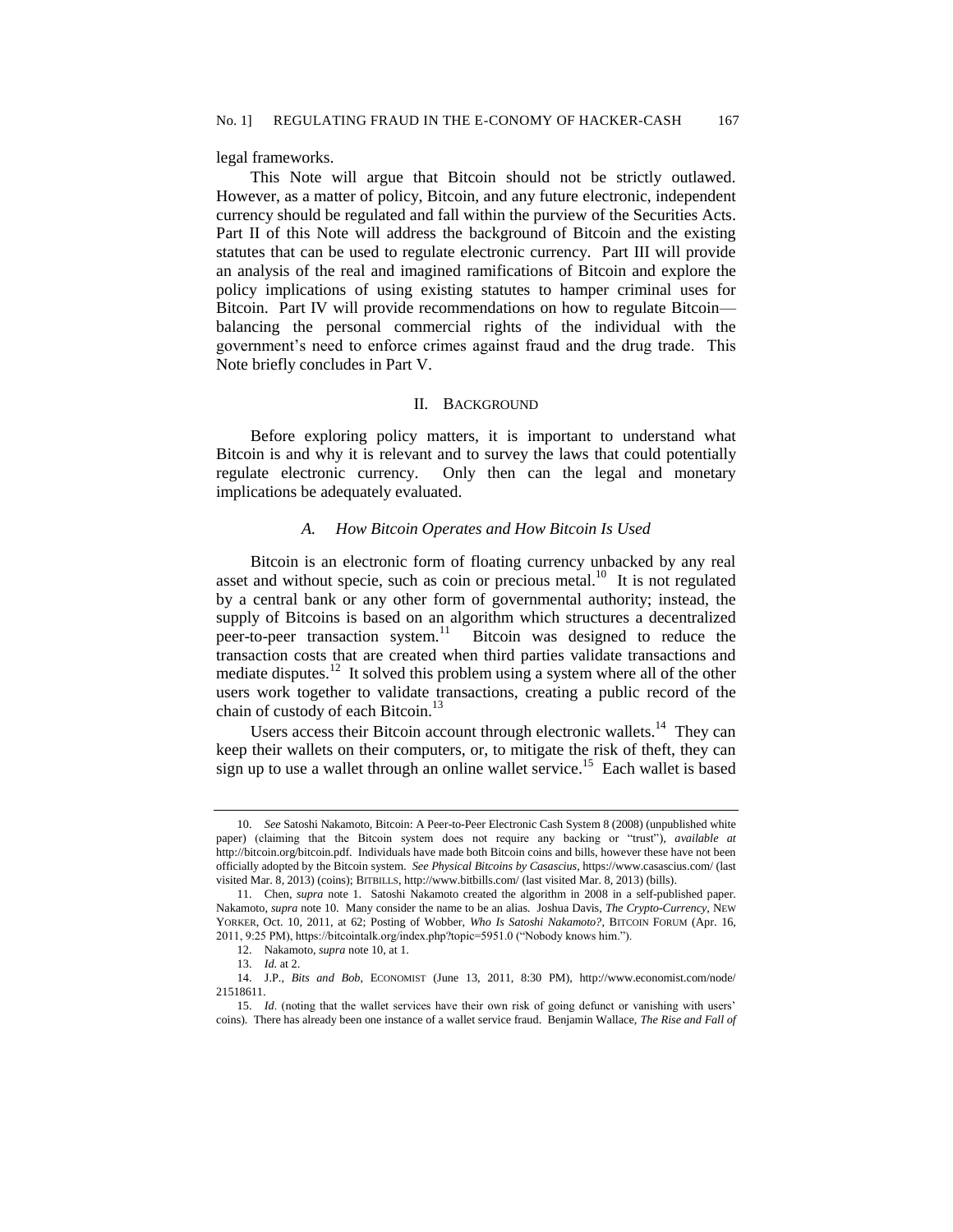legal frameworks.

This Note will argue that Bitcoin should not be strictly outlawed. However, as a matter of policy, Bitcoin, and any future electronic, independent currency should be regulated and fall within the purview of the Securities Acts. Part II of this Note will address the background of Bitcoin and the existing statutes that can be used to regulate electronic currency. Part III will provide an analysis of the real and imagined ramifications of Bitcoin and explore the policy implications of using existing statutes to hamper criminal uses for Bitcoin. Part IV will provide recommendations on how to regulate Bitcoin—balancing the personal commercial rights of the individual with the government's need to enforce crimes against fraud and the drug trade. This Note briefly concludes in Part V.

## II. BACKGROUND

Before exploring policy matters, it is important to understand what Bitcoin is and why it is relevant and to survey the laws that could potentially regulate electronic currency. Only then can the legal and monetary implications be adequately evaluated.

### *A. How Bitcoin Operates and How Bitcoin Is Used*

Bitcoin is an electronic form of floating currency unbacked by any real asset and without specie, such as coin or precious metal.[10] It is not regulated by a central bank or any other form of governmental authority; instead, the supply of Bitcoins is based on an algorithm which structures a decentralized peer-to-peer transaction system.[11] Bitcoin was designed to reduce the transaction costs that are created when third parties validate transactions and mediate disputes.[12] It solved this problem using a system where all of the other users work together to validate transactions, creating a public record of the chain of custody of each Bitcoin.[13]

Users access their Bitcoin account through electronic wallets.[14] They can keep their wallets on their computers, or, to mitigate the risk of theft, they can sign up to use a wallet through an online wallet service.[15] Each wallet is based

---

10. *See* Satoshi Nakamoto, Bitcoin: A Peer-to-Peer Electronic Cash System 8 (2008) (unpublished white paper) (claiming that the Bitcoin system does not require any backing or "trust"), *available at* http://bitcoin.org/bitcoin.pdf. Individuals have made both Bitcoin coins and bills, however these have not been officially adopted by the Bitcoin system. *See Physical Bitcoins by Casascius*, https://www.casascius.com/ (last visited Mar. 8, 2013) (coins); BITBILLS, http://www.bitbills.com/ (last visited Mar. 8, 2013) (bills).

11. Chen, *supra* note 1. Satoshi Nakamoto created the algorithm in 2008 in a self-published paper. Nakamoto, *supra* note 10. Many consider the name to be an alias. Joshua Davis, *The Crypto-Currency*, NEW YORKER, Oct. 10, 2011, at 62; Posting of Wobber, *Who Is Satoshi Nakamoto?*, BITCOIN FORUM (Apr. 16, 2011, 9:25 PM), https://bitcointalk.org/index.php?topic=5951.0 ("Nobody knows him.").

12. Nakamoto, *supra* note 10, at 1.

13. *Id.* at 2.

14. J.P., *Bits and Bob*, ECONOMIST (June 13, 2011, 8:30 PM), http://www.economist.com/node/21518611.

15. *Id*. (noting that the wallet services have their own risk of going defunct or vanishing with users' coins). There has already been one instance of a wallet service fraud. Benjamin Wallace, *The Rise and Fall of*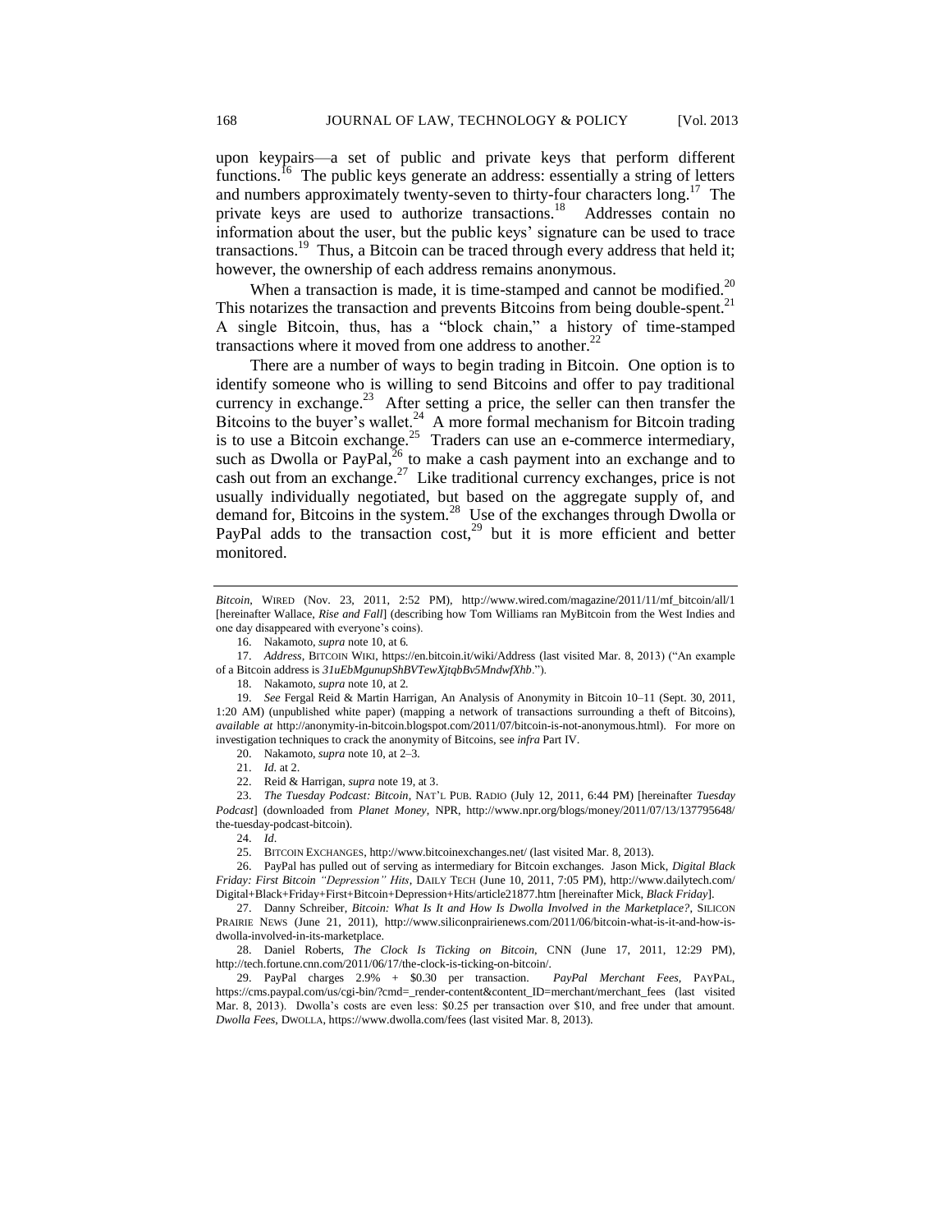upon keypairs—a set of public and private keys that perform different functions.[16] The public keys generate an address: essentially a string of letters and numbers approximately twenty-seven to thirty-four characters long.[17] The private keys are used to authorize transactions.[18] Addresses contain no information about the user, but the public keys' signature can be used to trace transactions.[19] Thus, a Bitcoin can be traced through every address that held it; however, the ownership of each address remains anonymous.

When a transaction is made, it is time-stamped and cannot be modified.[20] This notarizes the transaction and prevents Bitcoins from being double-spent.[21] A single Bitcoin, thus, has a "block chain," a history of time-stamped transactions where it moved from one address to another.[22]

There are a number of ways to begin trading in Bitcoin. One option is to identify someone who is willing to send Bitcoins and offer to pay traditional currency in exchange.[23] After setting a price, the seller can then transfer the Bitcoins to the buyer's wallet.[24] A more formal mechanism for Bitcoin trading is to use a Bitcoin exchange.[25] Traders can use an e-commerce intermediary, such as Dwolla or PayPal,[26] to make a cash payment into an exchange and to cash out from an exchange.[27] Like traditional currency exchanges, price is not usually individually negotiated, but based on the aggregate supply of, and demand for, Bitcoins in the system.[28] Use of the exchanges through Dwolla or PayPal adds to the transaction cost,[29] but it is more efficient and better monitored.

---

*Bitcoin*, WIRED (Nov. 23, 2011, 2:52 PM), http://www.wired.com/magazine/2011/11/mf_bitcoin/all/1 [hereinafter Wallace, *Rise and Fall*] (describing how Tom Williams ran MyBitcoin from the West Indies and one day disappeared with everyone's coins).

16. Nakamoto, *supra* note 10, at 6.

17. *Address*, BITCOIN WIKI, https://en.bitcoin.it/wiki/Address (last visited Mar. 8, 2013) ("An example of a Bitcoin address is *31uEbMgunupShBVTewXjtqbBv5MndwfXhb*.").

18. Nakamoto, *supra* note 10, at 2.

19. *See* Fergal Reid & Martin Harrigan, An Analysis of Anonymity in Bitcoin 10–11 (Sept. 30, 2011, 1:20 AM) (unpublished white paper) (mapping a network of transactions surrounding a theft of Bitcoins), *available at* http://anonymity-in-bitcoin.blogspot.com/2011/07/bitcoin-is-not-anonymous.html). For more on investigation techniques to crack the anonymity of Bitcoins, see *infra* Part IV.

20. Nakamoto, *supra* note 10, at 2–3.

21. *Id.* at 2.

22. Reid & Harrigan, *supra* note 19, at 3.

23. *The Tuesday Podcast: Bitcoin*, NAT'L PUB. RADIO (July 12, 2011, 6:44 PM) [hereinafter *Tuesday Podcast*] (downloaded from *Planet Money*, NPR, http://www.npr.org/blogs/money/2011/07/13/137795648/the-tuesday-podcast-bitcoin).

24. *Id.*

25. BITCOIN EXCHANGES, http://www.bitcoinexchanges.net/ (last visited Mar. 8, 2013).

26. PayPal has pulled out of serving as intermediary for Bitcoin exchanges. Jason Mick, *Digital Black Friday: First Bitcoin "Depression" Hits*, DAILY TECH (June 10, 2011, 7:05 PM), http://www.dailytech.com/Digital+Black+Friday+First+Bitcoin+Depression+Hits/article21877.htm [hereinafter Mick, *Black Friday*].

27. Danny Schreiber, *Bitcoin: What Is It and How Is Dwolla Involved in the Marketplace?*, SILICON PRAIRIE NEWS (June 21, 2011), http://www.siliconprairienews.com/2011/06/bitcoin-what-is-it-and-how-is-dwolla-involved-in-its-marketplace.

28. Daniel Roberts, *The Clock Is Ticking on Bitcoin*, CNN (June 17, 2011, 12:29 PM), http://tech.fortune.cnn.com/2011/06/17/the-clock-is-ticking-on-bitcoin/.

29. PayPal charges 2.9% + $0.30 per transaction. *PayPal Merchant Fees*, PAYPAL, https://cms.paypal.com/us/cgi-bin/?cmd=_render-content&content_ID=merchant/merchant_fees (last visited Mar. 8, 2013). Dwolla's costs are even less: $0.25 per transaction over $10, and free under that amount. *Dwolla Fees*, DWOLLA, https://www.dwolla.com/fees (last visited Mar. 8, 2013).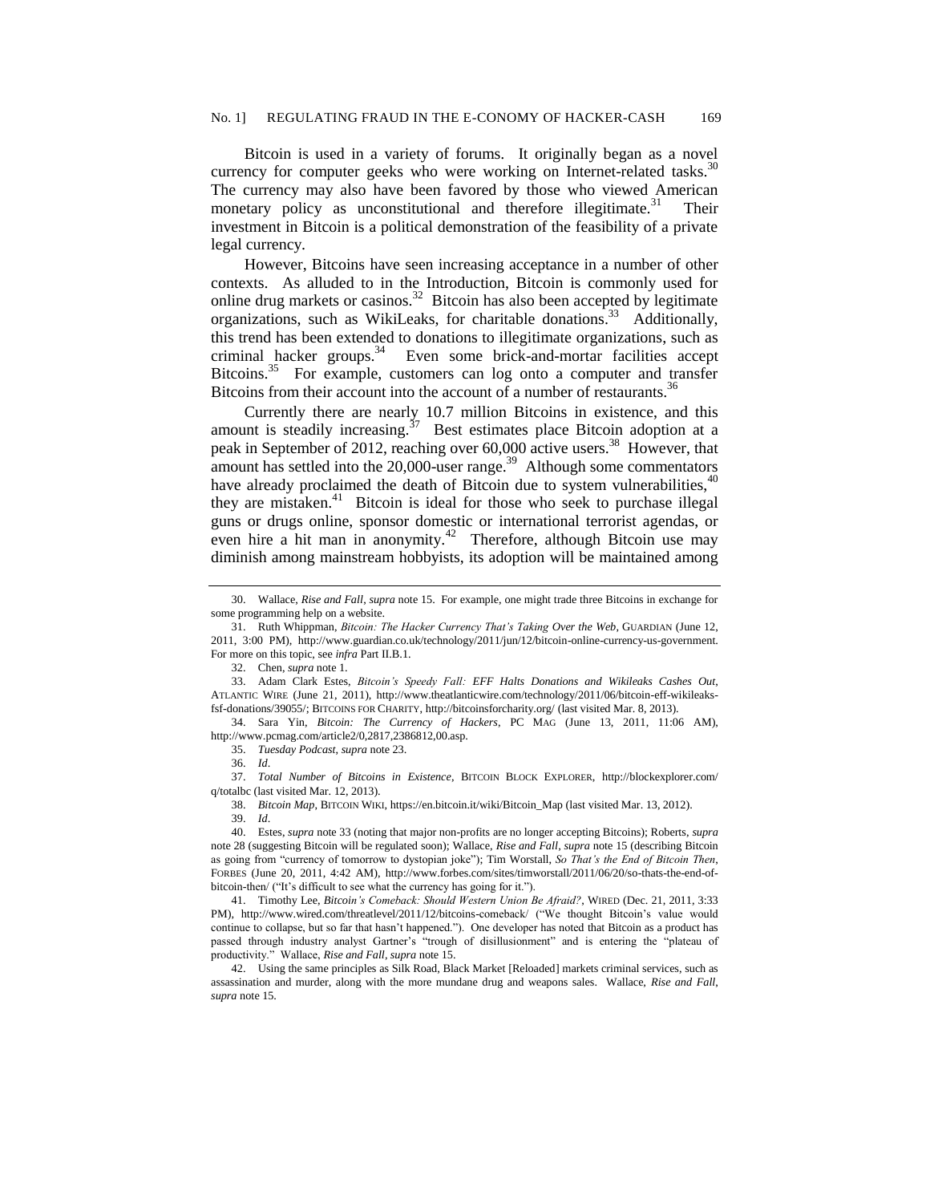Bitcoin is used in a variety of forums. It originally began as a novel currency for computer geeks who were working on Internet-related tasks.[30] The currency may also have been favored by those who viewed American monetary policy as unconstitutional and therefore illegitimate.[31] Their investment in Bitcoin is a political demonstration of the feasibility of a private legal currency.

However, Bitcoins have seen increasing acceptance in a number of other contexts. As alluded to in the Introduction, Bitcoin is commonly used for online drug markets or casinos.[32] Bitcoin has also been accepted by legitimate organizations, such as WikiLeaks, for charitable donations.[33] Additionally, this trend has been extended to donations to illegitimate organizations, such as criminal hacker groups.[34] Even some brick-and-mortar facilities accept Bitcoins.[35] For example, customers can log onto a computer and transfer Bitcoins from their account into the account of a number of restaurants.[36]

Currently there are nearly 10.7 million Bitcoins in existence, and this amount is steadily increasing.[37] Best estimates place Bitcoin adoption at a peak in September of 2012, reaching over 60,000 active users.[38] However, that amount has settled into the 20,000-user range.[39] Although some commentators have already proclaimed the death of Bitcoin due to system vulnerabilities,[40] they are mistaken.[41] Bitcoin is ideal for those who seek to purchase illegal guns or drugs online, sponsor domestic or international terrorist agendas, or even hire a hit man in anonymity.[42] Therefore, although Bitcoin use may diminish among mainstream hobbyists, its adoption will be maintained among

---

30. Wallace, *Rise and Fall*, *supra* note 15. For example, one might trade three Bitcoins in exchange for some programming help on a website.

31. Ruth Whippman, *Bitcoin: The Hacker Currency That's Taking Over the Web*, GUARDIAN (June 12, 2011, 3:00 PM), http://www.guardian.co.uk/technology/2011/jun/12/bitcoin-online-currency-us-government. For more on this topic, see *infra* Part II.B.1.

32. Chen, *supra* note 1.

33. Adam Clark Estes, *Bitcoin's Speedy Fall: EFF Halts Donations and Wikileaks Cashes Out*, ATLANTIC WIRE (June 21, 2011), http://www.theatlanticwire.com/technology/2011/06/bitcoin-eff-wikileaks-fsf-donations/39055/; BITCOINS FOR CHARITY, http://bitcoinsforcharity.org/ (last visited Mar. 8, 2013).

34. Sara Yin, *Bitcoin: The Currency of Hackers*, PC MAG (June 13, 2011, 11:06 AM), http://www.pcmag.com/article2/0,2817,2386812,00.asp.

35. *Tuesday Podcast*, *supra* note 23.

36. *Id*.

37. *Total Number of Bitcoins in Existence*, BITCOIN BLOCK EXPLORER, http://blockexplorer.com/q/totalbc (last visited Mar. 12, 2013).

38. *Bitcoin Map*, BITCOIN WIKI, https://en.bitcoin.it/wiki/Bitcoin_Map (last visited Mar. 13, 2012).

39. *Id*.

40. Estes, *supra* note 33 (noting that major non-profits are no longer accepting Bitcoins); Roberts, *supra* note 28 (suggesting Bitcoin will be regulated soon); Wallace, *Rise and Fall*, *supra* note 15 (describing Bitcoin as going from "currency of tomorrow to dystopian joke"); Tim Worstall, *So That's the End of Bitcoin Then*, FORBES (June 20, 2011, 4:42 AM), http://www.forbes.com/sites/timworstall/2011/06/20/so-thats-the-end-of-bitcoin-then/ ("It's difficult to see what the currency has going for it.").

41. Timothy Lee, *Bitcoin's Comeback: Should Western Union Be Afraid?*, WIRED (Dec. 21, 2011, 3:33 PM), http://www.wired.com/threatlevel/2011/12/bitcoins-comeback/ ("We thought Bitcoin's value would continue to collapse, but so far that hasn't happened."). One developer has noted that Bitcoin as a product has passed through industry analyst Gartner's "trough of disillusionment" and is entering the "plateau of productivity." Wallace, *Rise and Fall*, *supra* note 15.

42. Using the same principles as Silk Road, Black Market [Reloaded] markets criminal services, such as assassination and murder, along with the more mundane drug and weapons sales. Wallace, *Rise and Fall*, *supra* note 15.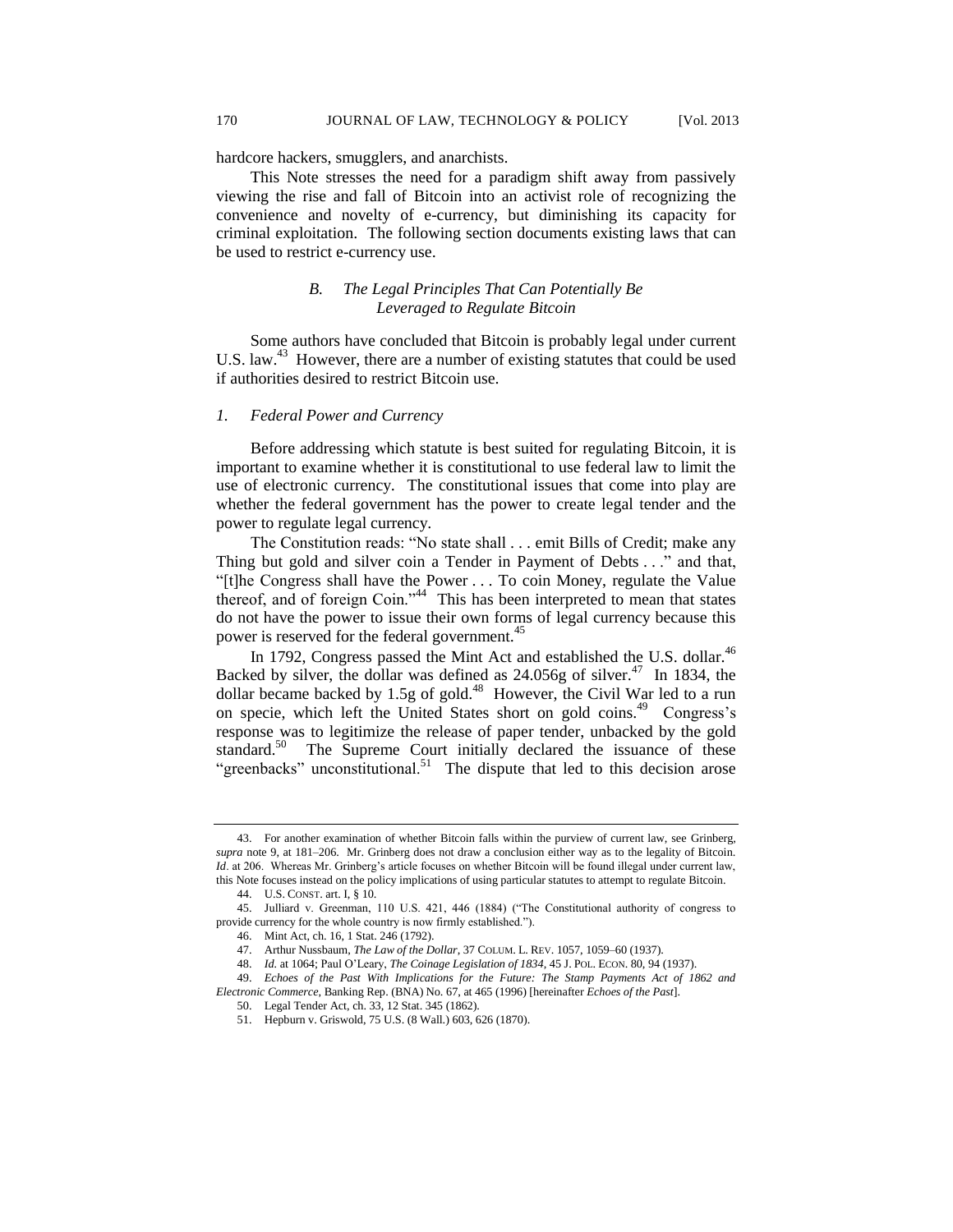hardcore hackers, smugglers, and anarchists.

This Note stresses the need for a paradigm shift away from passively viewing the rise and fall of Bitcoin into an activist role of recognizing the convenience and novelty of e-currency, but diminishing its capacity for criminal exploitation. The following section documents existing laws that can be used to restrict e-currency use.

### *B. The Legal Principles That Can Potentially Be Leveraged to Regulate Bitcoin*

Some authors have concluded that Bitcoin is probably legal under current U.S. law.[43] However, there are a number of existing statutes that could be used if authorities desired to restrict Bitcoin use.

#### *1. Federal Power and Currency*

Before addressing which statute is best suited for regulating Bitcoin, it is important to examine whether it is constitutional to use federal law to limit the use of electronic currency. The constitutional issues that come into play are whether the federal government has the power to create legal tender and the power to regulate legal currency.

The Constitution reads: "No state shall . . . emit Bills of Credit; make any Thing but gold and silver coin a Tender in Payment of Debts . . ." and that, "[t]he Congress shall have the Power . . . To coin Money, regulate the Value thereof, and of foreign Coin."[44] This has been interpreted to mean that states do not have the power to issue their own forms of legal currency because this power is reserved for the federal government.[45]

In 1792, Congress passed the Mint Act and established the U.S. dollar.[46] Backed by silver, the dollar was defined as 24.056g of silver.[47] In 1834, the dollar became backed by 1.5g of gold.[48] However, the Civil War led to a run on specie, which left the United States short on gold coins.[49] Congress's response was to legitimize the release of paper tender, unbacked by the gold standard.[50] The Supreme Court initially declared the issuance of these "greenbacks" unconstitutional.[51] The dispute that led to this decision arose

---

43. For another examination of whether Bitcoin falls within the purview of current law, see Grinberg, *supra* note 9, at 181–206. Mr. Grinberg does not draw a conclusion either way as to the legality of Bitcoin. *Id*. at 206. Whereas Mr. Grinberg's article focuses on whether Bitcoin will be found illegal under current law, this Note focuses instead on the policy implications of using particular statutes to attempt to regulate Bitcoin.

44. U.S. CONST. art. I, § 10.

45. Julliard v. Greenman, 110 U.S. 421, 446 (1884) ("The Constitutional authority of congress to provide currency for the whole country is now firmly established.").

46. Mint Act, ch. 16, 1 Stat. 246 (1792).

47. Arthur Nussbaum, *The Law of the Dollar*, 37 COLUM. L. REV. 1057, 1059–60 (1937).

48. *Id.* at 1064; Paul O'Leary, *The Coinage Legislation of 1834*, 45 J. POL. ECON. 80, 94 (1937).

49. *Echoes of the Past With Implications for the Future: The Stamp Payments Act of 1862 and Electronic Commerce*, Banking Rep. (BNA) No. 67, at 465 (1996) [hereinafter *Echoes of the Past*].

50. Legal Tender Act, ch. 33, 12 Stat. 345 (1862).

51. Hepburn v. Griswold, 75 U.S. (8 Wall.) 603, 626 (1870).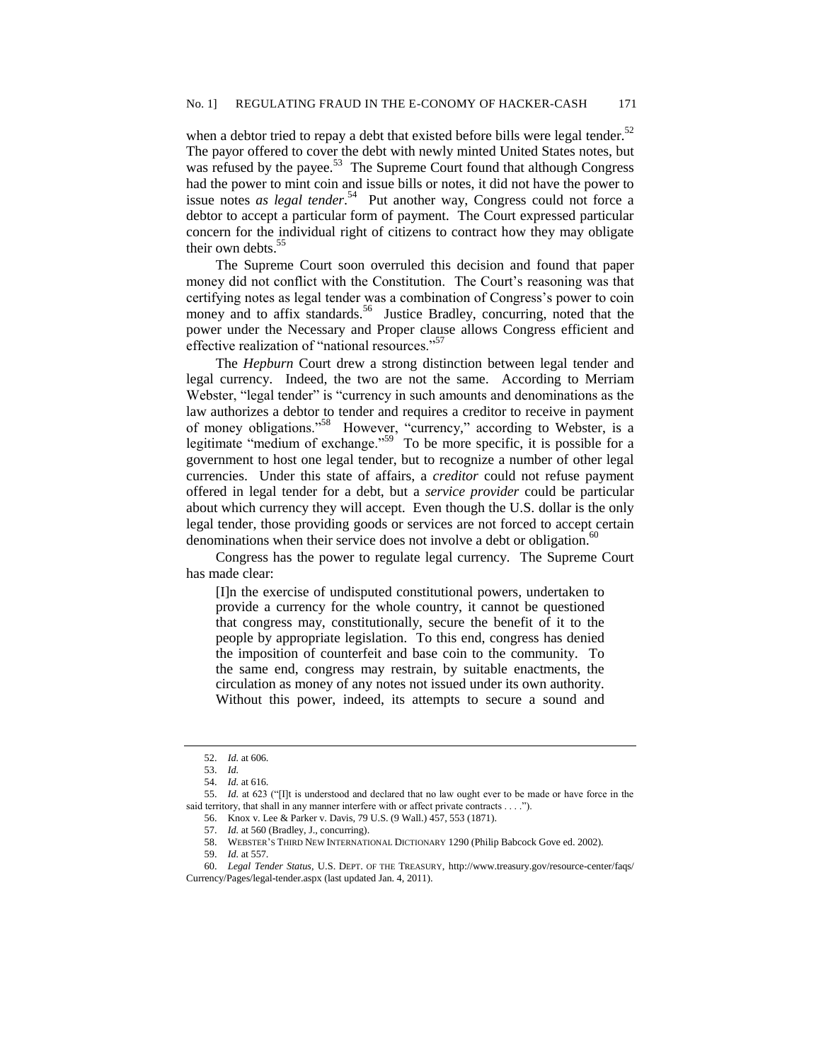when a debtor tried to repay a debt that existed before bills were legal tender.[52] The payor offered to cover the debt with newly minted United States notes, but was refused by the payee.[53] The Supreme Court found that although Congress had the power to mint coin and issue bills or notes, it did not have the power to issue notes *as legal tender*.[54] Put another way, Congress could not force a debtor to accept a particular form of payment. The Court expressed particular concern for the individual right of citizens to contract how they may obligate their own debts.[55]

The Supreme Court soon overruled this decision and found that paper money did not conflict with the Constitution. The Court's reasoning was that certifying notes as legal tender was a combination of Congress's power to coin money and to affix standards.[56] Justice Bradley, concurring, noted that the power under the Necessary and Proper clause allows Congress efficient and effective realization of "national resources."[57]

The *Hepburn* Court drew a strong distinction between legal tender and legal currency. Indeed, the two are not the same. According to Merriam Webster, "legal tender" is "currency in such amounts and denominations as the law authorizes a debtor to tender and requires a creditor to receive in payment of money obligations."[58] However, "currency," according to Webster, is a legitimate "medium of exchange."[59] To be more specific, it is possible for a government to host one legal tender, but to recognize a number of other legal currencies. Under this state of affairs, a *creditor* could not refuse payment offered in legal tender for a debt, but a *service provider* could be particular about which currency they will accept. Even though the U.S. dollar is the only legal tender, those providing goods or services are not forced to accept certain denominations when their service does not involve a debt or obligation.[60]

Congress has the power to regulate legal currency. The Supreme Court has made clear:

> [I]n the exercise of undisputed constitutional powers, undertaken to provide a currency for the whole country, it cannot be questioned that congress may, constitutionally, secure the benefit of it to the people by appropriate legislation. To this end, congress has denied the imposition of counterfeit and base coin to the community. To the same end, congress may restrain, by suitable enactments, the circulation as money of any notes not issued under its own authority. Without this power, indeed, its attempts to secure a sound and

---

52. *Id.* at 606.

53. *Id.*

54. *Id.* at 616.

55. *Id.* at 623 ("[I]t is understood and declared that no law ought ever to be made or have force in the said territory, that shall in any manner interfere with or affect private contracts . . . .").

56. Knox v. Lee & Parker v. Davis, 79 U.S. (9 Wall.) 457, 553 (1871).

57. *Id.* at 560 (Bradley, J., concurring).

58. WEBSTER'S THIRD NEW INTERNATIONAL DICTIONARY 1290 (Philip Babcock Gove ed. 2002).

59. *Id.* at 557.

60. *Legal Tender Status*, U.S. DEPT. OF THE TREASURY, http://www.treasury.gov/resource-center/faqs/Currency/Pages/legal-tender.aspx (last updated Jan. 4, 2011).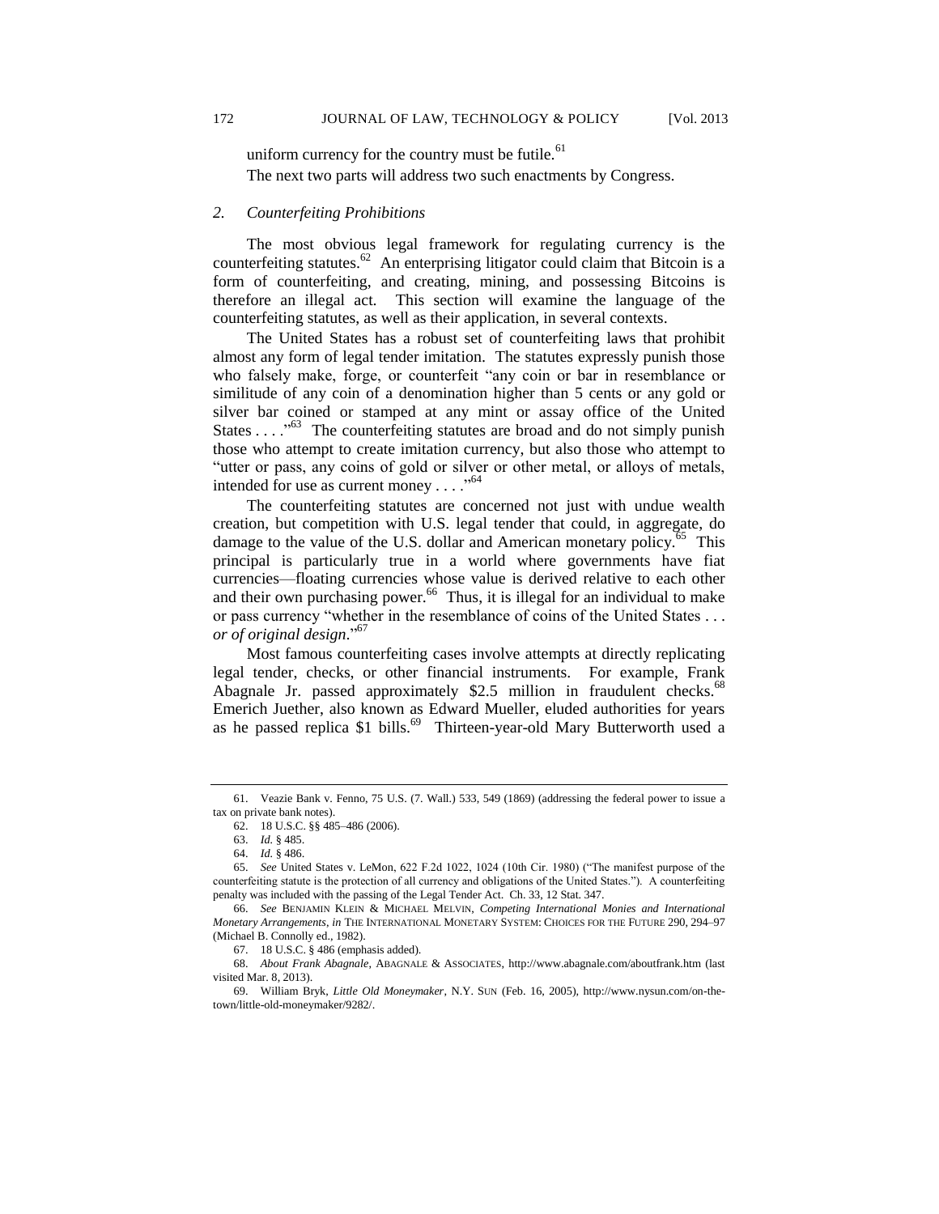uniform currency for the country must be futile.[61]

The next two parts will address two such enactments by Congress.

### *2. Counterfeiting Prohibitions*

The most obvious legal framework for regulating currency is the counterfeiting statutes.[62] An enterprising litigator could claim that Bitcoin is a form of counterfeiting, and creating, mining, and possessing Bitcoins is therefore an illegal act. This section will examine the language of the counterfeiting statutes, as well as their application, in several contexts.

The United States has a robust set of counterfeiting laws that prohibit almost any form of legal tender imitation. The statutes expressly punish those who falsely make, forge, or counterfeit "any coin or bar in resemblance or similitude of any coin of a denomination higher than 5 cents or any gold or silver bar coined or stamped at any mint or assay office of the United States . . . ."[63] The counterfeiting statutes are broad and do not simply punish those who attempt to create imitation currency, but also those who attempt to "utter or pass, any coins of gold or silver or other metal, or alloys of metals, intended for use as current money . . . ."[64]

The counterfeiting statutes are concerned not just with undue wealth creation, but competition with U.S. legal tender that could, in aggregate, do damage to the value of the U.S. dollar and American monetary policy.[65] This principal is particularly true in a world where governments have fiat currencies—floating currencies whose value is derived relative to each other and their own purchasing power.[66] Thus, it is illegal for an individual to make or pass currency "whether in the resemblance of coins of the United States . . . *or of original design*."[67]

Most famous counterfeiting cases involve attempts at directly replicating legal tender, checks, or other financial instruments. For example, Frank Abagnale Jr. passed approximately $2.5 million in fraudulent checks.[68] Emerich Juether, also known as Edward Mueller, eluded authorities for years as he passed replica $1 bills.[69] Thirteen-year-old Mary Butterworth used a

---

61. Veazie Bank v. Fenno, 75 U.S. (7. Wall.) 533, 549 (1869) (addressing the federal power to issue a tax on private bank notes).

62. 18 U.S.C. §§ 485–486 (2006).

63. *Id.* § 485.

64. *Id.* § 486.

65. *See* United States v. LeMon, 622 F.2d 1022, 1024 (10th Cir. 1980) ("The manifest purpose of the counterfeiting statute is the protection of all currency and obligations of the United States."). A counterfeiting penalty was included with the passing of the Legal Tender Act. Ch. 33, 12 Stat. 347.

66. *See* BENJAMIN KLEIN & MICHAEL MELVIN, *Competing International Monies and International Monetary Arrangements*, *in* THE INTERNATIONAL MONETARY SYSTEM: CHOICES FOR THE FUTURE 290, 294–97 (Michael B. Connolly ed., 1982).

67. 18 U.S.C. § 486 (emphasis added).

68. *About Frank Abagnale*, ABAGNALE & ASSOCIATES, http://www.abagnale.com/aboutfrank.htm (last visited Mar. 8, 2013).

69. William Bryk, *Little Old Moneymaker*, N.Y. SUN (Feb. 16, 2005), http://www.nysun.com/on-the-town/little-old-moneymaker/9282/.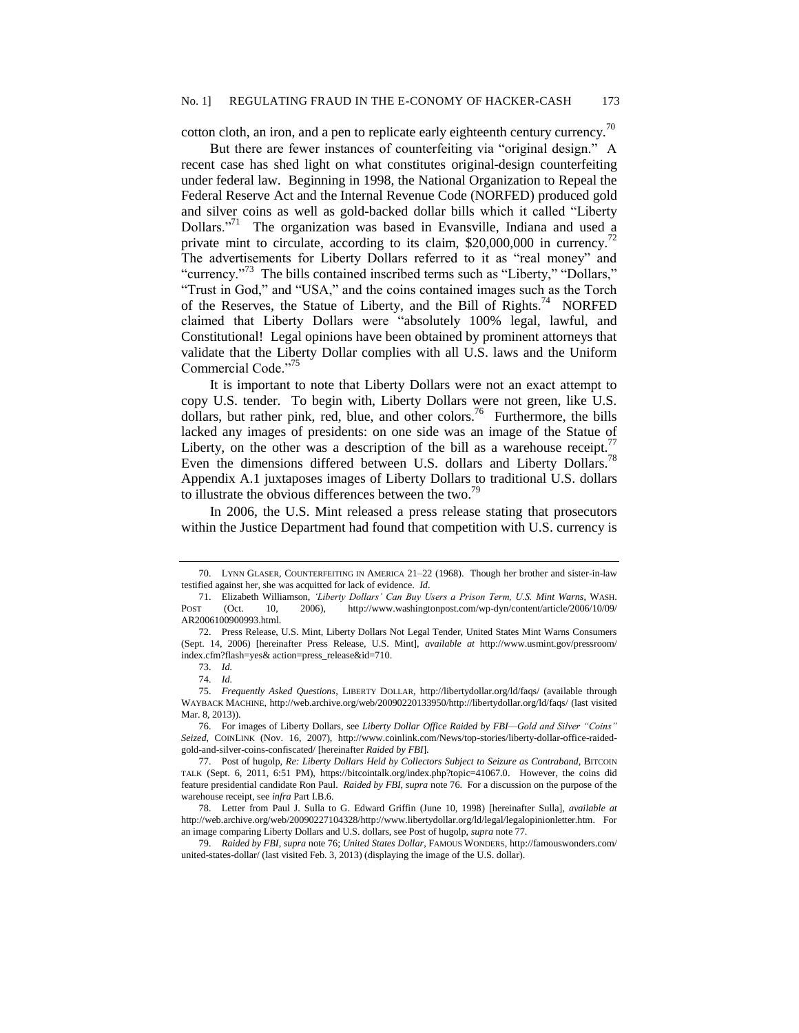cotton cloth, an iron, and a pen to replicate early eighteenth century currency.[70]

But there are fewer instances of counterfeiting via "original design." A recent case has shed light on what constitutes original-design counterfeiting under federal law. Beginning in 1998, the National Organization to Repeal the Federal Reserve Act and the Internal Revenue Code (NORFED) produced gold and silver coins as well as gold-backed dollar bills which it called "Liberty Dollars."[71] The organization was based in Evansville, Indiana and used a private mint to circulate, according to its claim, \$20,000,000 in currency.[72] The advertisements for Liberty Dollars referred to it as "real money" and "currency."[73] The bills contained inscribed terms such as "Liberty," "Dollars," "Trust in God," and "USA," and the coins contained images such as the Torch of the Reserves, the Statue of Liberty, and the Bill of Rights.[74] NORFED claimed that Liberty Dollars were "absolutely 100% legal, lawful, and Constitutional! Legal opinions have been obtained by prominent attorneys that validate that the Liberty Dollar complies with all U.S. laws and the Uniform Commercial Code."[75]

It is important to note that Liberty Dollars were not an exact attempt to copy U.S. tender. To begin with, Liberty Dollars were not green, like U.S. dollars, but rather pink, red, blue, and other colors.[76] Furthermore, the bills lacked any images of presidents: on one side was an image of the Statue of Liberty, on the other was a description of the bill as a warehouse receipt.[77] Even the dimensions differed between U.S. dollars and Liberty Dollars.[78] Appendix A.1 juxtaposes images of Liberty Dollars to traditional U.S. dollars to illustrate the obvious differences between the two.[79]

In 2006, the U.S. Mint released a press release stating that prosecutors within the Justice Department had found that competition with U.S. currency is

---

70. LYNN GLASER, COUNTERFEITING IN AMERICA 21–22 (1968). Though her brother and sister-in-law testified against her, she was acquitted for lack of evidence. *Id.*

71. Elizabeth Williamson, *'Liberty Dollars' Can Buy Users a Prison Term, U.S. Mint Warns*, WASH. POST (Oct. 10, 2006), http://www.washingtonpost.com/wp-dyn/content/article/2006/10/09/AR2006100900993.html.

72. Press Release, U.S. Mint, Liberty Dollars Not Legal Tender, United States Mint Warns Consumers (Sept. 14, 2006) [hereinafter Press Release, U.S. Mint], *available at* http://www.usmint.gov/pressroom/index.cfm?flash=yes& action=press_release&id=710.

73. *Id.*

74. *Id.*

75. *Frequently Asked Questions*, LIBERTY DOLLAR, http://libertydollar.org/ld/faqs/ (available through WAYBACK MACHINE, http://web.archive.org/web/20090220133950/http://libertydollar.org/ld/faqs/ (last visited Mar. 8, 2013)).

76. For images of Liberty Dollars, see *Liberty Dollar Office Raided by FBI—Gold and Silver "Coins" Seized*, COINLINK (Nov. 16, 2007), http://www.coinlink.com/News/top-stories/liberty-dollar-office-raided-gold-and-silver-coins-confiscated/ [hereinafter *Raided by FBI*].

77. Post of hugolp, *Re: Liberty Dollars Held by Collectors Subject to Seizure as Contraband*, BITCOIN TALK (Sept. 6, 2011, 6:51 PM), https://bitcointalk.org/index.php?topic=41067.0. However, the coins did feature presidential candidate Ron Paul. *Raided by FBI*, *supra* note 76. For a discussion on the purpose of the warehouse receipt, see *infra* Part I.B.6.

78. Letter from Paul J. Sulla to G. Edward Griffin (June 10, 1998) [hereinafter Sulla], *available at* http://web.archive.org/web/20090227104328/http://www.libertydollar.org/ld/legal/legalopinionletter.htm. For an image comparing Liberty Dollars and U.S. dollars, see Post of hugolp, *supra* note 77.

79. *Raided by FBI*, *supra* note 76; *United States Dollar*, FAMOUS WONDERS, http://famouswonders.com/united-states-dollar/ (last visited Feb. 3, 2013) (displaying the image of the U.S. dollar).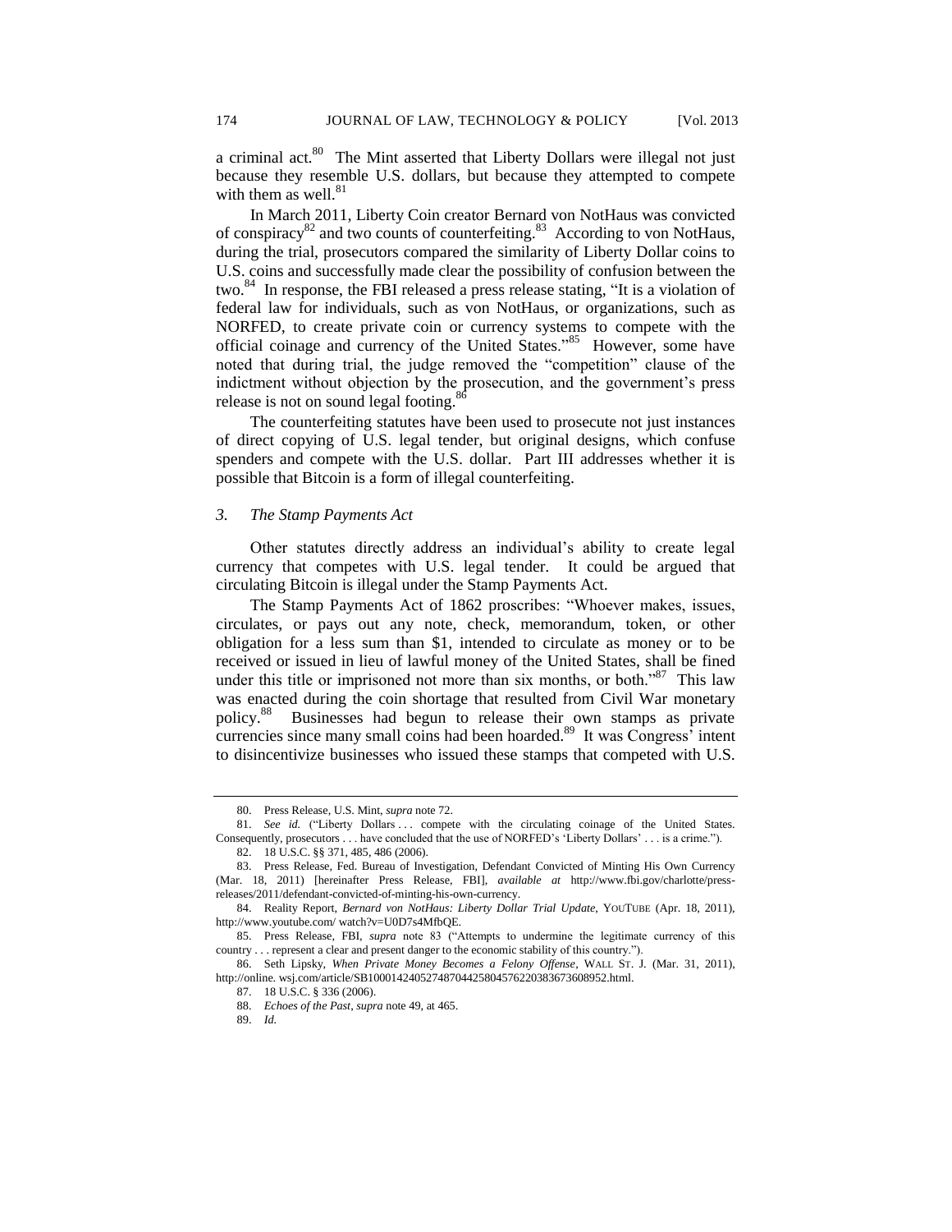a criminal act.[80] The Mint asserted that Liberty Dollars were illegal not just because they resemble U.S. dollars, but because they attempted to compete with them as well.[81]

In March 2011, Liberty Coin creator Bernard von NotHaus was convicted of conspiracy[82] and two counts of counterfeiting.[83] According to von NotHaus, during the trial, prosecutors compared the similarity of Liberty Dollar coins to U.S. coins and successfully made clear the possibility of confusion between the two.[84] In response, the FBI released a press release stating, "It is a violation of federal law for individuals, such as von NotHaus, or organizations, such as NORFED, to create private coin or currency systems to compete with the official coinage and currency of the United States."[85] However, some have noted that during trial, the judge removed the "competition" clause of the indictment without objection by the prosecution, and the government's press release is not on sound legal footing.[86]

The counterfeiting statutes have been used to prosecute not just instances of direct copying of U.S. legal tender, but original designs, which confuse spenders and compete with the U.S. dollar. Part III addresses whether it is possible that Bitcoin is a form of illegal counterfeiting.

### 3. *The Stamp Payments Act*

Other statutes directly address an individual's ability to create legal currency that competes with U.S. legal tender. It could be argued that circulating Bitcoin is illegal under the Stamp Payments Act.

The Stamp Payments Act of 1862 proscribes: "Whoever makes, issues, circulates, or pays out any note, check, memorandum, token, or other obligation for a less sum than $1, intended to circulate as money or to be received or issued in lieu of lawful money of the United States, shall be fined under this title or imprisoned not more than six months, or both."[87] This law was enacted during the coin shortage that resulted from Civil War monetary policy.[88] Businesses had begun to release their own stamps as private currencies since many small coins had been hoarded.[89] It was Congress' intent to disincentivize businesses who issued these stamps that competed with U.S.

---

80. Press Release, U.S. Mint, *supra* note 72.

81. *See id.* ("Liberty Dollars . . . compete with the circulating coinage of the United States. Consequently, prosecutors . . . have concluded that the use of NORFED's 'Liberty Dollars' . . . is a crime.").

82. 18 U.S.C. §§ 371, 485, 486 (2006).

83. Press Release, Fed. Bureau of Investigation, Defendant Convicted of Minting His Own Currency (Mar. 18, 2011) [hereinafter Press Release, FBI], *available at* http://www.fbi.gov/charlotte/press-releases/2011/defendant-convicted-of-minting-his-own-currency.

84. Reality Report, *Bernard von NotHaus: Liberty Dollar Trial Update*, YOUTUBE (Apr. 18, 2011), http://www.youtube.com/ watch?v=U0D7s4MfbQE.

85. Press Release, FBI, *supra* note 83 ("Attempts to undermine the legitimate currency of this country . . . represent a clear and present danger to the economic stability of this country.").

86. Seth Lipsky, *When Private Money Becomes a Felony Offense*, WALL ST. J. (Mar. 31, 2011), http://online. wsj.com/article/SB10001424052748704425804576220383673608952.html.

87. 18 U.S.C. § 336 (2006).

88. *Echoes of the Past*, *supra* note 49, at 465.

89. *Id.*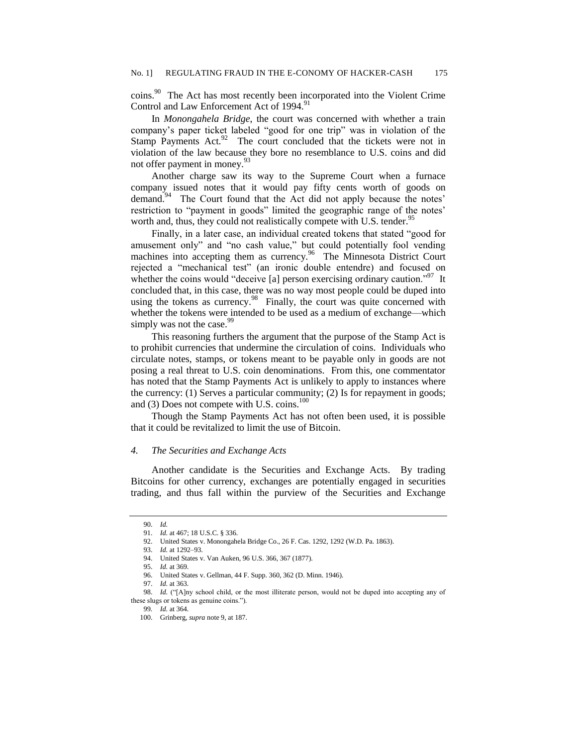coins.[90] The Act has most recently been incorporated into the Violent Crime Control and Law Enforcement Act of 1994.[91]

In *Monongahela Bridge*, the court was concerned with whether a train company's paper ticket labeled "good for one trip" was in violation of the Stamp Payments Act.[92] The court concluded that the tickets were not in violation of the law because they bore no resemblance to U.S. coins and did not offer payment in money.[93]

Another charge saw its way to the Supreme Court when a furnace company issued notes that it would pay fifty cents worth of goods on demand.[94] The Court found that the Act did not apply because the notes' restriction to "payment in goods" limited the geographic range of the notes' worth and, thus, they could not realistically compete with U.S. tender.[95]

Finally, in a later case, an individual created tokens that stated "good for amusement only" and "no cash value," but could potentially fool vending machines into accepting them as currency.[96] The Minnesota District Court rejected a "mechanical test" (an ironic double entendre) and focused on whether the coins would "deceive [a] person exercising ordinary caution."[97] It concluded that, in this case, there was no way most people could be duped into using the tokens as currency.[98] Finally, the court was quite concerned with whether the tokens were intended to be used as a medium of exchange—which simply was not the case.[99]

This reasoning furthers the argument that the purpose of the Stamp Act is to prohibit currencies that undermine the circulation of coins. Individuals who circulate notes, stamps, or tokens meant to be payable only in goods are not posing a real threat to U.S. coin denominations. From this, one commentator has noted that the Stamp Payments Act is unlikely to apply to instances where the currency: (1) Serves a particular community; (2) Is for repayment in goods; and (3) Does not compete with U.S. coins.[100]

Though the Stamp Payments Act has not often been used, it is possible that it could be revitalized to limit the use of Bitcoin.

#### *4. The Securities and Exchange Acts*

Another candidate is the Securities and Exchange Acts. By trading Bitcoins for other currency, exchanges are potentially engaged in securities trading, and thus fall within the purview of the Securities and Exchange

---

90. *Id.*

91. *Id.* at 467; 18 U.S.C. § 336.

92. United States v. Monongahela Bridge Co., 26 F. Cas. 1292, 1292 (W.D. Pa. 1863).

93. *Id.* at 1292–93.

94. United States v. Van Auken, 96 U.S. 366, 367 (1877).

95. *Id.* at 369.

96. United States v. Gellman, 44 F. Supp. 360, 362 (D. Minn. 1946).

97. *Id.* at 363.

98. *Id.* ("[A]ny school child, or the most illiterate person, would not be duped into accepting any of these slugs or tokens as genuine coins.").

99. *Id.* at 364.

100. Grinberg, *supra* note 9, at 187.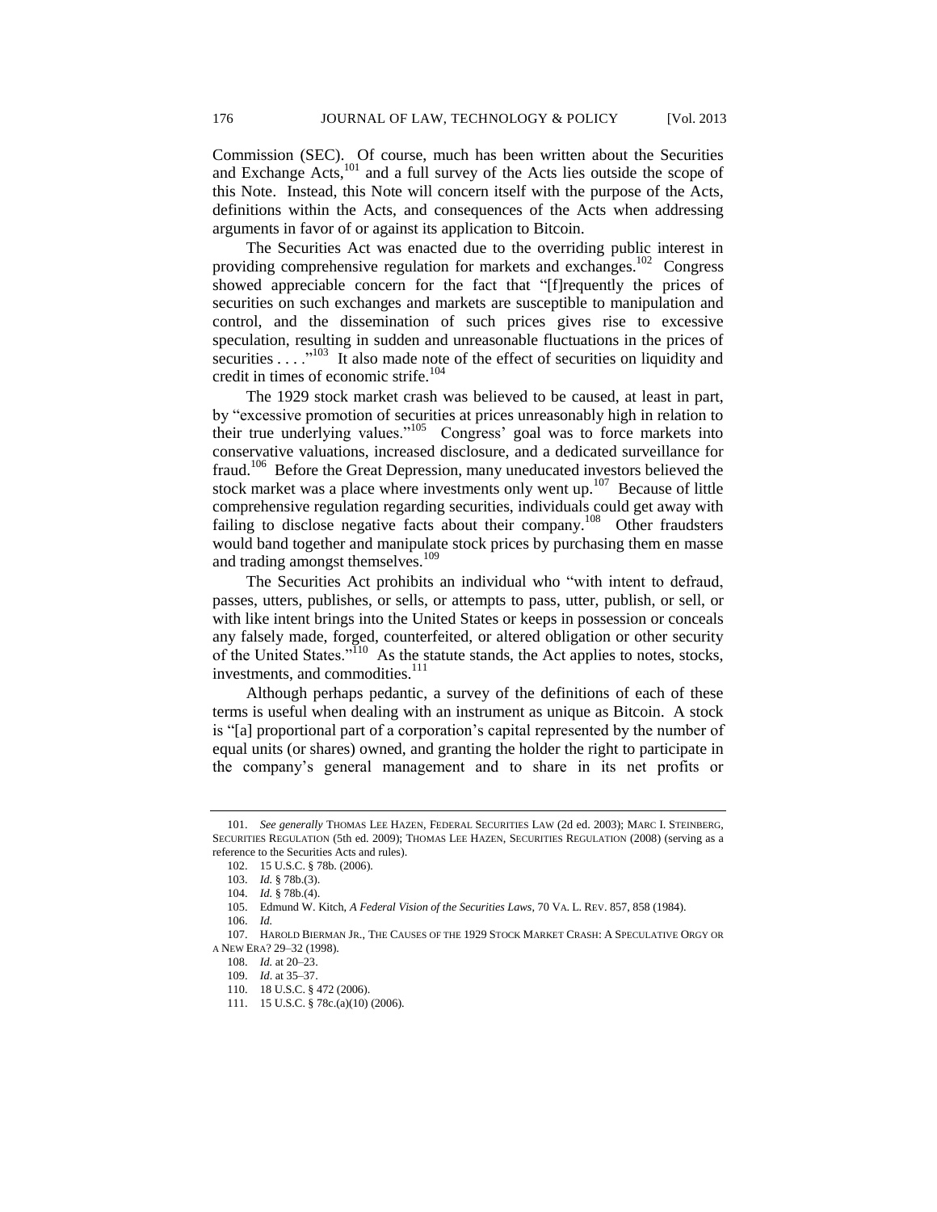Commission (SEC). Of course, much has been written about the Securities and Exchange Acts,[101] and a full survey of the Acts lies outside the scope of this Note. Instead, this Note will concern itself with the purpose of the Acts, definitions within the Acts, and consequences of the Acts when addressing arguments in favor of or against its application to Bitcoin.

The Securities Act was enacted due to the overriding public interest in providing comprehensive regulation for markets and exchanges.[102] Congress showed appreciable concern for the fact that "[f]requently the prices of securities on such exchanges and markets are susceptible to manipulation and control, and the dissemination of such prices gives rise to excessive speculation, resulting in sudden and unreasonable fluctuations in the prices of securities . . . ."[103] It also made note of the effect of securities on liquidity and credit in times of economic strife.[104]

The 1929 stock market crash was believed to be caused, at least in part, by "excessive promotion of securities at prices unreasonably high in relation to their true underlying values."[105] Congress' goal was to force markets into conservative valuations, increased disclosure, and a dedicated surveillance for fraud.[106] Before the Great Depression, many uneducated investors believed the stock market was a place where investments only went up.[107] Because of little comprehensive regulation regarding securities, individuals could get away with failing to disclose negative facts about their company.[108] Other fraudsters would band together and manipulate stock prices by purchasing them en masse and trading amongst themselves.[109]

The Securities Act prohibits an individual who "with intent to defraud, passes, utters, publishes, or sells, or attempts to pass, utter, publish, or sell, or with like intent brings into the United States or keeps in possession or conceals any falsely made, forged, counterfeited, or altered obligation or other security of the United States."[110] As the statute stands, the Act applies to notes, stocks, investments, and commodities.[111]

Although perhaps pedantic, a survey of the definitions of each of these terms is useful when dealing with an instrument as unique as Bitcoin. A stock is "[a] proportional part of a corporation's capital represented by the number of equal units (or shares) owned, and granting the holder the right to participate in the company's general management and to share in its net profits or

---

101. *See generally* THOMAS LEE HAZEN, FEDERAL SECURITIES LAW (2d ed. 2003); MARC I. STEINBERG, SECURITIES REGULATION (5th ed. 2009); THOMAS LEE HAZEN, SECURITIES REGULATION (2008) (serving as a reference to the Securities Acts and rules).

102. 15 U.S.C. § 78b. (2006).

103. *Id.* § 78b.(3).

104. *Id.* § 78b.(4).

105. Edmund W. Kitch, *A Federal Vision of the Securities Laws*, 70 VA. L. REV. 857, 858 (1984).

106. *Id.*

107. HAROLD BIERMAN JR., THE CAUSES OF THE 1929 STOCK MARKET CRASH: A SPECULATIVE ORGY OR A NEW ERA? 29–32 (1998).

108. *Id.* at 20–23.

109. *Id*. at 35–37.

110. 18 U.S.C. § 472 (2006).

111. 15 U.S.C. § 78c.(a)(10) (2006).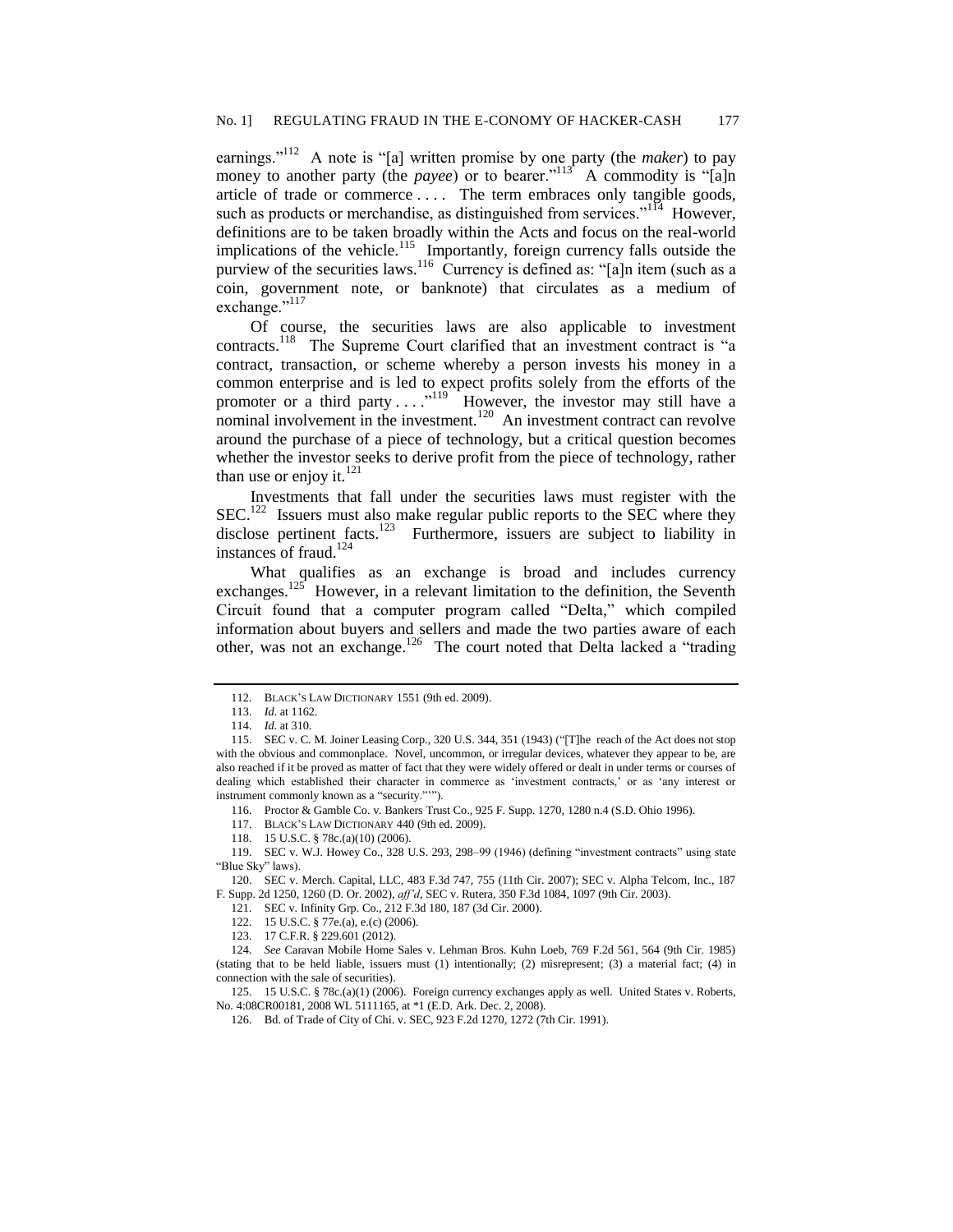earnings."[112] A note is "[a] written promise by one party (the *maker*) to pay money to another party (the *payee*) or to bearer."[113] A commodity is "[a]n article of trade or commerce . . . . The term embraces only tangible goods, such as products or merchandise, as distinguished from services."[114] However, definitions are to be taken broadly within the Acts and focus on the real-world implications of the vehicle.[115] Importantly, foreign currency falls outside the purview of the securities laws.[116] Currency is defined as: "[a]n item (such as a coin, government note, or banknote) that circulates as a medium of exchange."[117]

Of course, the securities laws are also applicable to investment contracts.[118] The Supreme Court clarified that an investment contract is "a contract, transaction, or scheme whereby a person invests his money in a common enterprise and is led to expect profits solely from the efforts of the promoter or a third party . . . ."[119] However, the investor may still have a nominal involvement in the investment.[120] An investment contract can revolve around the purchase of a piece of technology, but a critical question becomes whether the investor seeks to derive profit from the piece of technology, rather than use or enjoy it.[121]

Investments that fall under the securities laws must register with the SEC.[122] Issuers must also make regular public reports to the SEC where they disclose pertinent facts.[123] Furthermore, issuers are subject to liability in instances of fraud.[124]

What qualifies as an exchange is broad and includes currency exchanges.[125] However, in a relevant limitation to the definition, the Seventh Circuit found that a computer program called "Delta," which compiled information about buyers and sellers and made the two parties aware of each other, was not an exchange.[126] The court noted that Delta lacked a "trading

---

112. BLACK'S LAW DICTIONARY 1551 (9th ed. 2009).

113. *Id.* at 1162.

114. *Id.* at 310.

115. SEC v. C. M. Joiner Leasing Corp., 320 U.S. 344, 351 (1943) ("[T]he reach of the Act does not stop with the obvious and commonplace. Novel, uncommon, or irregular devices, whatever they appear to be, are also reached if it be proved as matter of fact that they were widely offered or dealt in under terms or courses of dealing which established their character in commerce as 'investment contracts,' or as 'any interest or instrument commonly known as a "security."'").

116. Proctor & Gamble Co. v. Bankers Trust Co., 925 F. Supp. 1270, 1280 n.4 (S.D. Ohio 1996).

117. BLACK'S LAW DICTIONARY 440 (9th ed. 2009).

118. 15 U.S.C. § 78c.(a)(10) (2006).

119. SEC v. W.J. Howey Co., 328 U.S. 293, 298–99 (1946) (defining "investment contracts" using state "Blue Sky" laws).

120. SEC v. Merch. Capital, LLC, 483 F.3d 747, 755 (11th Cir. 2007); SEC v. Alpha Telcom, Inc., 187 F. Supp. 2d 1250, 1260 (D. Or. 2002), *aff'd*, SEC v. Rutera, 350 F.3d 1084, 1097 (9th Cir. 2003).

121. SEC v. Infinity Grp. Co., 212 F.3d 180, 187 (3d Cir. 2000).

122. 15 U.S.C. § 77e.(a), e.(c) (2006).

123. 17 C.F.R. § 229.601 (2012).

124. *See* Caravan Mobile Home Sales v. Lehman Bros. Kuhn Loeb, 769 F.2d 561, 564 (9th Cir. 1985) (stating that to be held liable, issuers must (1) intentionally; (2) misrepresent; (3) a material fact; (4) in connection with the sale of securities).

125. 15 U.S.C. § 78c.(a)(1) (2006). Foreign currency exchanges apply as well. United States v. Roberts, No. 4:08CR00181, 2008 WL 5111165, at *1 (E.D. Ark. Dec. 2, 2008).

126. Bd. of Trade of City of Chi. v. SEC, 923 F.2d 1270, 1272 (7th Cir. 1991).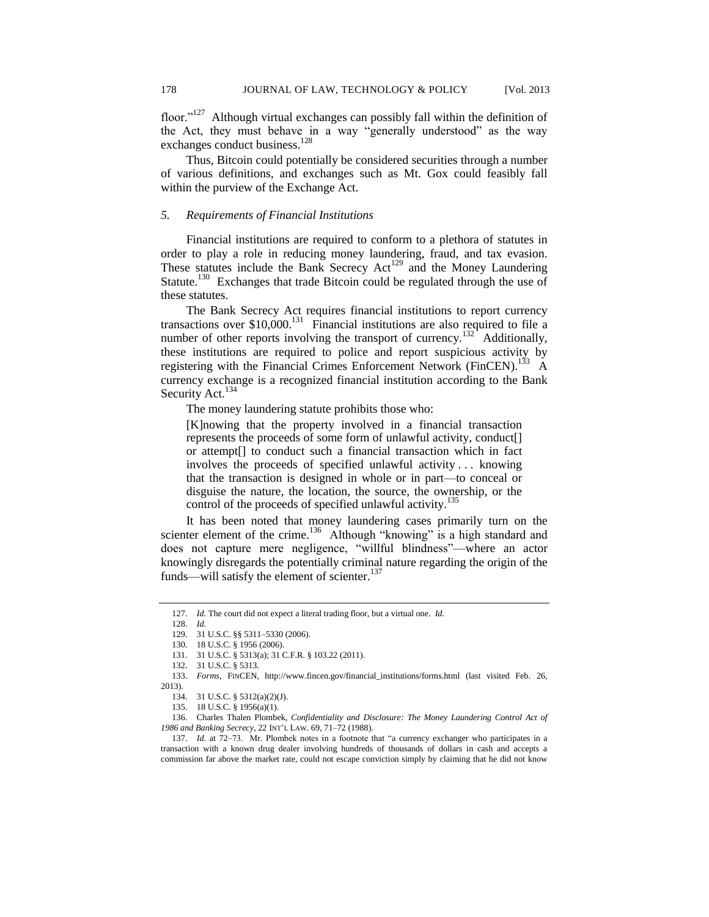floor."[127] Although virtual exchanges can possibly fall within the definition of the Act, they must behave in a way "generally understood" as the way exchanges conduct business.[128]

Thus, Bitcoin could potentially be considered securities through a number of various definitions, and exchanges such as Mt. Gox could feasibly fall within the purview of the Exchange Act.

### *5. Requirements of Financial Institutions*

Financial institutions are required to conform to a plethora of statutes in order to play a role in reducing money laundering, fraud, and tax evasion. These statutes include the Bank Secrecy Act[129] and the Money Laundering Statute.[130] Exchanges that trade Bitcoin could be regulated through the use of these statutes.

The Bank Secrecy Act requires financial institutions to report currency transactions over $10,000.[131] Financial institutions are also required to file a number of other reports involving the transport of currency.[132] Additionally, these institutions are required to police and report suspicious activity by registering with the Financial Crimes Enforcement Network (FinCEN).[133] A currency exchange is a recognized financial institution according to the Bank Security Act.[134]

The money laundering statute prohibits those who:

> [K]nowing that the property involved in a financial transaction represents the proceeds of some form of unlawful activity, conduct[] or attempt[] to conduct such a financial transaction which in fact involves the proceeds of specified unlawful activity . . . knowing that the transaction is designed in whole or in part—to conceal or disguise the nature, the location, the source, the ownership, or the control of the proceeds of specified unlawful activity.[135]

It has been noted that money laundering cases primarily turn on the scienter element of the crime.[136] Although "knowing" is a high standard and does not capture mere negligence, "willful blindness"—where an actor knowingly disregards the potentially criminal nature regarding the origin of the funds—will satisfy the element of scienter.[137]

---

127. *Id.* The court did not expect a literal trading floor, but a virtual one. *Id.*

128. *Id.*

129. 31 U.S.C. §§ 5311–5330 (2006).

130. 18 U.S.C. § 1956 (2006).

131. 31 U.S.C. § 5313(a); 31 C.F.R. § 103.22 (2011).

132. 31 U.S.C. § 5313.

133. *Forms*, FINCEN, http://www.fincen.gov/financial_institutions/forms.html (last visited Feb. 26, 2013).

134. 31 U.S.C. § 5312(a)(2)(J).

135. 18 U.S.C. § 1956(a)(1).

136. Charles Thalen Plombek, *Confidentiality and Disclosure: The Money Laundering Control Act of 1986 and Banking Secrecy*, 22 INT'L LAW. 69, 71–72 (1988).

137. *Id.* at 72–73. Mr. Plombek notes in a footnote that "a currency exchanger who participates in a transaction with a known drug dealer involving hundreds of thousands of dollars in cash and accepts a commission far above the market rate, could not escape conviction simply by claiming that he did not know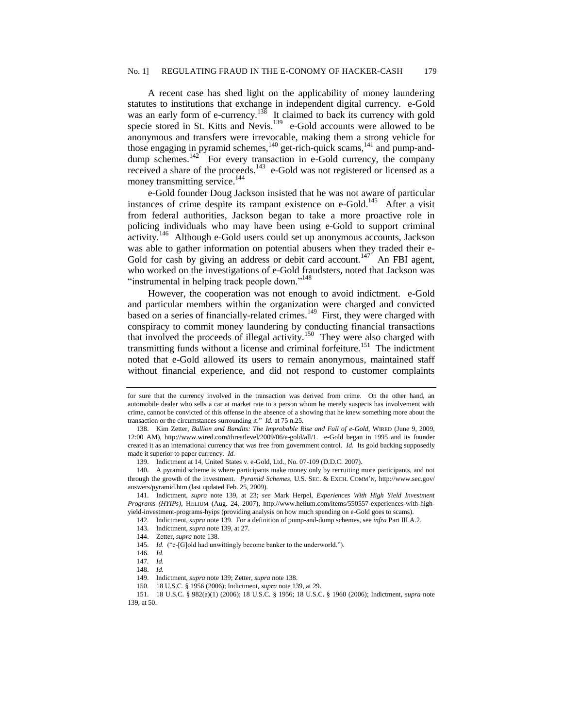A recent case has shed light on the applicability of money laundering statutes to institutions that exchange in independent digital currency. e-Gold was an early form of e-currency.[138] It claimed to back its currency with gold specie stored in St. Kitts and Nevis.[139] e-Gold accounts were allowed to be anonymous and transfers were irrevocable, making them a strong vehicle for those engaging in pyramid schemes,[140] get-rich-quick scams,[141] and pump-and-dump schemes.[142] For every transaction in e-Gold currency, the company received a share of the proceeds.[143] e-Gold was not registered or licensed as a money transmitting service.[144]

e-Gold founder Doug Jackson insisted that he was not aware of particular instances of crime despite its rampant existence on e-Gold.[145] After a visit from federal authorities, Jackson began to take a more proactive role in policing individuals who may have been using e-Gold to support criminal activity.[146] Although e-Gold users could set up anonymous accounts, Jackson was able to gather information on potential abusers when they traded their e-Gold for cash by giving an address or debit card account.[147] An FBI agent, who worked on the investigations of e-Gold fraudsters, noted that Jackson was "instrumental in helping track people down."[148]

However, the cooperation was not enough to avoid indictment. e-Gold and particular members within the organization were charged and convicted based on a series of financially-related crimes.[149] First, they were charged with conspiracy to commit money laundering by conducting financial transactions that involved the proceeds of illegal activity.[150] They were also charged with transmitting funds without a license and criminal forfeiture.[151] The indictment noted that e-Gold allowed its users to remain anonymous, maintained staff without financial experience, and did not respond to customer complaints

---

for sure that the currency involved in the transaction was derived from crime. On the other hand, an automobile dealer who sells a car at market rate to a person whom he merely suspects has involvement with crime, cannot be convicted of this offense in the absence of a showing that he knew something more about the transaction or the circumstances surrounding it." *Id.* at 75 n.25.

138. Kim Zetter, *Bullion and Bandits: The Improbable Rise and Fall of e-Gold*, WIRED (June 9, 2009, 12:00 AM), http://www.wired.com/threatlevel/2009/06/e-gold/all/1. e-Gold began in 1995 and its founder created it as an international currency that was free from government control. *Id.* Its gold backing supposedly made it superior to paper currency. *Id.*

139. Indictment at 14, United States v. e-Gold, Ltd., No. 07-109 (D.D.C. 2007).

140. A pyramid scheme is where participants make money only by recruiting more participants, and not through the growth of the investment. *Pyramid Schemes*, U.S. SEC. & EXCH. COMM'N, http://www.sec.gov/answers/pyramid.htm (last updated Feb. 25, 2009).

141. Indictment, *supra* note 139, at 23; *see* Mark Herpel, *Experiences With High Yield Investment Programs (HYIPs)*, HELIUM (Aug. 24, 2007), http://www.helium.com/items/550557-experiences-with-high-yield-investment-programs-hyips (providing analysis on how much spending on e-Gold goes to scams).

142. Indictment, *supra* note 139. For a definition of pump-and-dump schemes, see *infra* Part III.A.2.

143. Indictment, *supra* note 139, at 27.

144. Zetter, *supra* note 138.

145. *Id.* ("e-[G]old had unwittingly become banker to the underworld.").

146. *Id.*

147. *Id.*

148. *Id.*

149. Indictment, *supra* note 139; Zetter, *supra* note 138.

150. 18 U.S.C. § 1956 (2006); Indictment, *supra* note 139, at 29.

151. 18 U.S.C. § 982(a)(1) (2006); 18 U.S.C. § 1956; 18 U.S.C. § 1960 (2006); Indictment, *supra* note 139, at 50.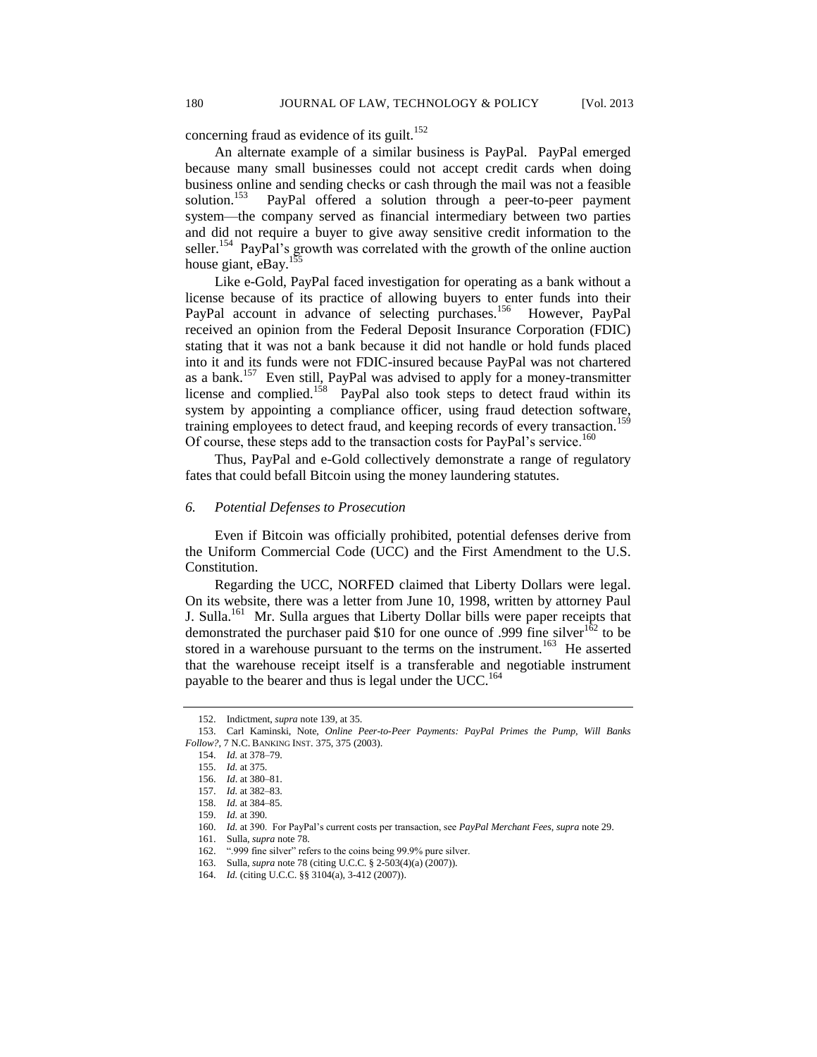concerning fraud as evidence of its guilt.[152]

An alternate example of a similar business is PayPal. PayPal emerged because many small businesses could not accept credit cards when doing business online and sending checks or cash through the mail was not a feasible solution.[153] PayPal offered a solution through a peer-to-peer payment system—the company served as financial intermediary between two parties and did not require a buyer to give away sensitive credit information to the seller.[154] PayPal's growth was correlated with the growth of the online auction house giant, eBay.[155]

Like e-Gold, PayPal faced investigation for operating as a bank without a license because of its practice of allowing buyers to enter funds into their PayPal account in advance of selecting purchases.[156] However, PayPal received an opinion from the Federal Deposit Insurance Corporation (FDIC) stating that it was not a bank because it did not handle or hold funds placed into it and its funds were not FDIC-insured because PayPal was not chartered as a bank.[157] Even still, PayPal was advised to apply for a money-transmitter license and complied.[158] PayPal also took steps to detect fraud within its system by appointing a compliance officer, using fraud detection software, training employees to detect fraud, and keeping records of every transaction.[159] Of course, these steps add to the transaction costs for PayPal's service.[160]

Thus, PayPal and e-Gold collectively demonstrate a range of regulatory fates that could befall Bitcoin using the money laundering statutes.

### *6. Potential Defenses to Prosecution*

Even if Bitcoin was officially prohibited, potential defenses derive from the Uniform Commercial Code (UCC) and the First Amendment to the U.S. Constitution.

Regarding the UCC, NORFED claimed that Liberty Dollars were legal. On its website, there was a letter from June 10, 1998, written by attorney Paul J. Sulla.[161] Mr. Sulla argues that Liberty Dollar bills were paper receipts that demonstrated the purchaser paid $10 for one ounce of .999 fine silver[162] to be stored in a warehouse pursuant to the terms on the instrument.[163] He asserted that the warehouse receipt itself is a transferable and negotiable instrument payable to the bearer and thus is legal under the UCC.[164]

---

152. Indictment, *supra* note 139, at 35.

153. Carl Kaminski, Note, *Online Peer-to-Peer Payments: PayPal Primes the Pump, Will Banks Follow?*, 7 N.C. BANKING INST. 375, 375 (2003).

154. *Id.* at 378–79.

155. *Id.* at 375.

156. *Id*. at 380–81.

157. *Id.* at 382–83.

158. *Id.* at 384–85.

159. *Id.* at 390.

160. *Id.* at 390. For PayPal's current costs per transaction, see *PayPal Merchant Fees*, *supra* note 29.

161. Sulla, *supra* note 78.

162. ".999 fine silver" refers to the coins being 99.9% pure silver.

163. Sulla, *supra* note 78 (citing U.C.C. § 2-503(4)(a) (2007)).

164. *Id.* (citing U.C.C. §§ 3104(a), 3-412 (2007)).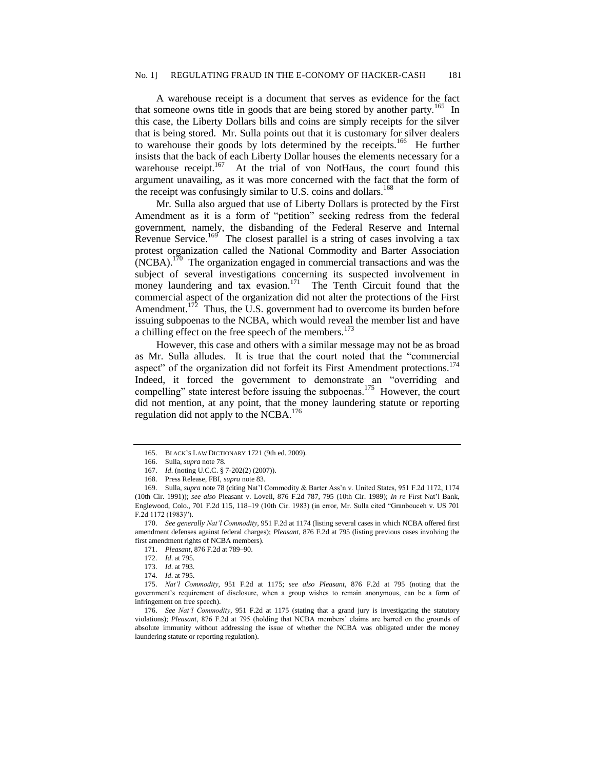A warehouse receipt is a document that serves as evidence for the fact that someone owns title in goods that are being stored by another party.[165] In this case, the Liberty Dollars bills and coins are simply receipts for the silver that is being stored. Mr. Sulla points out that it is customary for silver dealers to warehouse their goods by lots determined by the receipts.[166] He further insists that the back of each Liberty Dollar houses the elements necessary for a warehouse receipt.[167] At the trial of von NotHaus, the court found this argument unavailing, as it was more concerned with the fact that the form of the receipt was confusingly similar to U.S. coins and dollars.[168]

Mr. Sulla also argued that use of Liberty Dollars is protected by the First Amendment as it is a form of "petition" seeking redress from the federal government, namely, the disbanding of the Federal Reserve and Internal Revenue Service.[169] The closest parallel is a string of cases involving a tax protest organization called the National Commodity and Barter Association (NCBA).[170] The organization engaged in commercial transactions and was the subject of several investigations concerning its suspected involvement in money laundering and tax evasion.[171] The Tenth Circuit found that the commercial aspect of the organization did not alter the protections of the First Amendment.[172] Thus, the U.S. government had to overcome its burden before issuing subpoenas to the NCBA, which would reveal the member list and have a chilling effect on the free speech of the members.[173]

However, this case and others with a similar message may not be as broad as Mr. Sulla alludes. It is true that the court noted that the "commercial aspect" of the organization did not forfeit its First Amendment protections.[174] Indeed, it forced the government to demonstrate an "overriding and compelling" state interest before issuing the subpoenas.[175] However, the court did not mention, at any point, that the money laundering statute or reporting regulation did not apply to the NCBA.[176]

---

165. BLACK'S LAW DICTIONARY 1721 (9th ed. 2009).

166. Sulla, *supra* note 78.

167. *Id*. (noting U.C.C. § 7-202(2) (2007)).

168. Press Release, FBI, *supra* note 83.

169. Sulla, *supra* note 78 (citing Nat'l Commodity & Barter Ass'n v. United States, 951 F.2d 1172, 1174 (10th Cir. 1991)); *see also* Pleasant v. Lovell, 876 F.2d 787, 795 (10th Cir. 1989); *In re* First Nat'l Bank, Englewood, Colo., 701 F.2d 115, 118–19 (10th Cir. 1983) (in error, Mr. Sulla cited "Granbouceh v. US 701 F.2d 1172 (1983)").

170. *See generally Nat'l Commodity*, 951 F.2d at 1174 (listing several cases in which NCBA offered first amendment defenses against federal charges); *Pleasant*, 876 F.2d at 795 (listing previous cases involving the first amendment rights of NCBA members).

171. *Pleasant*, 876 F.2d at 789–90.

172. *Id*. at 795.

173. *Id*. at 793.

174. *Id*. at 795.

175. *Nat'l Commodity*, 951 F.2d at 1175; *see also Pleasant*, 876 F.2d at 795 (noting that the government's requirement of disclosure, when a group wishes to remain anonymous, can be a form of infringement on free speech).

176. *See Nat'l Commodity*, 951 F.2d at 1175 (stating that a grand jury is investigating the statutory violations); *Pleasant*, 876 F.2d at 795 (holding that NCBA members' claims are barred on the grounds of absolute immunity without addressing the issue of whether the NCBA was obligated under the money laundering statute or reporting regulation).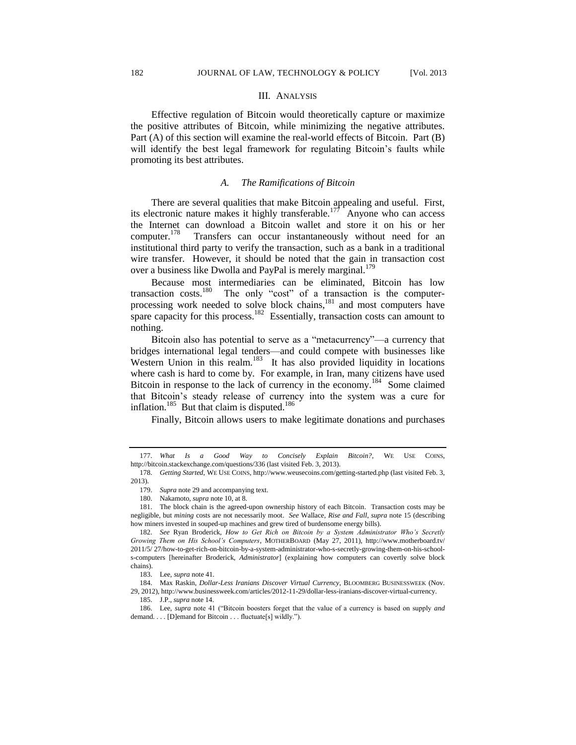## III. ANALYSIS

Effective regulation of Bitcoin would theoretically capture or maximize the positive attributes of Bitcoin, while minimizing the negative attributes. Part (A) of this section will examine the real-world effects of Bitcoin. Part (B) will identify the best legal framework for regulating Bitcoin's faults while promoting its best attributes.

### *A. The Ramifications of Bitcoin*

There are several qualities that make Bitcoin appealing and useful. First, its electronic nature makes it highly transferable.[177] Anyone who can access the Internet can download a Bitcoin wallet and store it on his or her computer.[178] Transfers can occur instantaneously without need for an institutional third party to verify the transaction, such as a bank in a traditional wire transfer. However, it should be noted that the gain in transaction cost over a business like Dwolla and PayPal is merely marginal.[179]

Because most intermediaries can be eliminated, Bitcoin has low transaction costs.[180] The only "cost" of a transaction is the computer-processing work needed to solve block chains,[181] and most computers have spare capacity for this process.[182] Essentially, transaction costs can amount to nothing.

Bitcoin also has potential to serve as a "metacurrency"—a currency that bridges international legal tenders—and could compete with businesses like Western Union in this realm.[183] It has also provided liquidity in locations where cash is hard to come by. For example, in Iran, many citizens have used Bitcoin in response to the lack of currency in the economy.[184] Some claimed that Bitcoin's steady release of currency into the system was a cure for inflation.[185] But that claim is disputed.[186]

Finally, Bitcoin allows users to make legitimate donations and purchases

---

177. *What Is a Good Way to Concisely Explain Bitcoin?*, WE USE COINS, http://bitcoin.stackexchange.com/questions/336 (last visited Feb. 3, 2013).

178. *Getting Started*, WE USE COINS, http://www.weusecoins.com/getting-started.php (last visited Feb. 3, 2013).

179. *Supra* note 29 and accompanying text.

180. Nakamoto, *supra* note 10, at 8.

181. The block chain is the agreed-upon ownership history of each Bitcoin. Transaction costs may be negligible, but *mining* costs are not necessarily moot. *See* Wallace, *Rise and Fall*, *supra* note 15 (describing how miners invested in souped-up machines and grew tired of burdensome energy bills).

182. *See* Ryan Broderick, *How to Get Rich on Bitcoin by a System Administrator Who's Secretly Growing Them on His School's Computers*, MOTHERBOARD (May 27, 2011), http://www.motherboard.tv/2011/5/ 27/how-to-get-rich-on-bitcoin-by-a-system-administrator-who-s-secretly-growing-them-on-his-school-s-computers [hereinafter Broderick, *Administrator*] (explaining how computers can covertly solve block chains).

183. Lee, *supra* note 41.

184. Max Raskin, *Dollar-Less Iranians Discover Virtual Currency*, BLOOMBERG BUSINESSWEEK (Nov. 29, 2012), http://www.businessweek.com/articles/2012-11-29/dollar-less-iranians-discover-virtual-currency.

185. J.P., *supra* note 14.

186. Lee, *supra* note 41 ("Bitcoin boosters forget that the value of a currency is based on supply *and* demand. . . . [D]emand for Bitcoin . . . fluctuate[s] wildly.").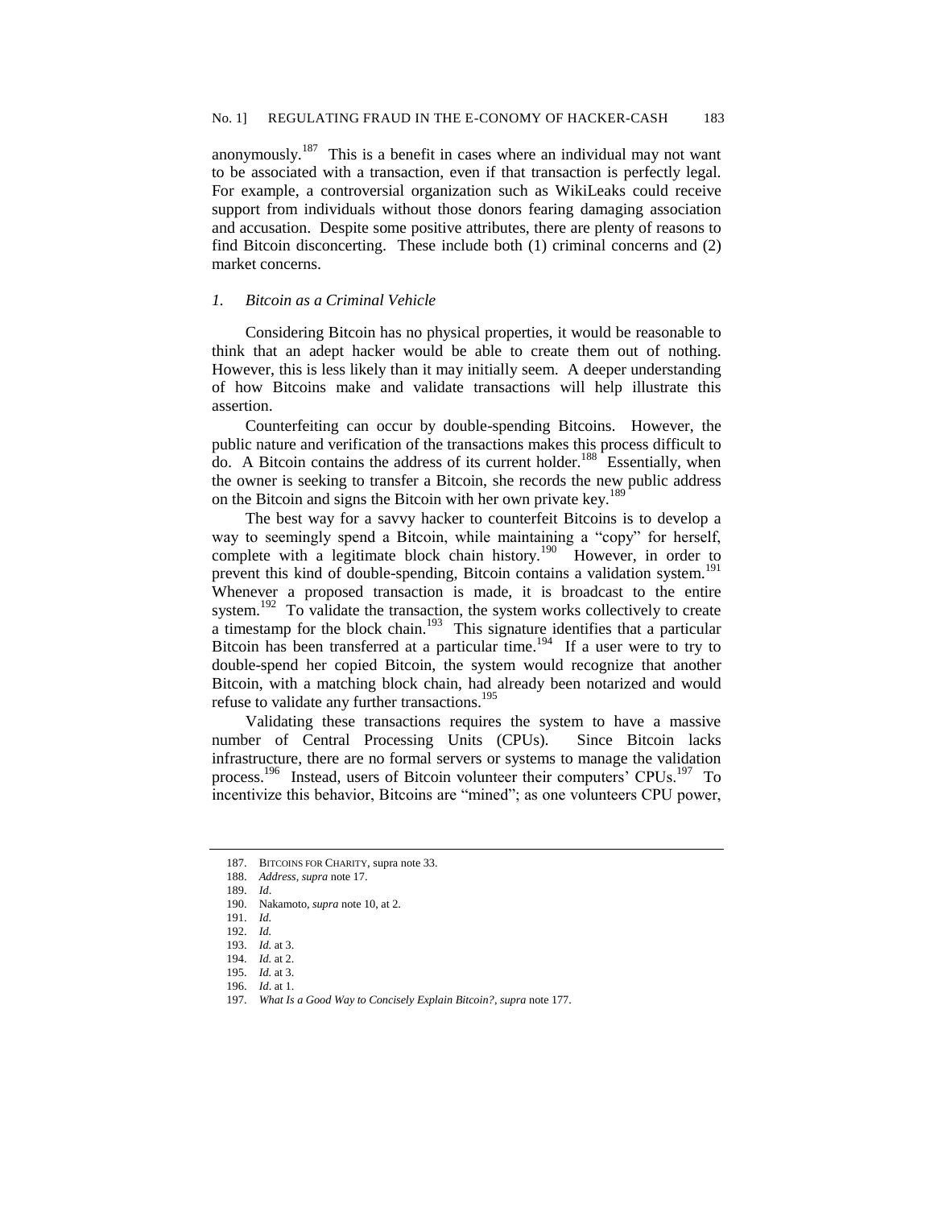anonymously.[187] This is a benefit in cases where an individual may not want to be associated with a transaction, even if that transaction is perfectly legal. For example, a controversial organization such as WikiLeaks could receive support from individuals without those donors fearing damaging association and accusation. Despite some positive attributes, there are plenty of reasons to find Bitcoin disconcerting. These include both (1) criminal concerns and (2) market concerns.

### *1. Bitcoin as a Criminal Vehicle*

Considering Bitcoin has no physical properties, it would be reasonable to think that an adept hacker would be able to create them out of nothing. However, this is less likely than it may initially seem. A deeper understanding of how Bitcoins make and validate transactions will help illustrate this assertion.

Counterfeiting can occur by double-spending Bitcoins. However, the public nature and verification of the transactions makes this process difficult to do. A Bitcoin contains the address of its current holder.[188] Essentially, when the owner is seeking to transfer a Bitcoin, she records the new public address on the Bitcoin and signs the Bitcoin with her own private key.[189]

The best way for a savvy hacker to counterfeit Bitcoins is to develop a way to seemingly spend a Bitcoin, while maintaining a "copy" for herself, complete with a legitimate block chain history.[190] However, in order to prevent this kind of double-spending, Bitcoin contains a validation system.[191] Whenever a proposed transaction is made, it is broadcast to the entire system.[192] To validate the transaction, the system works collectively to create a timestamp for the block chain.[193] This signature identifies that a particular Bitcoin has been transferred at a particular time.[194] If a user were to try to double-spend her copied Bitcoin, the system would recognize that another Bitcoin, with a matching block chain, had already been notarized and would refuse to validate any further transactions.[195]

Validating these transactions requires the system to have a massive number of Central Processing Units (CPUs). Since Bitcoin lacks infrastructure, there are no formal servers or systems to manage the validation process.[196] Instead, users of Bitcoin volunteer their computers' CPUs.[197] To incentivize this behavior, Bitcoins are "mined"; as one volunteers CPU power,

---

187. BITCOINS FOR CHARITY, supra note 33.
188. *Address*, *supra* note 17.
189. *Id*.
190. Nakamoto, *supra* note 10, at 2.
191. *Id.*
192. *Id.*
193. *Id.* at 3.
194. *Id.* at 2.
195. *Id.* at 3.
196. *Id*. at 1.
197. *What Is a Good Way to Concisely Explain Bitcoin?*, *supra* note 177.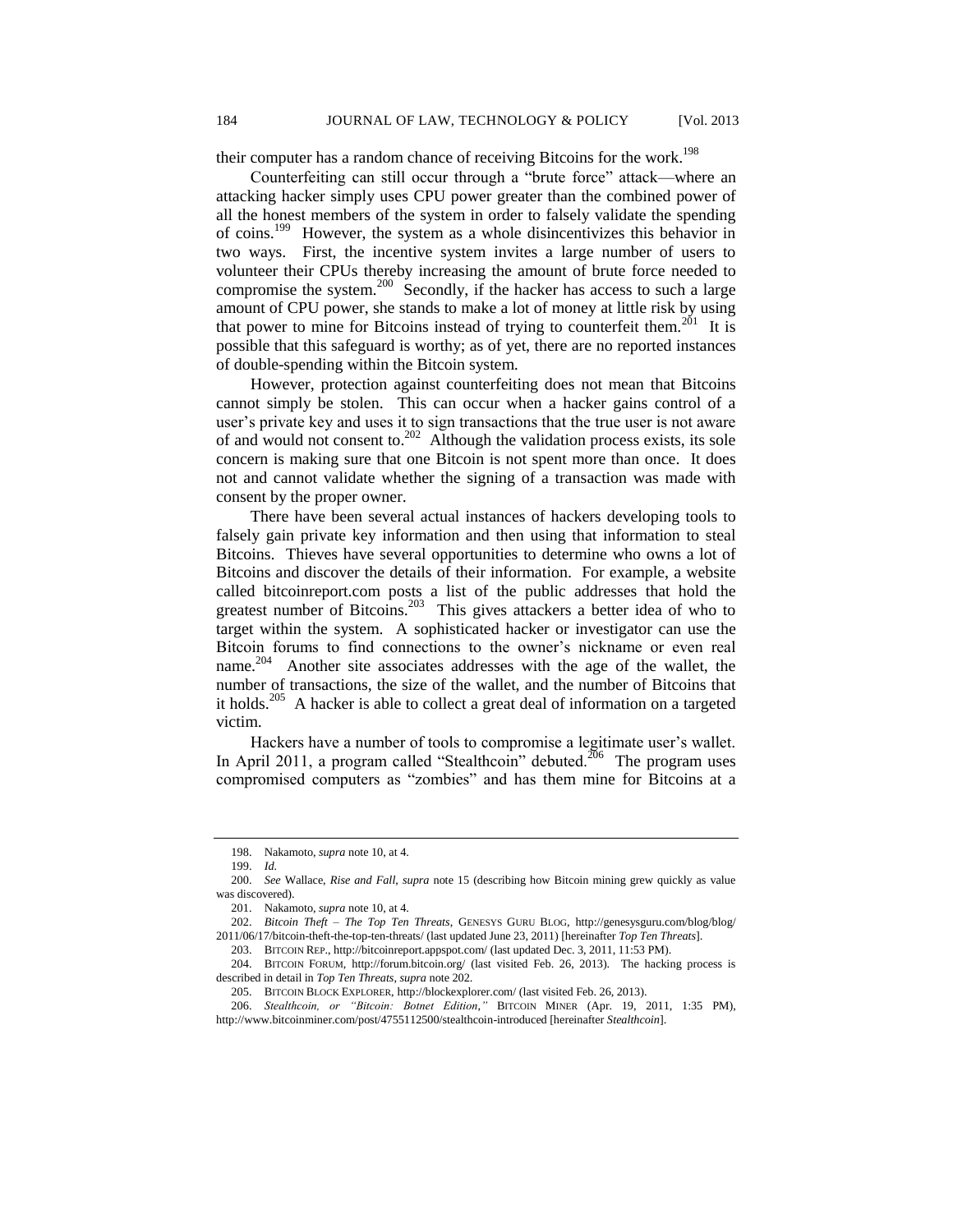their computer has a random chance of receiving Bitcoins for the work.[198]

Counterfeiting can still occur through a "brute force" attack—where an attacking hacker simply uses CPU power greater than the combined power of all the honest members of the system in order to falsely validate the spending of coins.[199] However, the system as a whole disincentivizes this behavior in two ways. First, the incentive system invites a large number of users to volunteer their CPUs thereby increasing the amount of brute force needed to compromise the system.[200] Secondly, if the hacker has access to such a large amount of CPU power, she stands to make a lot of money at little risk by using that power to mine for Bitcoins instead of trying to counterfeit them.[201] It is possible that this safeguard is worthy; as of yet, there are no reported instances of double-spending within the Bitcoin system.

However, protection against counterfeiting does not mean that Bitcoins cannot simply be stolen. This can occur when a hacker gains control of a user's private key and uses it to sign transactions that the true user is not aware of and would not consent to.[202] Although the validation process exists, its sole concern is making sure that one Bitcoin is not spent more than once. It does not and cannot validate whether the signing of a transaction was made with consent by the proper owner.

There have been several actual instances of hackers developing tools to falsely gain private key information and then using that information to steal Bitcoins. Thieves have several opportunities to determine who owns a lot of Bitcoins and discover the details of their information. For example, a website called bitcoinreport.com posts a list of the public addresses that hold the greatest number of Bitcoins.[203] This gives attackers a better idea of who to target within the system. A sophisticated hacker or investigator can use the Bitcoin forums to find connections to the owner's nickname or even real name.[204] Another site associates addresses with the age of the wallet, the number of transactions, the size of the wallet, and the number of Bitcoins that it holds.[205] A hacker is able to collect a great deal of information on a targeted victim.

Hackers have a number of tools to compromise a legitimate user's wallet. In April 2011, a program called "Stealthcoin" debuted.[206] The program uses compromised computers as "zombies" and has them mine for Bitcoins at a

---

198. Nakamoto, *supra* note 10, at 4.

199. *Id.*

200. *See* Wallace, *Rise and Fall*, *supra* note 15 (describing how Bitcoin mining grew quickly as value was discovered).

201. Nakamoto, *supra* note 10, at 4.

202. *Bitcoin Theft – The Top Ten Threats*, GENESYS GURU BLOG, http://genesysguru.com/blog/blog/2011/06/17/bitcoin-theft-the-top-ten-threats/ (last updated June 23, 2011) [hereinafter *Top Ten Threats*].

203. BITCOIN REP., http://bitcoinreport.appspot.com/ (last updated Dec. 3, 2011, 11:53 PM).

204. BITCOIN FORUM, http://forum.bitcoin.org/ (last visited Feb. 26, 2013). The hacking process is described in detail in *Top Ten Threats*, *supra* note 202.

205. BITCOIN BLOCK EXPLORER, http://blockexplorer.com/ (last visited Feb. 26, 2013).

206. *Stealthcoin, or "Bitcoin: Botnet Edition*,*"* BITCOIN MINER (Apr. 19, 2011, 1:35 PM), http://www.bitcoinminer.com/post/4755112500/stealthcoin-introduced [hereinafter *Stealthcoin*].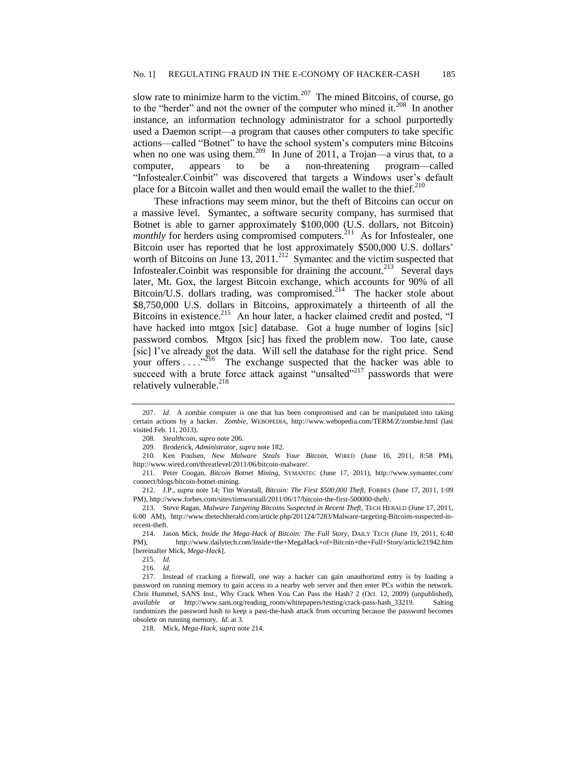slow rate to minimize harm to the victim.[207] The mined Bitcoins, of course, go to the "herder" and not the owner of the computer who mined it.[208] In another instance, an information technology administrator for a school purportedly used a Daemon script—a program that causes other computers to take specific actions—called "Botnet" to have the school system's computers mine Bitcoins when no one was using them.[209] In June of 2011, a Trojan—a virus that, to a computer, appears to be a non-threatening program—called "Infostealer.Coinbit" was discovered that targets a Windows user's default place for a Bitcoin wallet and then would email the wallet to the thief.[210]

These infractions may seem minor, but the theft of Bitcoins can occur on a massive level. Symantec, a software security company, has surmised that Botnet is able to garner approximately $100,000 (U.S. dollars, not Bitcoin) *monthly* for herders using compromised computers.[211] As for Infostealer, one Bitcoin user has reported that he lost approximately $500,000 U.S. dollars' worth of Bitcoins on June 13, 2011.[212] Symantec and the victim suspected that Infostealer.Coinbit was responsible for draining the account.[213] Several days later, Mt. Gox, the largest Bitcoin exchange, which accounts for 90% of all Bitcoin/U.S. dollars trading, was compromised.[214] The hacker stole about $8,750,000 U.S. dollars in Bitcoins, approximately a thirteenth of all the Bitcoins in existence.[215] An hour later, a hacker claimed credit and posted, "I have hacked into mtgox [sic] database. Got a huge number of logins [sic] password combos. Mtgox [sic] has fixed the problem now. Too late, cause [sic] I've already got the data. Will sell the database for the right price. Send your offers . . . ."[216] The exchange suspected that the hacker was able to succeed with a brute force attack against "unsalted"[217] passwords that were relatively vulnerable.[218]

---

207. *Id.* A zombie computer is one that has been compromised and can be manipulated into taking certain actions by a hacker. *Zombie*, WEBOPEDIA, http://www.webopedia.com/TERM/Z/zombie.html (last visited Feb. 11, 2013).

208. *Stealthcoin*, *supra* note 206.

209. Broderick, *Administrator*, *supra* note 182.

210. Ken Poulsen, *New Malware Steals Your Bitcoin*, WIRED (June 16, 2011, 8:58 PM), http://www.wired.com/threatlevel/2011/06/bitcoin-malware/.

211. Peter Coogan, *Bitcoin Botnet Mining*, SYMANTEC (June 17, 2011), http://www.symantec.com/connect/blogs/bitcoin-botnet-mining.

212. J.P., *supra* note 14; Tim Worstall, *Bitcoin: The First $500,000 Theft*, FORBES (June 17, 2011, 1:09 PM), http://www.forbes.com/sites/timworstall/2011/06/17/bitcoin-the-first-500000-theft/.

213. Steve Ragan, *Malware Targeting Bitcoins Suspected in Recent Theft*, TECH HERALD (June 17, 2011, 6:00 AM), http://www.thetechherald.com/article.php/201124/7283/Malware-targeting-Bitcoins-suspected-in-recent-theft.

214. Jason Mick, *Inside the Mega-Hack of Bitcoin: The Full Story*, DAILY TECH (June 19, 2011, 6:40 PM), http://www.dailytech.com/Inside+the+MegaHack+of+Bitcoin+the+Full+Story/article21942.htm [hereinafter Mick, *Mega-Hack*].

215. *Id.*

216. *Id.*

217. Instead of cracking a firewall, one way a hacker can gain unauthorized entry is by loading a password on running memory to gain access to a nearby web server and then enter PCs within the network. Chris Hummel, SANS Inst., Why Crack When You Can Pass the Hash? 2 (Oct. 12, 2009) (unpublished), *available at* http://www.sans.org/reading_room/whitepapers/testing/crack-pass-hash_33219. Salting randomizes the password hash to keep a pass-the-hash attack from occurring because the password becomes obsolete on running memory. *Id.* at 3.

218. Mick, *Mega-Hack*, *supra* note 214.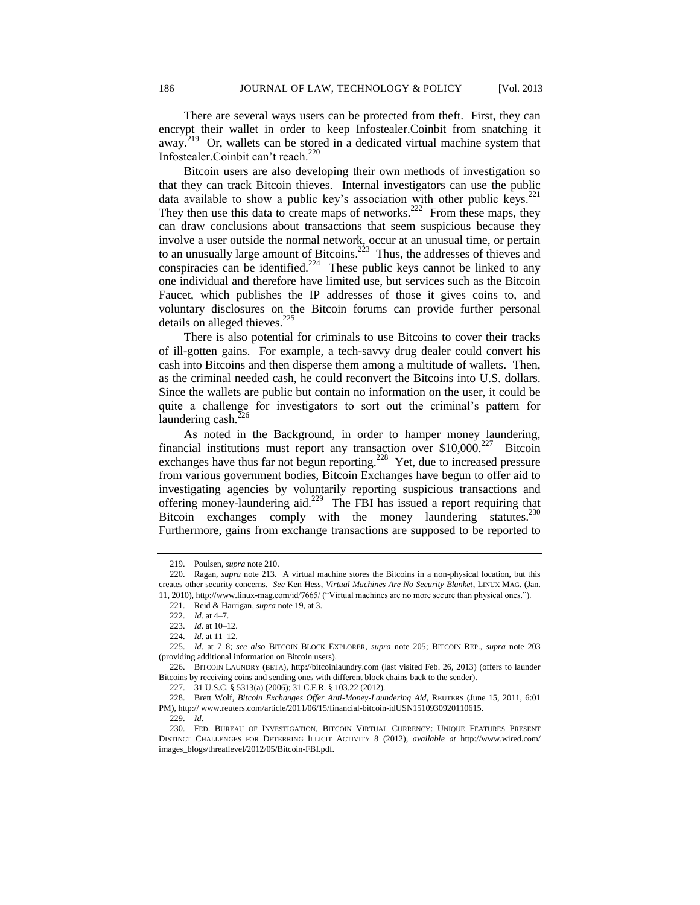There are several ways users can be protected from theft. First, they can encrypt their wallet in order to keep Infostealer.Coinbit from snatching it away.[219] Or, wallets can be stored in a dedicated virtual machine system that Infostealer.Coinbit can't reach.[220]

Bitcoin users are also developing their own methods of investigation so that they can track Bitcoin thieves. Internal investigators can use the public data available to show a public key's association with other public keys.[221] They then use this data to create maps of networks.[222] From these maps, they can draw conclusions about transactions that seem suspicious because they involve a user outside the normal network, occur at an unusual time, or pertain to an unusually large amount of Bitcoins.[223] Thus, the addresses of thieves and conspiracies can be identified.[224] These public keys cannot be linked to any one individual and therefore have limited use, but services such as the Bitcoin Faucet, which publishes the IP addresses of those it gives coins to, and voluntary disclosures on the Bitcoin forums can provide further personal details on alleged thieves.[225]

There is also potential for criminals to use Bitcoins to cover their tracks of ill-gotten gains. For example, a tech-savvy drug dealer could convert his cash into Bitcoins and then disperse them among a multitude of wallets. Then, as the criminal needed cash, he could reconvert the Bitcoins into U.S. dollars. Since the wallets are public but contain no information on the user, it could be quite a challenge for investigators to sort out the criminal's pattern for laundering cash.[226]

As noted in the Background, in order to hamper money laundering, financial institutions must report any transaction over $10,000.[227] Bitcoin exchanges have thus far not begun reporting.[228] Yet, due to increased pressure from various government bodies, Bitcoin Exchanges have begun to offer aid to investigating agencies by voluntarily reporting suspicious transactions and offering money-laundering aid.[229] The FBI has issued a report requiring that Bitcoin exchanges comply with the money laundering statutes.[230] Furthermore, gains from exchange transactions are supposed to be reported to

---

219. Poulsen, *supra* note 210.

220. Ragan, *supra* note 213. A virtual machine stores the Bitcoins in a non-physical location, but this creates other security concerns. *See* Ken Hess, *Virtual Machines Are No Security Blanket*, LINUX MAG. (Jan. 11, 2010), http://www.linux-mag.com/id/7665/ ("Virtual machines are no more secure than physical ones.").

221. Reid & Harrigan, *supra* note 19, at 3.

222. *Id.* at 4–7.

223. *Id.* at 10–12.

224. *Id.* at 11–12.

225. *Id.* at 7–8; *see also* BITCOIN BLOCK EXPLORER, *supra* note 205; BITCOIN REP., *supra* note 203 (providing additional information on Bitcoin users).

226. BITCOIN LAUNDRY (BETA), http://bitcoinlaundry.com (last visited Feb. 26, 2013) (offers to launder Bitcoins by receiving coins and sending ones with different block chains back to the sender).

227. 31 U.S.C. § 5313(a) (2006); 31 C.F.R. § 103.22 (2012).

228. Brett Wolf, *Bitcoin Exchanges Offer Anti-Money-Laundering Aid*, REUTERS (June 15, 2011, 6:01 PM), http:// www.reuters.com/article/2011/06/15/financial-bitcoin-idUSN1510930920110615.

229. *Id.*

230. FED. BUREAU OF INVESTIGATION, BITCOIN VIRTUAL CURRENCY: UNIQUE FEATURES PRESENT DISTINCT CHALLENGES FOR DETERRING ILLICIT ACTIVITY 8 (2012), *available at* http://www.wired.com/images_blogs/threatlevel/2012/05/Bitcoin-FBI.pdf.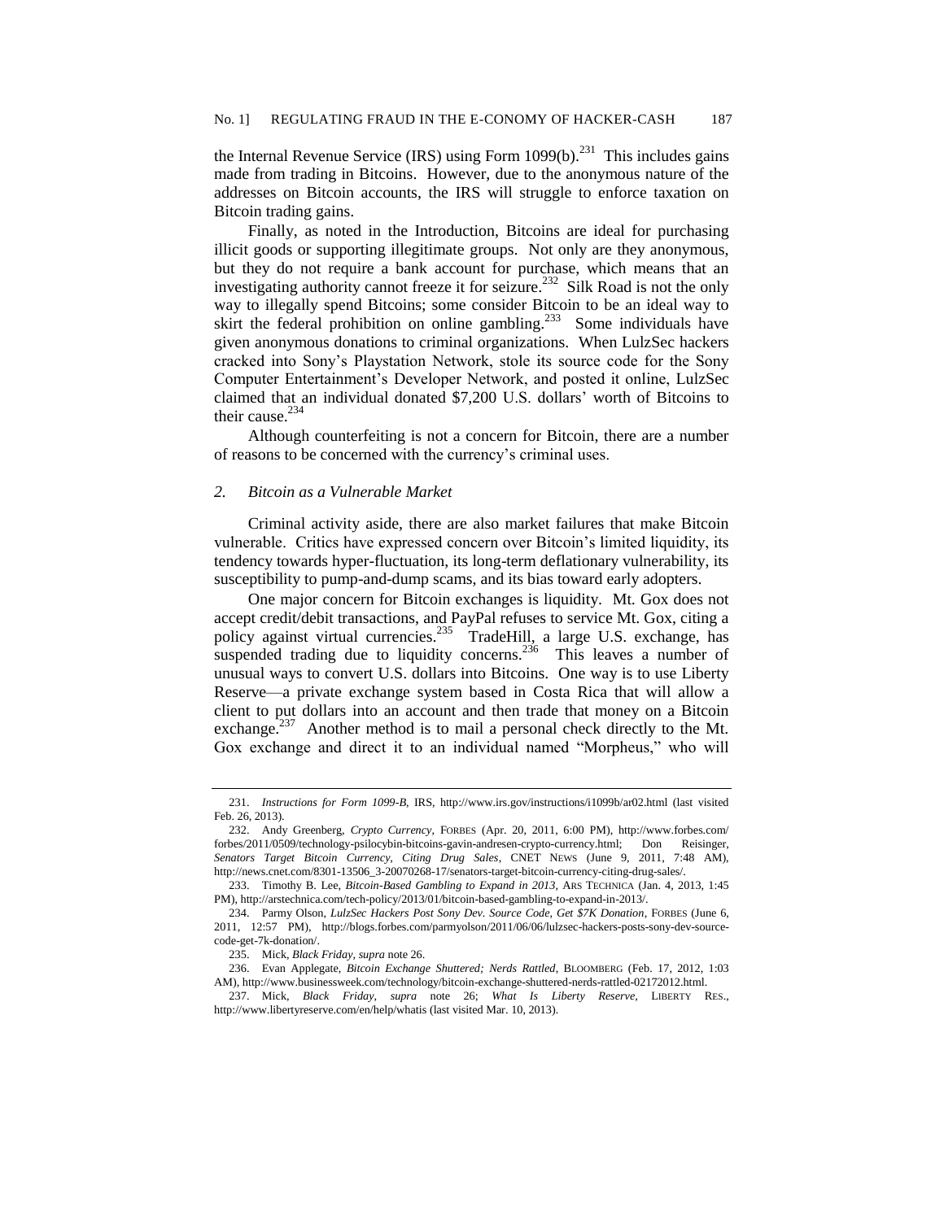the Internal Revenue Service (IRS) using Form 1099(b).[231] This includes gains made from trading in Bitcoins. However, due to the anonymous nature of the addresses on Bitcoin accounts, the IRS will struggle to enforce taxation on Bitcoin trading gains.

Finally, as noted in the Introduction, Bitcoins are ideal for purchasing illicit goods or supporting illegitimate groups. Not only are they anonymous, but they do not require a bank account for purchase, which means that an investigating authority cannot freeze it for seizure.[232] Silk Road is not the only way to illegally spend Bitcoins; some consider Bitcoin to be an ideal way to skirt the federal prohibition on online gambling.[233] Some individuals have given anonymous donations to criminal organizations. When LulzSec hackers cracked into Sony's Playstation Network, stole its source code for the Sony Computer Entertainment's Developer Network, and posted it online, LulzSec claimed that an individual donated $7,200 U.S. dollars' worth of Bitcoins to their cause.[234]

Although counterfeiting is not a concern for Bitcoin, there are a number of reasons to be concerned with the currency's criminal uses.

### 2. *Bitcoin as a Vulnerable Market*

Criminal activity aside, there are also market failures that make Bitcoin vulnerable. Critics have expressed concern over Bitcoin's limited liquidity, its tendency towards hyper-fluctuation, its long-term deflationary vulnerability, its susceptibility to pump-and-dump scams, and its bias toward early adopters.

One major concern for Bitcoin exchanges is liquidity. Mt. Gox does not accept credit/debit transactions, and PayPal refuses to service Mt. Gox, citing a policy against virtual currencies.[235] TradeHill, a large U.S. exchange, has suspended trading due to liquidity concerns.[236] This leaves a number of unusual ways to convert U.S. dollars into Bitcoins. One way is to use Liberty Reserve—a private exchange system based in Costa Rica that will allow a client to put dollars into an account and then trade that money on a Bitcoin exchange.[237] Another method is to mail a personal check directly to the Mt. Gox exchange and direct it to an individual named "Morpheus," who will

---

231. *Instructions for Form 1099-B*, IRS, http://www.irs.gov/instructions/i1099b/ar02.html (last visited Feb. 26, 2013).

232. Andy Greenberg, *Crypto Currency*, FORBES (Apr. 20, 2011, 6:00 PM), http://www.forbes.com/forbes/2011/0509/technology-psilocybin-bitcoins-gavin-andresen-crypto-currency.html; Don Reisinger, *Senators Target Bitcoin Currency, Citing Drug Sales*, CNET NEWS (June 9, 2011, 7:48 AM), http://news.cnet.com/8301-13506_3-20070268-17/senators-target-bitcoin-currency-citing-drug-sales/.

233. Timothy B. Lee, *Bitcoin-Based Gambling to Expand in 2013*, ARS TECHNICA (Jan. 4, 2013, 1:45 PM), http://arstechnica.com/tech-policy/2013/01/bitcoin-based-gambling-to-expand-in-2013/.

234. Parmy Olson, *LulzSec Hackers Post Sony Dev. Source Code, Get $7K Donation*, FORBES (June 6, 2011, 12:57 PM), http://blogs.forbes.com/parmyolson/2011/06/06/lulzsec-hackers-posts-sony-dev-source-code-get-7k-donation/.

235. Mick, *Black Friday*, *supra* note 26.

236. Evan Applegate, *Bitcoin Exchange Shuttered; Nerds Rattled*, BLOOMBERG (Feb. 17, 2012, 1:03 AM), http://www.businessweek.com/technology/bitcoin-exchange-shuttered-nerds-rattled-02172012.html.

237. Mick, *Black Friday*, *supra* note 26; *What Is Liberty Reserve*, LIBERTY RES., http://www.libertyreserve.com/en/help/whatis (last visited Mar. 10, 2013).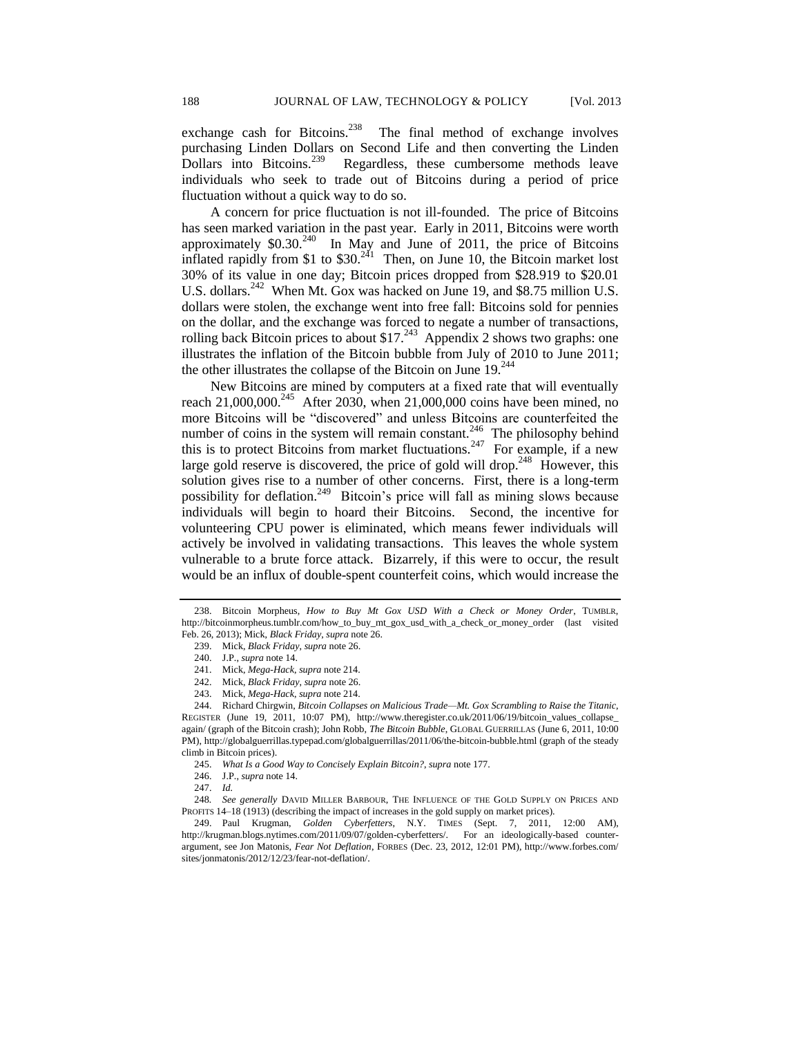exchange cash for Bitcoins.[238] The final method of exchange involves purchasing Linden Dollars on Second Life and then converting the Linden Dollars into Bitcoins.[239] Regardless, these cumbersome methods leave individuals who seek to trade out of Bitcoins during a period of price fluctuation without a quick way to do so.

A concern for price fluctuation is not ill-founded. The price of Bitcoins has seen marked variation in the past year. Early in 2011, Bitcoins were worth approximately $0.30.[240] In May and June of 2011, the price of Bitcoins inflated rapidly from $1 to $30.[241] Then, on June 10, the Bitcoin market lost 30% of its value in one day; Bitcoin prices dropped from $28.919 to $20.01 U.S. dollars.[242] When Mt. Gox was hacked on June 19, and $8.75 million U.S. dollars were stolen, the exchange went into free fall: Bitcoins sold for pennies on the dollar, and the exchange was forced to negate a number of transactions, rolling back Bitcoin prices to about $17.[243] Appendix 2 shows two graphs: one illustrates the inflation of the Bitcoin bubble from July of 2010 to June 2011; the other illustrates the collapse of the Bitcoin on June 19.[244]

New Bitcoins are mined by computers at a fixed rate that will eventually reach 21,000,000.[245] After 2030, when 21,000,000 coins have been mined, no more Bitcoins will be "discovered" and unless Bitcoins are counterfeited the number of coins in the system will remain constant.[246] The philosophy behind this is to protect Bitcoins from market fluctuations.[247] For example, if a new large gold reserve is discovered, the price of gold will drop.[248] However, this solution gives rise to a number of other concerns. First, there is a long-term possibility for deflation.[249] Bitcoin's price will fall as mining slows because individuals will begin to hoard their Bitcoins. Second, the incentive for volunteering CPU power is eliminated, which means fewer individuals will actively be involved in validating transactions. This leaves the whole system vulnerable to a brute force attack. Bizarrely, if this were to occur, the result would be an influx of double-spent counterfeit coins, which would increase the

---

238. Bitcoin Morpheus, *How to Buy Mt Gox USD With a Check or Money Order*, TUMBLR, http://bitcoinmorpheus.tumblr.com/how_to_buy_mt_gox_usd_with_a_check_or_money_order (last visited Feb. 26, 2013); Mick, *Black Friday*, *supra* note 26.

239. Mick, *Black Friday*, *supra* note 26.

240. J.P., *supra* note 14.

241. Mick, *Mega-Hack*, *supra* note 214.

242. Mick, *Black Friday*, *supra* note 26.

243. Mick, *Mega-Hack*, *supra* note 214.

244. Richard Chirgwin, *Bitcoin Collapses on Malicious Trade—Mt. Gox Scrambling to Raise the Titanic*, REGISTER (June 19, 2011, 10:07 PM), http://www.theregister.co.uk/2011/06/19/bitcoin_values_collapse_again/ (graph of the Bitcoin crash); John Robb, *The Bitcoin Bubble*, GLOBAL GUERRILLAS (June 6, 2011, 10:00 PM), http://globalguerrillas.typepad.com/globalguerrillas/2011/06/the-bitcoin-bubble.html (graph of the steady climb in Bitcoin prices).

245. *What Is a Good Way to Concisely Explain Bitcoin?*, *supra* note 177.

246. J.P., *supra* note 14.

247. *Id.*

248. *See generally* DAVID MILLER BARBOUR, THE INFLUENCE OF THE GOLD SUPPLY ON PRICES AND PROFITS 14–18 (1913) (describing the impact of increases in the gold supply on market prices).

249. Paul Krugman, *Golden Cyberfetters*, N.Y. TIMES (Sept. 7, 2011, 12:00 AM), http://krugman.blogs.nytimes.com/2011/09/07/golden-cyberfetters/. For an ideologically-based counter-argument, see Jon Matonis, *Fear Not Deflation*, FORBES (Dec. 23, 2012, 12:01 PM), http://www.forbes.com/sites/jonmatonis/2012/12/23/fear-not-deflation/.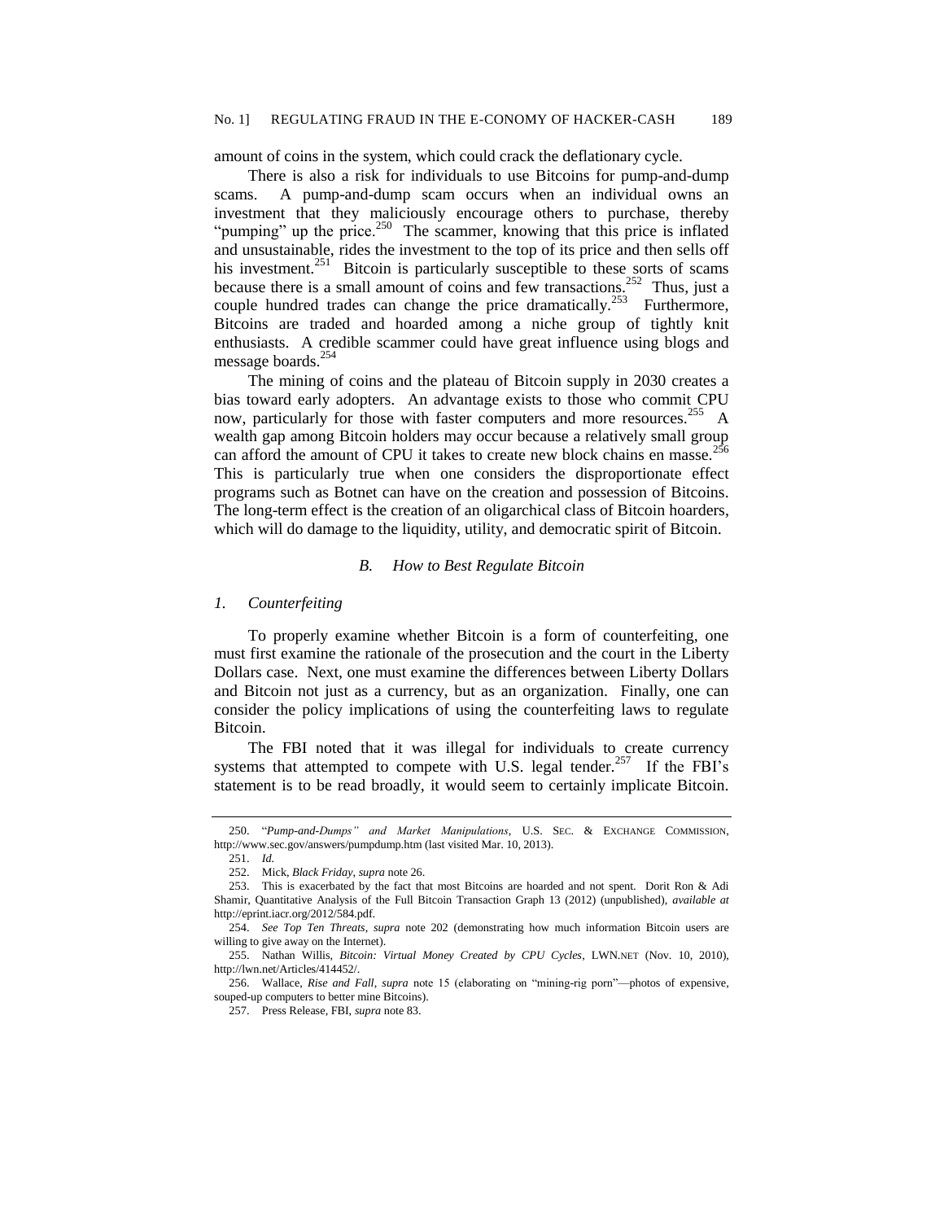amount of coins in the system, which could crack the deflationary cycle.

There is also a risk for individuals to use Bitcoins for pump-and-dump scams. A pump-and-dump scam occurs when an individual owns an investment that they maliciously encourage others to purchase, thereby "pumping" up the price.[250] The scammer, knowing that this price is inflated and unsustainable, rides the investment to the top of its price and then sells off his investment.[251] Bitcoin is particularly susceptible to these sorts of scams because there is a small amount of coins and few transactions.[252] Thus, just a couple hundred trades can change the price dramatically.[253] Furthermore, Bitcoins are traded and hoarded among a niche group of tightly knit enthusiasts. A credible scammer could have great influence using blogs and message boards.[254]

The mining of coins and the plateau of Bitcoin supply in 2030 creates a bias toward early adopters. An advantage exists to those who commit CPU now, particularly for those with faster computers and more resources.[255] A wealth gap among Bitcoin holders may occur because a relatively small group can afford the amount of CPU it takes to create new block chains en masse.[256] This is particularly true when one considers the disproportionate effect programs such as Botnet can have on the creation and possession of Bitcoins. The long-term effect is the creation of an oligarchical class of Bitcoin hoarders, which will do damage to the liquidity, utility, and democratic spirit of Bitcoin.

### *B. How to Best Regulate Bitcoin*

#### *1. Counterfeiting*

To properly examine whether Bitcoin is a form of counterfeiting, one must first examine the rationale of the prosecution and the court in the Liberty Dollars case. Next, one must examine the differences between Liberty Dollars and Bitcoin not just as a currency, but as an organization. Finally, one can consider the policy implications of using the counterfeiting laws to regulate Bitcoin.

The FBI noted that it was illegal for individuals to create currency systems that attempted to compete with U.S. legal tender.[257] If the FBI's statement is to be read broadly, it would seem to certainly implicate Bitcoin.

---

250. "*Pump-and-Dumps" and Market Manipulations*, U.S. SEC. & EXCHANGE COMMISSION, http://www.sec.gov/answers/pumpdump.htm (last visited Mar. 10, 2013).

251. *Id.*

252. Mick, *Black Friday*, *supra* note 26.

253. This is exacerbated by the fact that most Bitcoins are hoarded and not spent. Dorit Ron & Adi Shamir, Quantitative Analysis of the Full Bitcoin Transaction Graph 13 (2012) (unpublished), *available at* http://eprint.iacr.org/2012/584.pdf.

254. *See Top Ten Threats*, *supra* note 202 (demonstrating how much information Bitcoin users are willing to give away on the Internet).

255. Nathan Willis, *Bitcoin: Virtual Money Created by CPU Cycles*, LWN.NET (Nov. 10, 2010), http://lwn.net/Articles/414452/.

256. Wallace, *Rise and Fall*, *supra* note 15 (elaborating on "mining-rig porn"—photos of expensive, souped-up computers to better mine Bitcoins).

257. Press Release, FBI, *supra* note 83.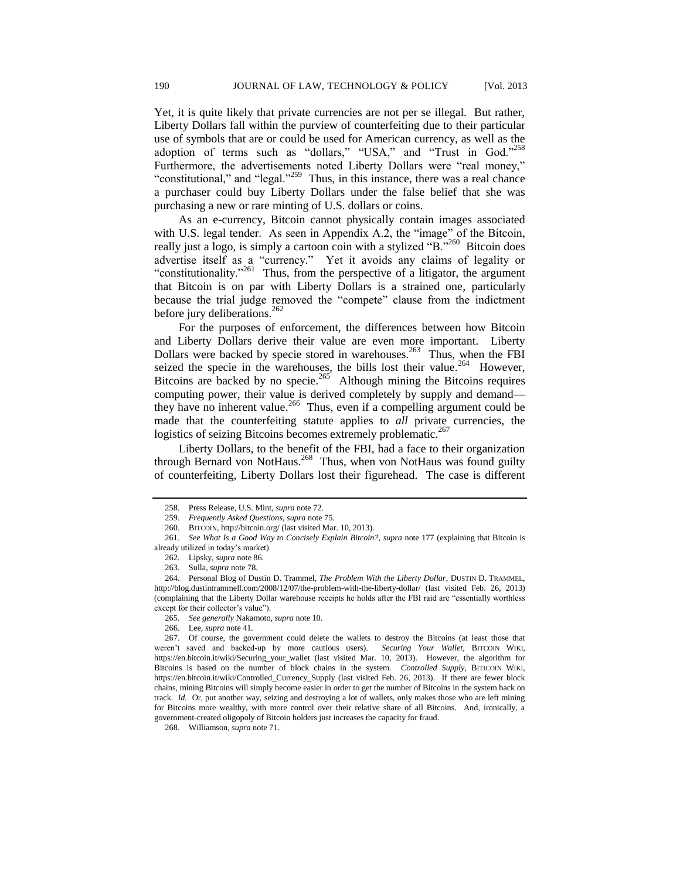Yet, it is quite likely that private currencies are not per se illegal. But rather, Liberty Dollars fall within the purview of counterfeiting due to their particular use of symbols that are or could be used for American currency, as well as the adoption of terms such as "dollars," "USA," and "Trust in God."[258] Furthermore, the advertisements noted Liberty Dollars were "real money," "constitutional," and "legal."[259] Thus, in this instance, there was a real chance a purchaser could buy Liberty Dollars under the false belief that she was purchasing a new or rare minting of U.S. dollars or coins.

As an e-currency, Bitcoin cannot physically contain images associated with U.S. legal tender. As seen in Appendix A.2, the "image" of the Bitcoin, really just a logo, is simply a cartoon coin with a stylized "B."[260] Bitcoin does advertise itself as a "currency." Yet it avoids any claims of legality or "constitutionality."[261] Thus, from the perspective of a litigator, the argument that Bitcoin is on par with Liberty Dollars is a strained one, particularly because the trial judge removed the "compete" clause from the indictment before jury deliberations.[262]

For the purposes of enforcement, the differences between how Bitcoin and Liberty Dollars derive their value are even more important. Liberty Dollars were backed by specie stored in warehouses.[263] Thus, when the FBI seized the specie in the warehouses, the bills lost their value.[264] However, Bitcoins are backed by no specie.[265] Although mining the Bitcoins requires computing power, their value is derived completely by supply and demand—they have no inherent value.[266] Thus, even if a compelling argument could be made that the counterfeiting statute applies to *all* private currencies, the logistics of seizing Bitcoins becomes extremely problematic.[267]

Liberty Dollars, to the benefit of the FBI, had a face to their organization through Bernard von NotHaus.[268] Thus, when von NotHaus was found guilty of counterfeiting, Liberty Dollars lost their figurehead. The case is different

---

258. Press Release, U.S. Mint, *supra* note 72.

259. *Frequently Asked Questions*, *supra* note 75.

260. BITCOIN, http://bitcoin.org/ (last visited Mar. 10, 2013).

261. *See What Is a Good Way to Concisely Explain Bitcoin?*, *supra* note 177 (explaining that Bitcoin is already utilized in today's market).

262. Lipsky, *supra* note 86.

263. Sulla, *supra* note 78.

264. Personal Blog of Dustin D. Trammel, *The Problem With the Liberty Dollar*, DUSTIN D. TRAMMEL, http://blog.dustintrammell.com/2008/12/07/the-problem-with-the-liberty-dollar/ (last visited Feb. 26, 2013) (complaining that the Liberty Dollar warehouse receipts he holds after the FBI raid are "essentially worthless except for their collector's value").

265. *See generally* Nakamoto, *supra* note 10.

266. Lee, *supra* note 41.

267. Of course, the government could delete the wallets to destroy the Bitcoins (at least those that weren't saved and backed-up by more cautious users). *Securing Your Wallet*, BITCOIN WIKI, https://en.bitcoin.it/wiki/Securing_your_wallet (last visited Mar. 10, 2013). However, the algorithm for Bitcoins is based on the number of block chains in the system. *Controlled Supply*, BITICOIN WIKI, https://en.bitcoin.it/wiki/Controlled_Currency_Supply (last visited Feb. 26, 2013). If there are fewer block chains, mining Bitcoins will simply become easier in order to get the number of Bitcoins in the system back on track. *Id.* Or, put another way, seizing and destroying a lot of wallets, only makes those who are left mining for Bitcoins more wealthy, with more control over their relative share of all Bitcoins. And, ironically, a government-created oligopoly of Bitcoin holders just increases the capacity for fraud.

268. Williamson, *supra* note 71.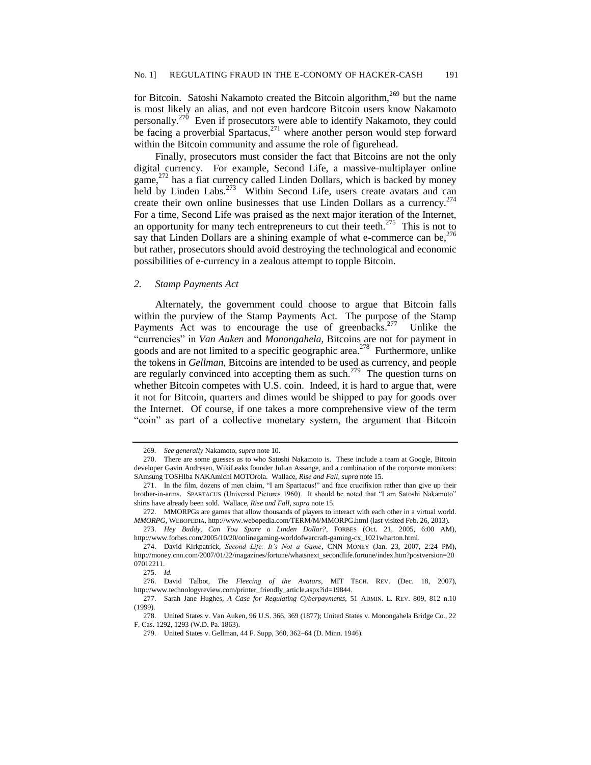for Bitcoin. Satoshi Nakamoto created the Bitcoin algorithm,[269] but the name is most likely an alias, and not even hardcore Bitcoin users know Nakamoto personally.[270] Even if prosecutors were able to identify Nakamoto, they could be facing a proverbial Spartacus,[271] where another person would step forward within the Bitcoin community and assume the role of figurehead.

Finally, prosecutors must consider the fact that Bitcoins are not the only digital currency. For example, Second Life, a massive-multiplayer online game,[272] has a fiat currency called Linden Dollars, which is backed by money held by Linden Labs.[273] Within Second Life, users create avatars and can create their own online businesses that use Linden Dollars as a currency.[274] For a time, Second Life was praised as the next major iteration of the Internet, an opportunity for many tech entrepreneurs to cut their teeth.[275] This is not to say that Linden Dollars are a shining example of what e-commerce can be,[276] but rather, prosecutors should avoid destroying the technological and economic possibilities of e-currency in a zealous attempt to topple Bitcoin.

### *2. Stamp Payments Act*

Alternately, the government could choose to argue that Bitcoin falls within the purview of the Stamp Payments Act. The purpose of the Stamp Payments Act was to encourage the use of greenbacks.[277] Unlike the "currencies" in *Van Auken* and *Monongahela*, Bitcoins are not for payment in goods and are not limited to a specific geographic area.[278] Furthermore, unlike the tokens in *Gellman*, Bitcoins are intended to be used as currency, and people are regularly convinced into accepting them as such.[279] The question turns on whether Bitcoin competes with U.S. coin. Indeed, it is hard to argue that, were it not for Bitcoin, quarters and dimes would be shipped to pay for goods over the Internet. Of course, if one takes a more comprehensive view of the term "coin" as part of a collective monetary system, the argument that Bitcoin

---

269. *See generally* Nakamoto, *supra* note 10.

270. There are some guesses as to who Satoshi Nakamoto is. These include a team at Google, Bitcoin developer Gavin Andresen, WikiLeaks founder Julian Assange, and a combination of the corporate monikers: SAmsung TOSHIba NAKAmichi MOTOrola. Wallace, *Rise and Fall*, *supra* note 15.

271. In the film, dozens of men claim, "I am Spartacus!" and face crucifixion rather than give up their brother-in-arms. SPARTACUS (Universal Pictures 1960). It should be noted that "I am Satoshi Nakamoto" shirts have already been sold. Wallace, *Rise and Fall*, *supra* note 15.

272. MMORPGs are games that allow thousands of players to interact with each other in a virtual world. *MMORPG*, WEBOPEDIA, http://www.webopedia.com/TERM/M/MMORPG.html (last visited Feb. 26, 2013).

273. *Hey Buddy, Can You Spare a Linden Dollar?*, FORBES (Oct. 21, 2005, 6:00 AM), http://www.forbes.com/2005/10/20/onlinegaming-worldofwarcraft-gaming-cx_1021wharton.html.

274. David Kirkpatrick, *Second Life: It's Not a Game*, CNN MONEY (Jan. 23, 2007, 2:24 PM), http://money.cnn.com/2007/01/22/magazines/fortune/whatsnext_secondlife.fortune/index.htm?postversion=2007012211.

275. *Id.*

276. David Talbot, *The Fleecing of the Avatars*, MIT TECH. REV. (Dec. 18, 2007), http://www.technologyreview.com/printer_friendly_article.aspx?id=19844.

277. Sarah Jane Hughes, *A Case for Regulating Cyberpayments*, 51 ADMIN. L. REV. 809, 812 n.10 (1999).

278. United States v. Van Auken, 96 U.S. 366, 369 (1877); United States v. Monongahela Bridge Co., 22 F. Cas. 1292, 1293 (W.D. Pa. 1863).

279. United States v. Gellman, 44 F. Supp. 360, 362–64 (D. Minn. 1946).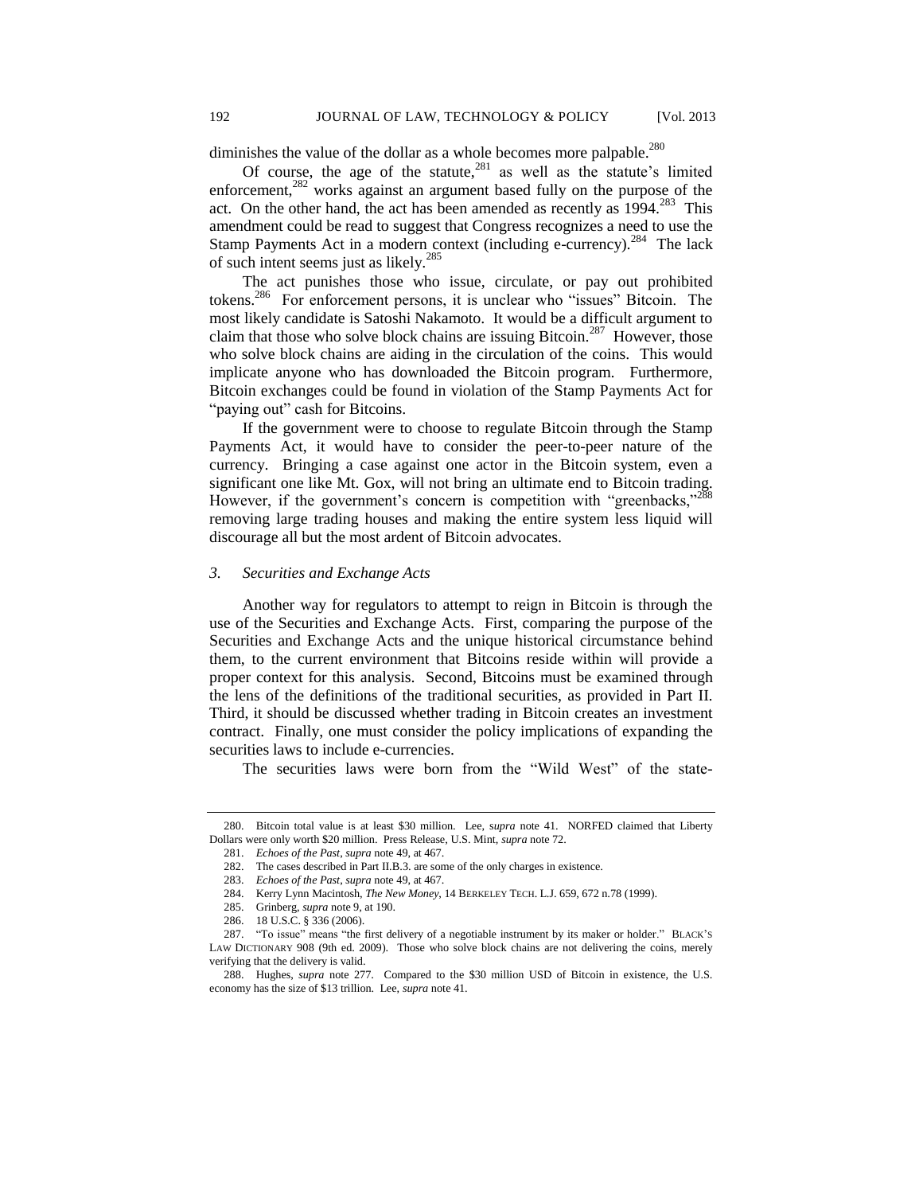diminishes the value of the dollar as a whole becomes more palpable.[280]

Of course, the age of the statute,[281] as well as the statute's limited enforcement,[282] works against an argument based fully on the purpose of the act. On the other hand, the act has been amended as recently as 1994.[283] This amendment could be read to suggest that Congress recognizes a need to use the Stamp Payments Act in a modern context (including e-currency).[284] The lack of such intent seems just as likely.[285]

The act punishes those who issue, circulate, or pay out prohibited tokens.[286] For enforcement persons, it is unclear who "issues" Bitcoin. The most likely candidate is Satoshi Nakamoto. It would be a difficult argument to claim that those who solve block chains are issuing Bitcoin.[287] However, those who solve block chains are aiding in the circulation of the coins. This would implicate anyone who has downloaded the Bitcoin program. Furthermore, Bitcoin exchanges could be found in violation of the Stamp Payments Act for "paying out" cash for Bitcoins.

If the government were to choose to regulate Bitcoin through the Stamp Payments Act, it would have to consider the peer-to-peer nature of the currency. Bringing a case against one actor in the Bitcoin system, even a significant one like Mt. Gox, will not bring an ultimate end to Bitcoin trading. However, if the government's concern is competition with "greenbacks,"[288] removing large trading houses and making the entire system less liquid will discourage all but the most ardent of Bitcoin advocates.

### *3. Securities and Exchange Acts*

Another way for regulators to attempt to reign in Bitcoin is through the use of the Securities and Exchange Acts. First, comparing the purpose of the Securities and Exchange Acts and the unique historical circumstance behind them, to the current environment that Bitcoins reside within will provide a proper context for this analysis. Second, Bitcoins must be examined through the lens of the definitions of the traditional securities, as provided in Part II. Third, it should be discussed whether trading in Bitcoin creates an investment contract. Finally, one must consider the policy implications of expanding the securities laws to include e-currencies.

The securities laws were born from the "Wild West" of the state-

---

280. Bitcoin total value is at least $30 million. Lee, *supra* note 41. NORFED claimed that Liberty Dollars were only worth $20 million. Press Release, U.S. Mint, *supra* note 72.

281. *Echoes of the Past*, *supra* note 49, at 467.

282. The cases described in Part II.B.3. are some of the only charges in existence.

283. *Echoes of the Past*, *supra* note 49, at 467.

284. Kerry Lynn Macintosh, *The New Money*, 14 BERKELEY TECH. L.J. 659, 672 n.78 (1999).

285. Grinberg, *supra* note 9, at 190.

286. 18 U.S.C. § 336 (2006).

287. "To issue" means "the first delivery of a negotiable instrument by its maker or holder." BLACK'S LAW DICTIONARY 908 (9th ed. 2009). Those who solve block chains are not delivering the coins, merely verifying that the delivery is valid.

288. Hughes, *supra* note 277. Compared to the $30 million USD of Bitcoin in existence, the U.S. economy has the size of $13 trillion. Lee, *supra* note 41.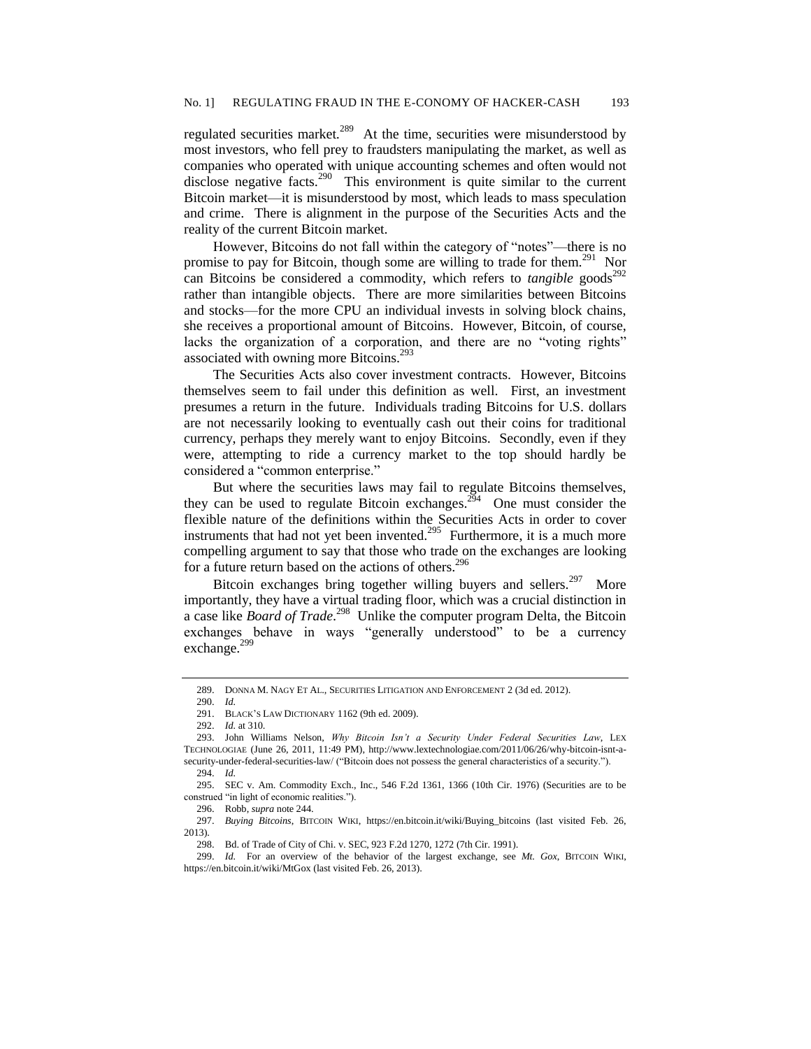regulated securities market.[289] At the time, securities were misunderstood by most investors, who fell prey to fraudsters manipulating the market, as well as companies who operated with unique accounting schemes and often would not disclose negative facts.[290] This environment is quite similar to the current Bitcoin market—it is misunderstood by most, which leads to mass speculation and crime. There is alignment in the purpose of the Securities Acts and the reality of the current Bitcoin market.

However, Bitcoins do not fall within the category of "notes"—there is no promise to pay for Bitcoin, though some are willing to trade for them.[291] Nor can Bitcoins be considered a commodity, which refers to *tangible* goods[292] rather than intangible objects. There are more similarities between Bitcoins and stocks—for the more CPU an individual invests in solving block chains, she receives a proportional amount of Bitcoins. However, Bitcoin, of course, lacks the organization of a corporation, and there are no "voting rights" associated with owning more Bitcoins.[293]

The Securities Acts also cover investment contracts. However, Bitcoins themselves seem to fail under this definition as well. First, an investment presumes a return in the future. Individuals trading Bitcoins for U.S. dollars are not necessarily looking to eventually cash out their coins for traditional currency, perhaps they merely want to enjoy Bitcoins. Secondly, even if they were, attempting to ride a currency market to the top should hardly be considered a "common enterprise."

But where the securities laws may fail to regulate Bitcoins themselves, they can be used to regulate Bitcoin exchanges.[294] One must consider the flexible nature of the definitions within the Securities Acts in order to cover instruments that had not yet been invented.[295] Furthermore, it is a much more compelling argument to say that those who trade on the exchanges are looking for a future return based on the actions of others.[296]

Bitcoin exchanges bring together willing buyers and sellers.[297] More importantly, they have a virtual trading floor, which was a crucial distinction in a case like *Board of Trade*.[298] Unlike the computer program Delta, the Bitcoin exchanges behave in ways "generally understood" to be a currency exchange.[299]

---

289. DONNA M. NAGY ET AL., SECURITIES LITIGATION AND ENFORCEMENT 2 (3d ed. 2012).

290. *Id.*

291. BLACK'S LAW DICTIONARY 1162 (9th ed. 2009).

292. *Id.* at 310.

293. John Williams Nelson, *Why Bitcoin Isn't a Security Under Federal Securities Law*, LEX TECHNOLOGIAE (June 26, 2011, 11:49 PM), http://www.lextechnologiae.com/2011/06/26/why-bitcoin-isnt-a-security-under-federal-securities-law/ ("Bitcoin does not possess the general characteristics of a security.").

294. *Id.*

295. SEC v. Am. Commodity Exch., Inc., 546 F.2d 1361, 1366 (10th Cir. 1976) (Securities are to be construed "in light of economic realities.").

296. Robb, *supra* note 244.

297. *Buying Bitcoins*, BITCOIN WIKI, https://en.bitcoin.it/wiki/Buying_bitcoins (last visited Feb. 26, 2013).

298. Bd. of Trade of City of Chi. v. SEC, 923 F.2d 1270, 1272 (7th Cir. 1991).

299. *Id.* For an overview of the behavior of the largest exchange, see *Mt. Gox*, BITCOIN WIKI, https://en.bitcoin.it/wiki/MtGox (last visited Feb. 26, 2013).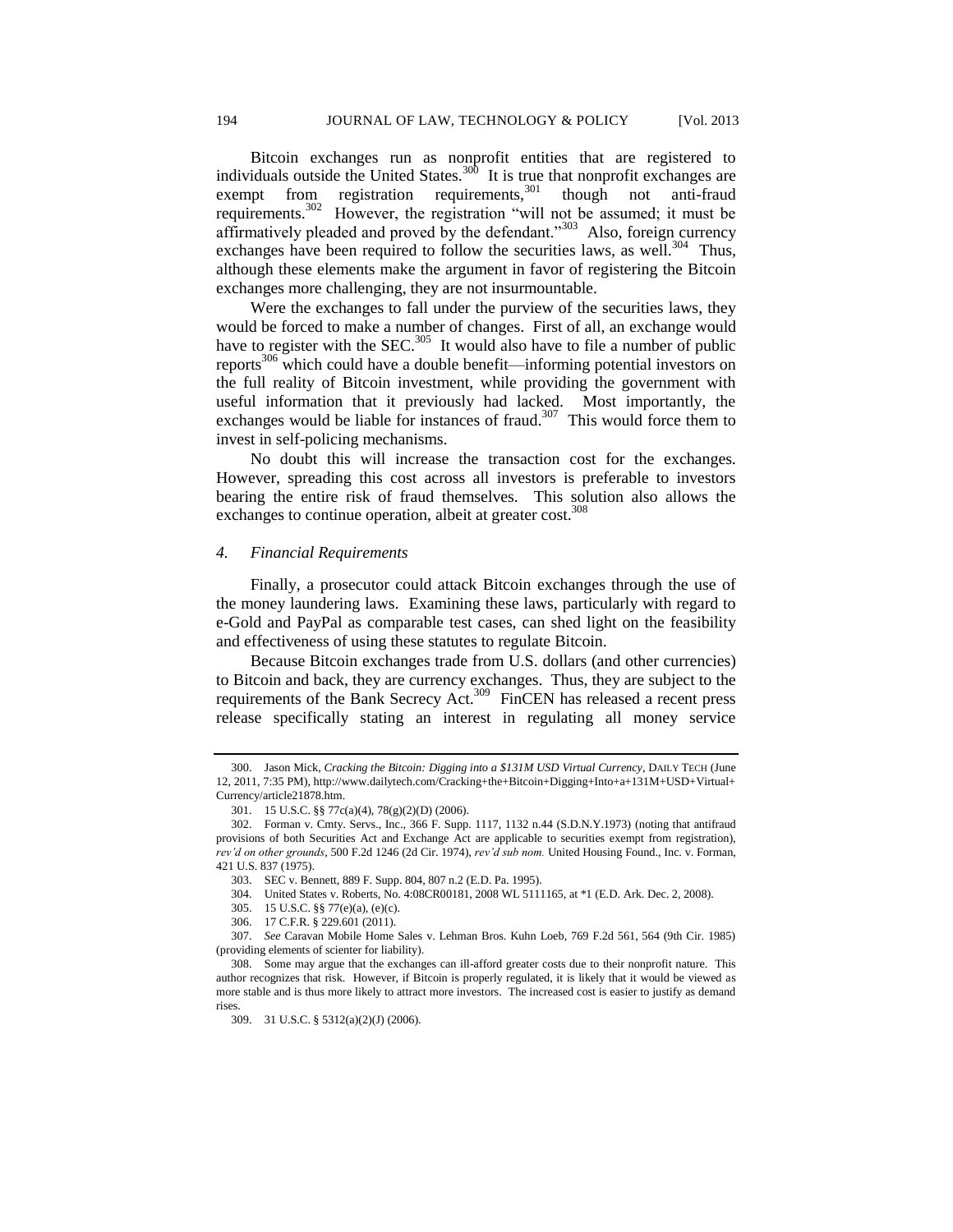Bitcoin exchanges run as nonprofit entities that are registered to individuals outside the United States.[300] It is true that nonprofit exchanges are exempt from registration requirements,[301] though not anti-fraud requirements.[302] However, the registration "will not be assumed; it must be affirmatively pleaded and proved by the defendant."[303] Also, foreign currency exchanges have been required to follow the securities laws, as well.[304] Thus, although these elements make the argument in favor of registering the Bitcoin exchanges more challenging, they are not insurmountable.

Were the exchanges to fall under the purview of the securities laws, they would be forced to make a number of changes. First of all, an exchange would have to register with the SEC.[305] It would also have to file a number of public reports[306] which could have a double benefit—informing potential investors on the full reality of Bitcoin investment, while providing the government with useful information that it previously had lacked. Most importantly, the exchanges would be liable for instances of fraud.[307] This would force them to invest in self-policing mechanisms.

No doubt this will increase the transaction cost for the exchanges. However, spreading this cost across all investors is preferable to investors bearing the entire risk of fraud themselves. This solution also allows the exchanges to continue operation, albeit at greater cost.[308]

#### *4. Financial Requirements*

Finally, a prosecutor could attack Bitcoin exchanges through the use of the money laundering laws. Examining these laws, particularly with regard to e-Gold and PayPal as comparable test cases, can shed light on the feasibility and effectiveness of using these statutes to regulate Bitcoin.

Because Bitcoin exchanges trade from U.S. dollars (and other currencies) to Bitcoin and back, they are currency exchanges. Thus, they are subject to the requirements of the Bank Secrecy Act.[309] FinCEN has released a recent press release specifically stating an interest in regulating all money service

---

300. Jason Mick, *Cracking the Bitcoin: Digging into a $131M USD Virtual Currency*, DAILY TECH (June 12, 2011, 7:35 PM), http://www.dailytech.com/Cracking+the+Bitcoin+Digging+Into+a+131M+USD+Virtual+Currency/article21878.htm.

301. 15 U.S.C. §§ 77c(a)(4), 78(g)(2)(D) (2006).

302. Forman v. Cmty. Servs., Inc., 366 F. Supp. 1117, 1132 n.44 (S.D.N.Y.1973) (noting that antifraud provisions of both Securities Act and Exchange Act are applicable to securities exempt from registration), *rev'd on other grounds*, 500 F.2d 1246 (2d Cir. 1974), *rev'd sub nom.* United Housing Found., Inc. v. Forman, 421 U.S. 837 (1975).

303. SEC v. Bennett, 889 F. Supp. 804, 807 n.2 (E.D. Pa. 1995).

304. United States v. Roberts, No. 4:08CR00181, 2008 WL 5111165, at *1 (E.D. Ark. Dec. 2, 2008).

305. 15 U.S.C. §§ 77(e)(a), (e)(c).

306. 17 C.F.R. § 229.601 (2011).

307. *See* Caravan Mobile Home Sales v. Lehman Bros. Kuhn Loeb, 769 F.2d 561, 564 (9th Cir. 1985) (providing elements of scienter for liability).

308. Some may argue that the exchanges can ill-afford greater costs due to their nonprofit nature. This author recognizes that risk. However, if Bitcoin is properly regulated, it is likely that it would be viewed as more stable and is thus more likely to attract more investors. The increased cost is easier to justify as demand rises.

309. 31 U.S.C. § 5312(a)(2)(J) (2006).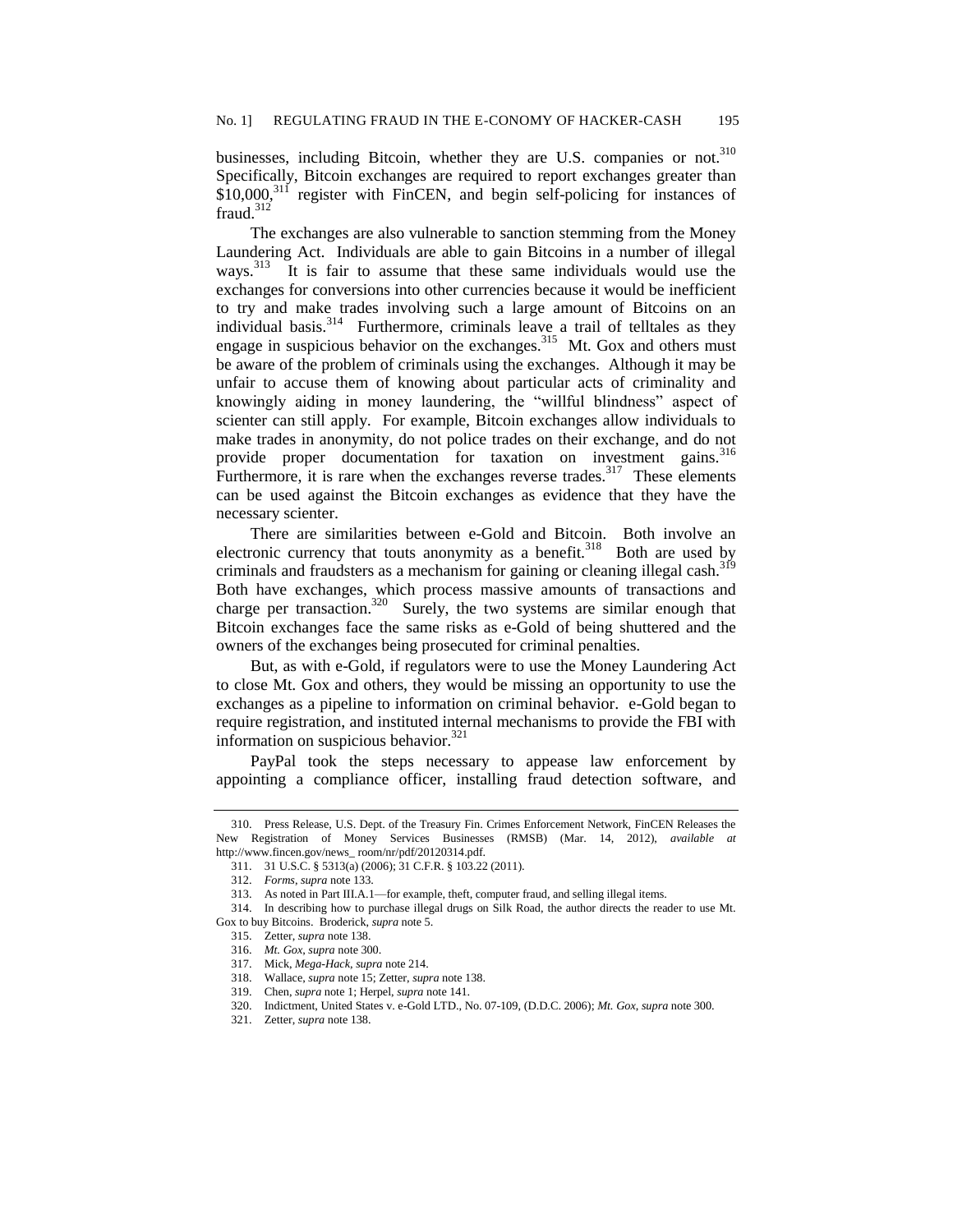businesses, including Bitcoin, whether they are U.S. companies or not.[310] Specifically, Bitcoin exchanges are required to report exchanges greater than $10,000,[311] register with FinCEN, and begin self-policing for instances of fraud.[312]

The exchanges are also vulnerable to sanction stemming from the Money Laundering Act. Individuals are able to gain Bitcoins in a number of illegal ways.[313] It is fair to assume that these same individuals would use the exchanges for conversions into other currencies because it would be inefficient to try and make trades involving such a large amount of Bitcoins on an individual basis.[314] Furthermore, criminals leave a trail of telltales as they engage in suspicious behavior on the exchanges.[315] Mt. Gox and others must be aware of the problem of criminals using the exchanges. Although it may be unfair to accuse them of knowing about particular acts of criminality and knowingly aiding in money laundering, the "willful blindness" aspect of scienter can still apply. For example, Bitcoin exchanges allow individuals to make trades in anonymity, do not police trades on their exchange, and do not provide proper documentation for taxation on investment gains.[316] Furthermore, it is rare when the exchanges reverse trades.[317] These elements can be used against the Bitcoin exchanges as evidence that they have the necessary scienter.

There are similarities between e-Gold and Bitcoin. Both involve an electronic currency that touts anonymity as a benefit.[318] Both are used by criminals and fraudsters as a mechanism for gaining or cleaning illegal cash.[319] Both have exchanges, which process massive amounts of transactions and charge per transaction.[320] Surely, the two systems are similar enough that Bitcoin exchanges face the same risks as e-Gold of being shuttered and the owners of the exchanges being prosecuted for criminal penalties.

But, as with e-Gold, if regulators were to use the Money Laundering Act to close Mt. Gox and others, they would be missing an opportunity to use the exchanges as a pipeline to information on criminal behavior. e-Gold began to require registration, and instituted internal mechanisms to provide the FBI with information on suspicious behavior.[321]

PayPal took the steps necessary to appease law enforcement by appointing a compliance officer, installing fraud detection software, and

---

310. Press Release, U.S. Dept. of the Treasury Fin. Crimes Enforcement Network, FinCEN Releases the New Registration of Money Services Businesses (RMSB) (Mar. 14, 2012), *available at* http://www.fincen.gov/news_ room/nr/pdf/20120314.pdf.

311. 31 U.S.C. § 5313(a) (2006); 31 C.F.R. § 103.22 (2011).

312. *Forms*, *supra* note 133.

313. As noted in Part III.A.1—for example, theft, computer fraud, and selling illegal items.

314. In describing how to purchase illegal drugs on Silk Road, the author directs the reader to use Mt. Gox to buy Bitcoins. Broderick, *supra* note 5.

315. Zetter, *supra* note 138.

316. *Mt. Gox*, *supra* note 300.

317. Mick, *Mega-Hack*, *supra* note 214.

318. Wallace, *supra* note 15; Zetter, *supra* note 138.

319. Chen, *supra* note 1; Herpel, *supra* note 141.

320. Indictment, United States v. e-Gold LTD., No. 07-109, (D.D.C. 2006); *Mt. Gox*, *supra* note 300.

321. Zetter, *supra* note 138.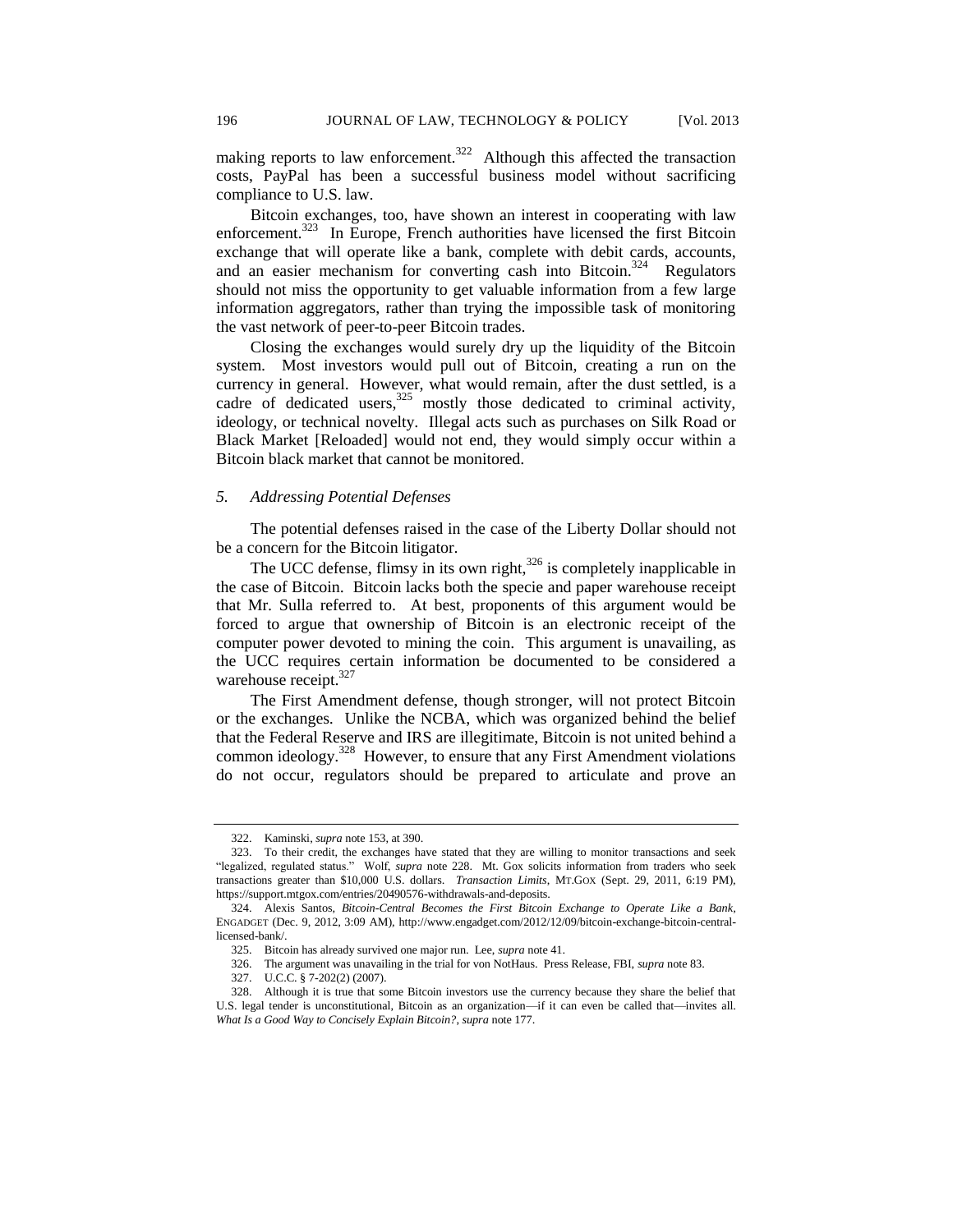making reports to law enforcement.[322] Although this affected the transaction costs, PayPal has been a successful business model without sacrificing compliance to U.S. law.

Bitcoin exchanges, too, have shown an interest in cooperating with law enforcement.[323] In Europe, French authorities have licensed the first Bitcoin exchange that will operate like a bank, complete with debit cards, accounts, and an easier mechanism for converting cash into Bitcoin.[324] Regulators should not miss the opportunity to get valuable information from a few large information aggregators, rather than trying the impossible task of monitoring the vast network of peer-to-peer Bitcoin trades.

Closing the exchanges would surely dry up the liquidity of the Bitcoin system. Most investors would pull out of Bitcoin, creating a run on the currency in general. However, what would remain, after the dust settled, is a cadre of dedicated users,[325] mostly those dedicated to criminal activity, ideology, or technical novelty. Illegal acts such as purchases on Silk Road or Black Market [Reloaded] would not end, they would simply occur within a Bitcoin black market that cannot be monitored.

### *5. Addressing Potential Defenses*

The potential defenses raised in the case of the Liberty Dollar should not be a concern for the Bitcoin litigator.

The UCC defense, flimsy in its own right,[326] is completely inapplicable in the case of Bitcoin. Bitcoin lacks both the specie and paper warehouse receipt that Mr. Sulla referred to. At best, proponents of this argument would be forced to argue that ownership of Bitcoin is an electronic receipt of the computer power devoted to mining the coin. This argument is unavailing, as the UCC requires certain information be documented to be considered a warehouse receipt.[327]

The First Amendment defense, though stronger, will not protect Bitcoin or the exchanges. Unlike the NCBA, which was organized behind the belief that the Federal Reserve and IRS are illegitimate, Bitcoin is not united behind a common ideology.[328] However, to ensure that any First Amendment violations do not occur, regulators should be prepared to articulate and prove an

---

322. Kaminski, *supra* note 153, at 390.

323. To their credit, the exchanges have stated that they are willing to monitor transactions and seek "legalized, regulated status." Wolf, *supra* note 228. Mt. Gox solicits information from traders who seek transactions greater than $10,000 U.S. dollars. *Transaction Limits*, MT.GOX (Sept. 29, 2011, 6:19 PM), https://support.mtgox.com/entries/20490576-withdrawals-and-deposits.

324. Alexis Santos, *Bitcoin-Central Becomes the First Bitcoin Exchange to Operate Like a Bank*, ENGADGET (Dec. 9, 2012, 3:09 AM), http://www.engadget.com/2012/12/09/bitcoin-exchange-bitcoin-central-licensed-bank/.

325. Bitcoin has already survived one major run. Lee, *supra* note 41.

326. The argument was unavailing in the trial for von NotHaus. Press Release, FBI, *supra* note 83.

327. U.C.C. § 7-202(2) (2007).

328. Although it is true that some Bitcoin investors use the currency because they share the belief that U.S. legal tender is unconstitutional, Bitcoin as an organization—if it can even be called that—invites all. *What Is a Good Way to Concisely Explain Bitcoin?*, *supra* note 177.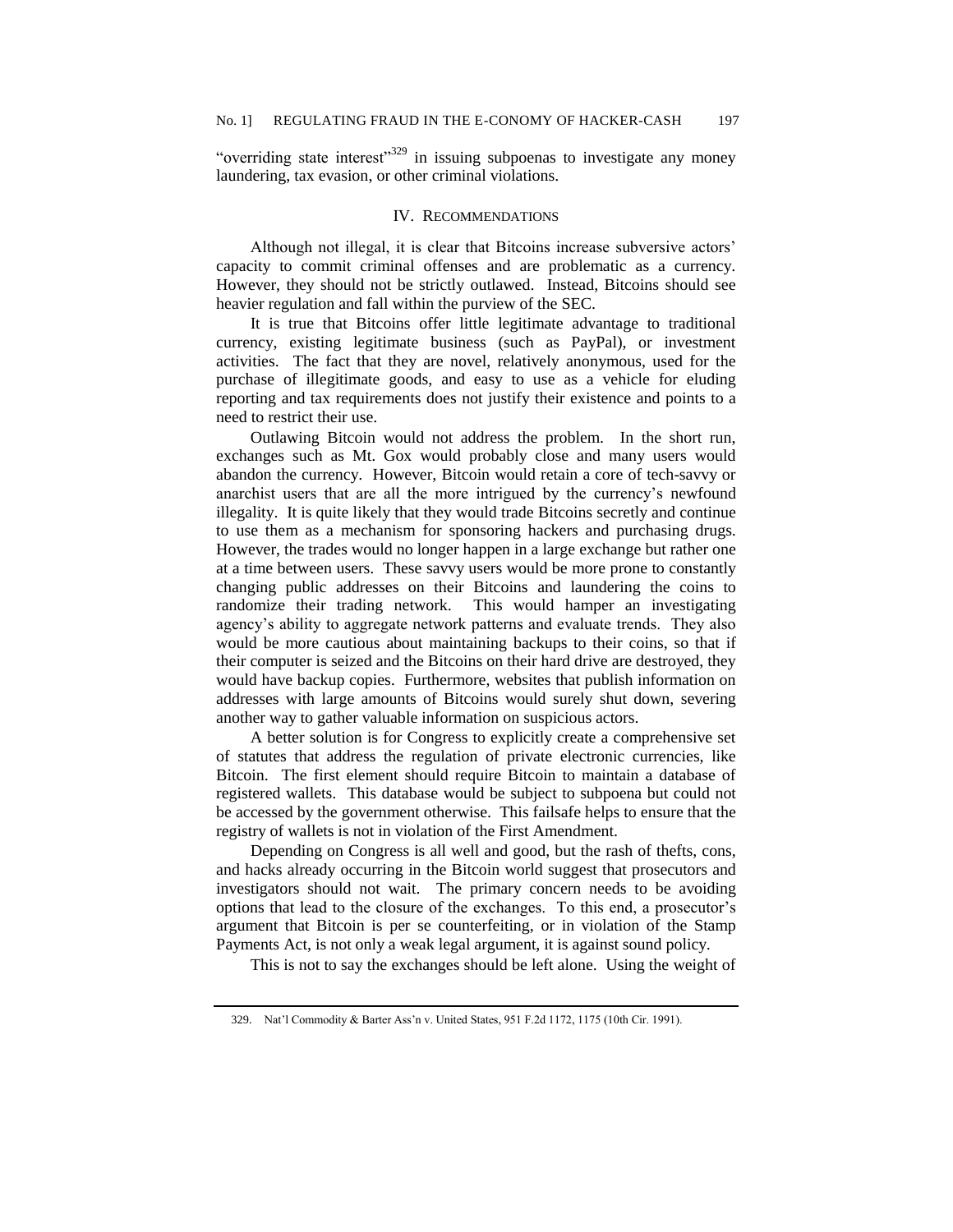"overriding state interest"[329] in issuing subpoenas to investigate any money laundering, tax evasion, or other criminal violations.

## IV. RECOMMENDATIONS

Although not illegal, it is clear that Bitcoins increase subversive actors' capacity to commit criminal offenses and are problematic as a currency. However, they should not be strictly outlawed. Instead, Bitcoins should see heavier regulation and fall within the purview of the SEC.

It is true that Bitcoins offer little legitimate advantage to traditional currency, existing legitimate business (such as PayPal), or investment activities. The fact that they are novel, relatively anonymous, used for the purchase of illegitimate goods, and easy to use as a vehicle for eluding reporting and tax requirements does not justify their existence and points to a need to restrict their use.

Outlawing Bitcoin would not address the problem. In the short run, exchanges such as Mt. Gox would probably close and many users would abandon the currency. However, Bitcoin would retain a core of tech-savvy or anarchist users that are all the more intrigued by the currency's newfound illegality. It is quite likely that they would trade Bitcoins secretly and continue to use them as a mechanism for sponsoring hackers and purchasing drugs. However, the trades would no longer happen in a large exchange but rather one at a time between users. These savvy users would be more prone to constantly changing public addresses on their Bitcoins and laundering the coins to randomize their trading network. This would hamper an investigating agency's ability to aggregate network patterns and evaluate trends. They also would be more cautious about maintaining backups to their coins, so that if their computer is seized and the Bitcoins on their hard drive are destroyed, they would have backup copies. Furthermore, websites that publish information on addresses with large amounts of Bitcoins would surely shut down, severing another way to gather valuable information on suspicious actors.

A better solution is for Congress to explicitly create a comprehensive set of statutes that address the regulation of private electronic currencies, like Bitcoin. The first element should require Bitcoin to maintain a database of registered wallets. This database would be subject to subpoena but could not be accessed by the government otherwise. This failsafe helps to ensure that the registry of wallets is not in violation of the First Amendment.

Depending on Congress is all well and good, but the rash of thefts, cons, and hacks already occurring in the Bitcoin world suggest that prosecutors and investigators should not wait. The primary concern needs to be avoiding options that lead to the closure of the exchanges. To this end, a prosecutor's argument that Bitcoin is per se counterfeiting, or in violation of the Stamp Payments Act, is not only a weak legal argument, it is against sound policy.

This is not to say the exchanges should be left alone. Using the weight of

---

329. Nat'l Commodity & Barter Ass'n v. United States, 951 F.2d 1172, 1175 (10th Cir. 1991).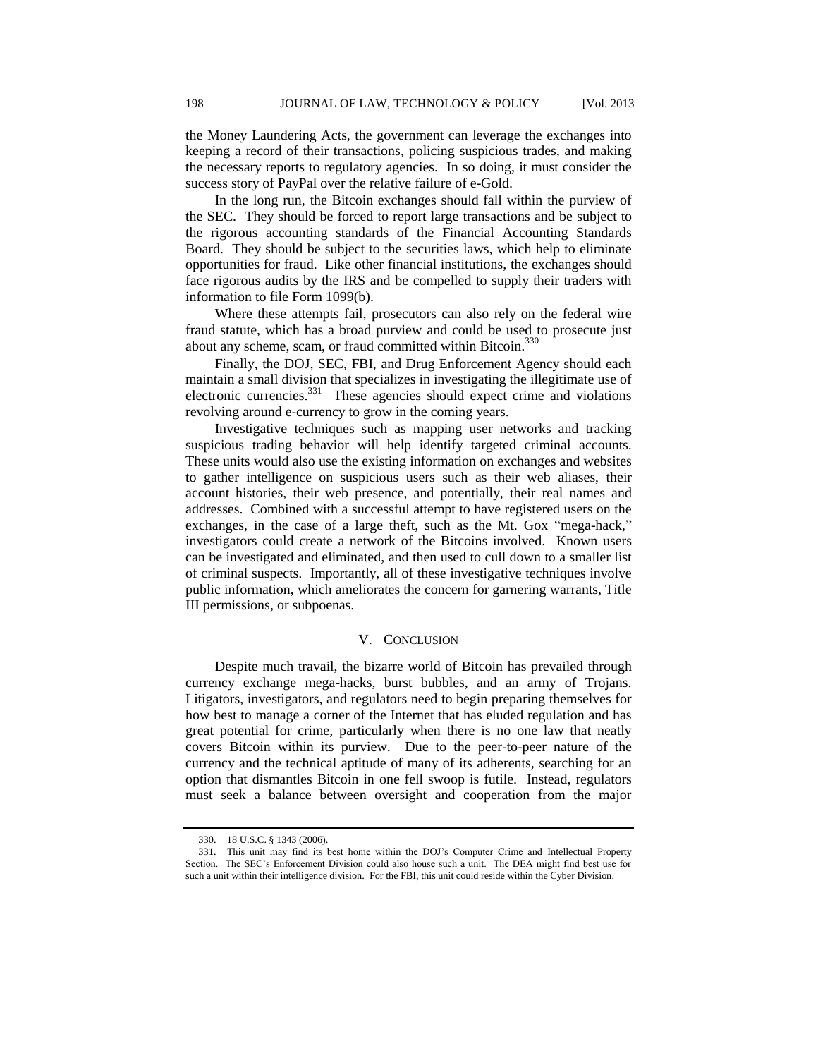the Money Laundering Acts, the government can leverage the exchanges into keeping a record of their transactions, policing suspicious trades, and making the necessary reports to regulatory agencies. In so doing, it must consider the success story of PayPal over the relative failure of e-Gold.

In the long run, the Bitcoin exchanges should fall within the purview of the SEC. They should be forced to report large transactions and be subject to the rigorous accounting standards of the Financial Accounting Standards Board. They should be subject to the securities laws, which help to eliminate opportunities for fraud. Like other financial institutions, the exchanges should face rigorous audits by the IRS and be compelled to supply their traders with information to file Form 1099(b).

Where these attempts fail, prosecutors can also rely on the federal wire fraud statute, which has a broad purview and could be used to prosecute just about any scheme, scam, or fraud committed within Bitcoin.[330]

Finally, the DOJ, SEC, FBI, and Drug Enforcement Agency should each maintain a small division that specializes in investigating the illegitimate use of electronic currencies.[331] These agencies should expect crime and violations revolving around e-currency to grow in the coming years.

Investigative techniques such as mapping user networks and tracking suspicious trading behavior will help identify targeted criminal accounts. These units would also use the existing information on exchanges and websites to gather intelligence on suspicious users such as their web aliases, their account histories, their web presence, and potentially, their real names and addresses. Combined with a successful attempt to have registered users on the exchanges, in the case of a large theft, such as the Mt. Gox "mega-hack," investigators could create a network of the Bitcoins involved. Known users can be investigated and eliminated, and then used to cull down to a smaller list of criminal suspects. Importantly, all of these investigative techniques involve public information, which ameliorates the concern for garnering warrants, Title III permissions, or subpoenas.

## V. CONCLUSION

Despite much travail, the bizarre world of Bitcoin has prevailed through currency exchange mega-hacks, burst bubbles, and an army of Trojans. Litigators, investigators, and regulators need to begin preparing themselves for how best to manage a corner of the Internet that has eluded regulation and has great potential for crime, particularly when there is no one law that neatly covers Bitcoin within its purview. Due to the peer-to-peer nature of the currency and the technical aptitude of many of its adherents, searching for an option that dismantles Bitcoin in one fell swoop is futile. Instead, regulators must seek a balance between oversight and cooperation from the major

---

330. 18 U.S.C. § 1343 (2006).

331. This unit may find its best home within the DOJ's Computer Crime and Intellectual Property Section. The SEC's Enforcement Division could also house such a unit. The DEA might find best use for such a unit within their intelligence division. For the FBI, this unit could reside within the Cyber Division.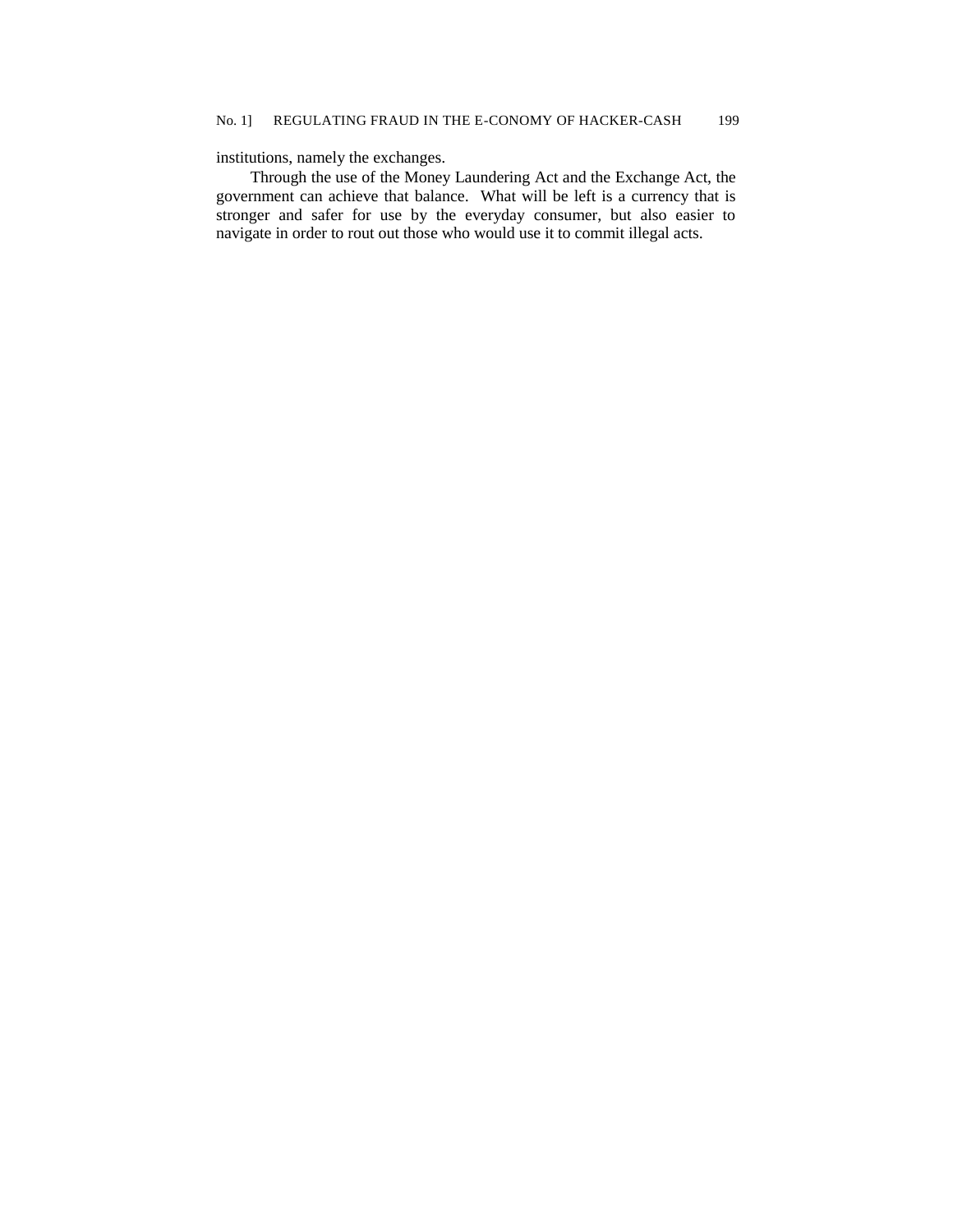institutions, namely the exchanges.

Through the use of the Money Laundering Act and the Exchange Act, the government can achieve that balance. What will be left is a currency that is stronger and safer for use by the everyday consumer, but also easier to navigate in order to rout out those who would use it to commit illegal acts.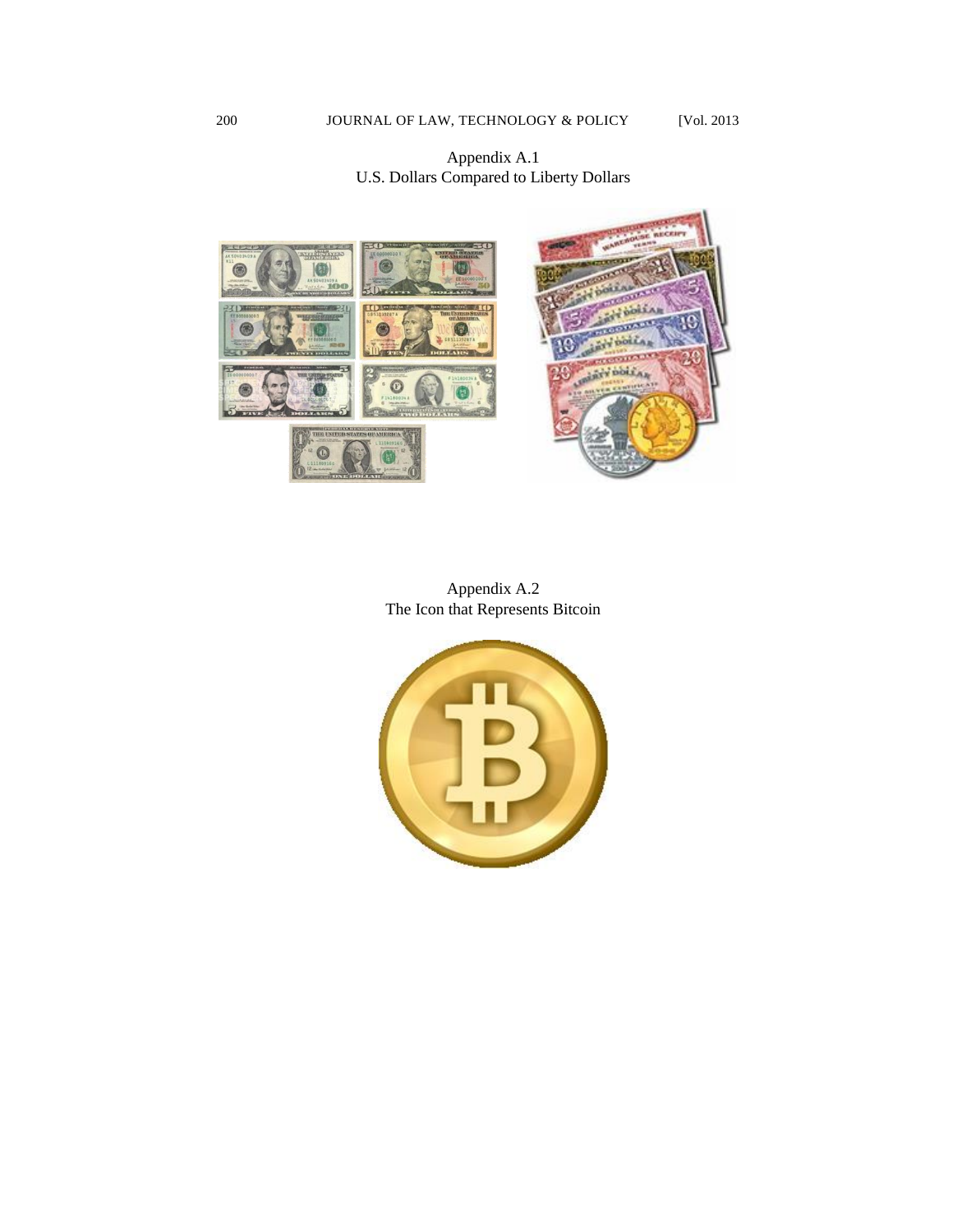Appendix A.1
U.S. Dollars Compared to Liberty Dollars

Appendix A.2
The Icon that Represents Bitcoin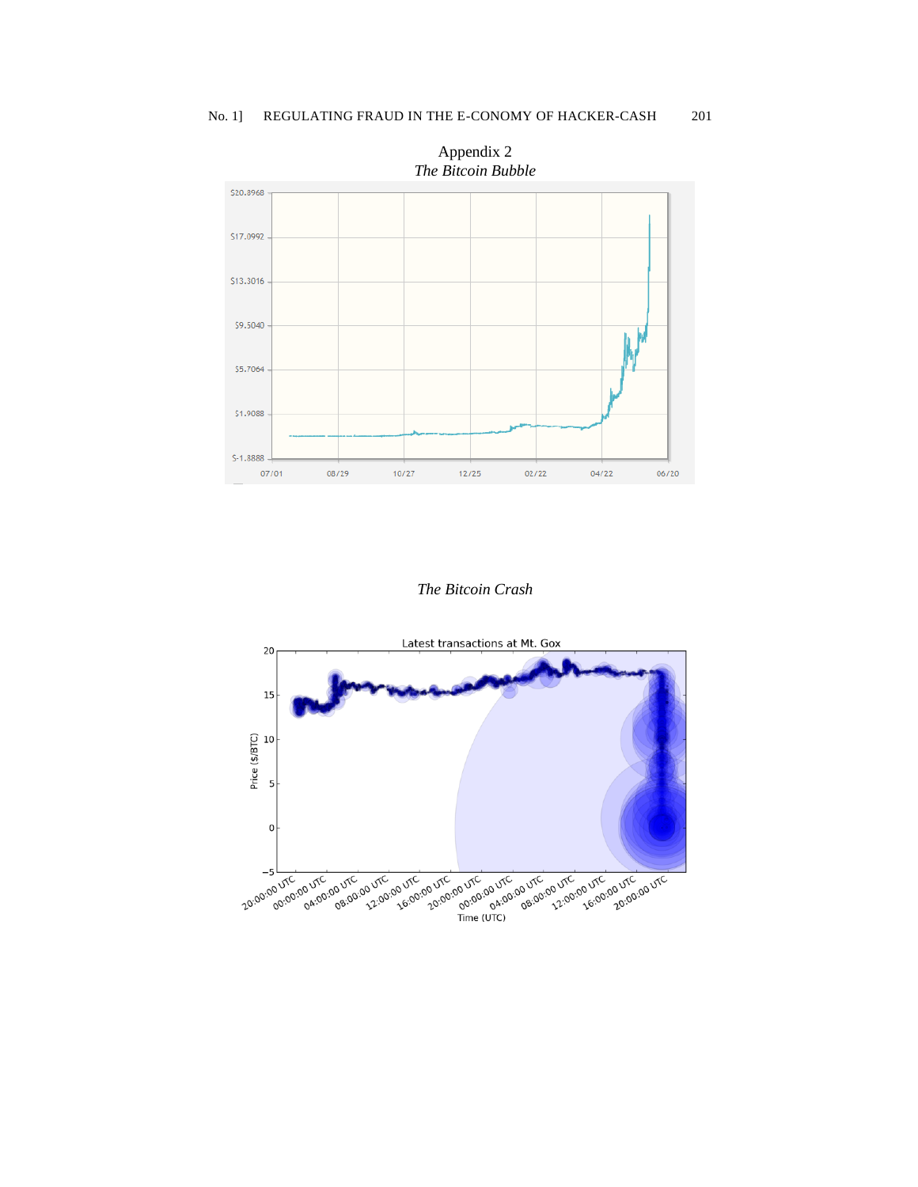Appendix 2

*The Bitcoin Bubble*

$20.8968
$17.0992
$13.3016
$9.5040
$5.7064
$1.9088
$-1.8888

07/01
08/29
10/27
12/25
02/22
04/22
06/20

*The Bitcoin Crash*

Latest transactions at Mt. Gox

Price ($/BTC)

20
15
10
5
0
−5

20:00:00 UTC
00:00:00 UTC
04:00:00 UTC
08:00:00 UTC
12:00:00 UTC
16:00:00 UTC
20:00:00 UTC
00:00:00 UTC
04:00:00 UTC
08:00:00 UTC
12:00:00 UTC
16:00:00 UTC
20:00:00 UTC

Time (UTC)